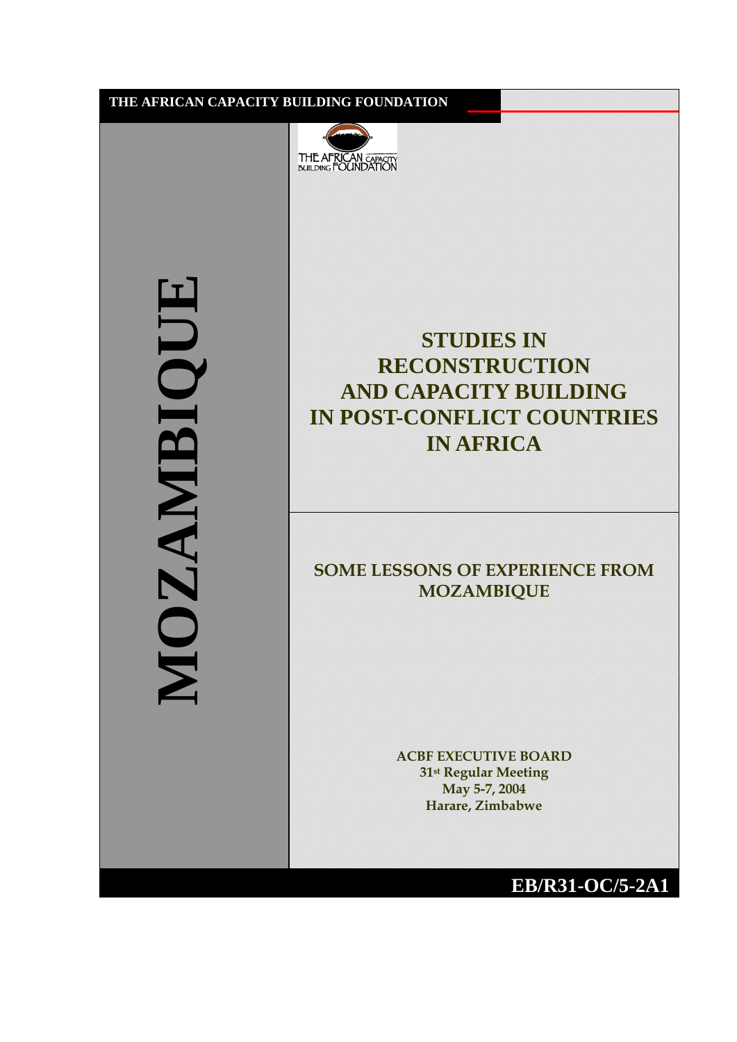THE AFRICAN CAPACITY BUILDING FOUNDATION

MOZAMBIQUE

# STUDIES IN RECONSTRUCTION AND CAPACITY BUILDING IN POST-CONFLICT COUNTRIES IN AFRICA

## SOME LESSONS OF EXPERIENCE FROM MOZAMBIQUE

**ACBF EXECUTIVE BOARD**
**31st Regular Meeting**
**May 5-7, 2004**
**Harare, Zimbabwe**

**EB/R31-OC/5-2A1**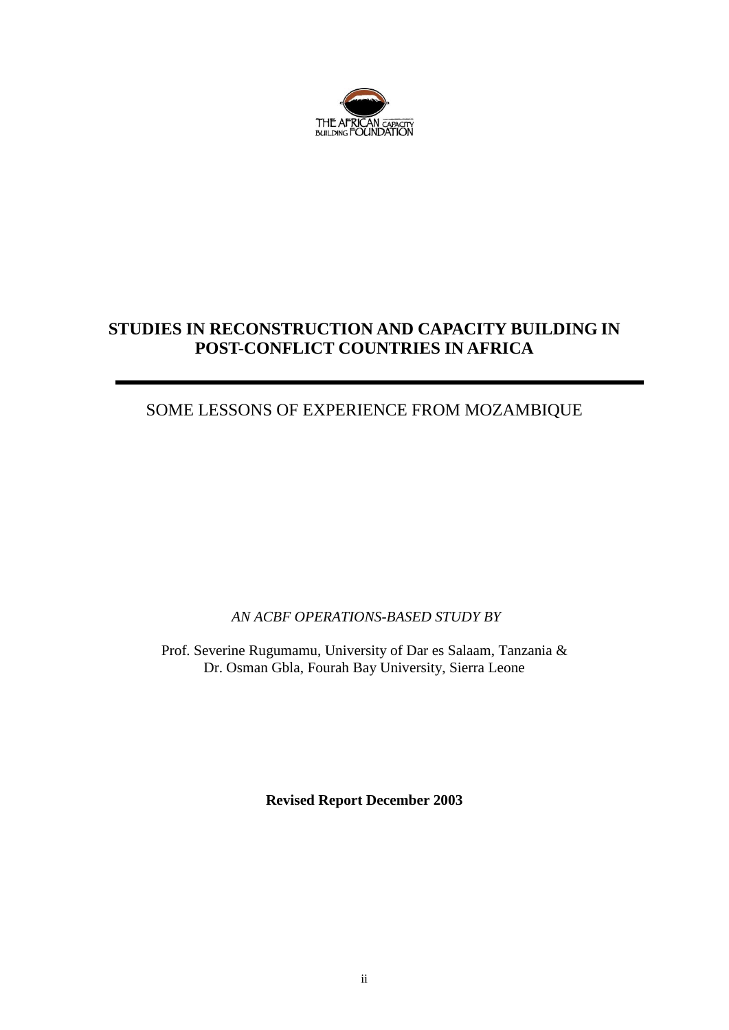THE AFRICAN CAPACITY BUILDING FOUNDATION

# STUDIES IN RECONSTRUCTION AND CAPACITY BUILDING IN POST-CONFLICT COUNTRIES IN AFRICA

## SOME LESSONS OF EXPERIENCE FROM MOZAMBIQUE

*AN ACBF OPERATIONS-BASED STUDY BY*

Prof. Severine Rugumamu, University of Dar es Salaam, Tanzania &
Dr. Osman Gbla, Fourah Bay University, Sierra Leone

**Revised Report December 2003**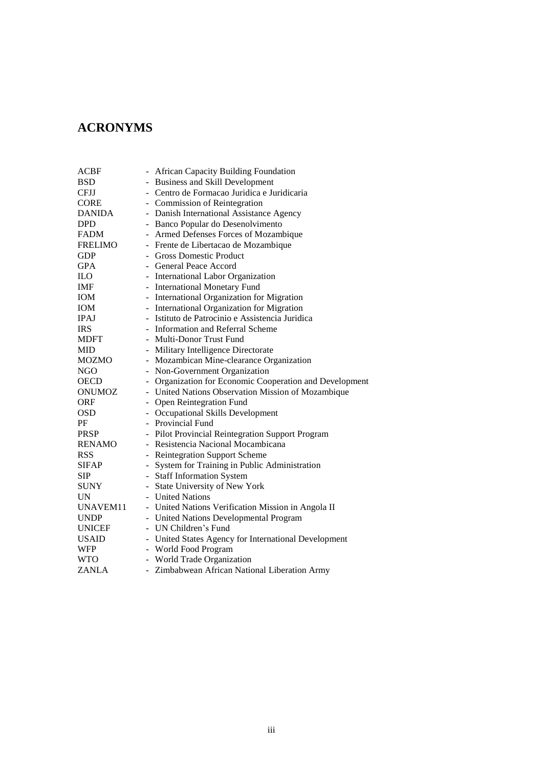# ACRONYMS

ACBF - African Capacity Building Foundation
BSD - Business and Skill Development
CFJJ - Centro de Formacao Juridica e Juridicaria
CORE - Commission of Reintegration
DANIDA - Danish International Assistance Agency
DPD - Banco Popular do Desenolvimento
FADM - Armed Defenses Forces of Mozambique
FRELIMO - Frente de Libertacao de Mozambique
GDP - Gross Domestic Product
GPA - General Peace Accord
ILO - International Labor Organization
IMF - International Monetary Fund
IOM - International Organization for Migration
IOM - International Organization for Migration
IPAJ - Istituto de Patrocinio e Assistencia Juridica
IRS - Information and Referral Scheme
MDFT - Multi-Donor Trust Fund
MID - Military Intelligence Directorate
MOZMO - Mozambican Mine-clearance Organization
NGO - Non-Government Organization
OECD - Organization for Economic Cooperation and Development
ONUMOZ - United Nations Observation Mission of Mozambique
ORF - Open Reintegration Fund
OSD - Occupational Skills Development
PF - Provincial Fund
PRSP - Pilot Provincial Reintegration Support Program
RENAMO - Resistencia Nacional Mocambicana
RSS - Reintegration Support Scheme
SIFAP - System for Training in Public Administration
SIP - Staff Information System
SUNY - State University of New York
UN - United Nations
UNAVEM11 - United Nations Verification Mission in Angola II
UNDP - United Nations Developmental Program
UNICEF - UN Children's Fund
USAID - United States Agency for International Development
WFP - World Food Program
WTO - World Trade Organization
ZANLA - Zimbabwean African National Liberation Army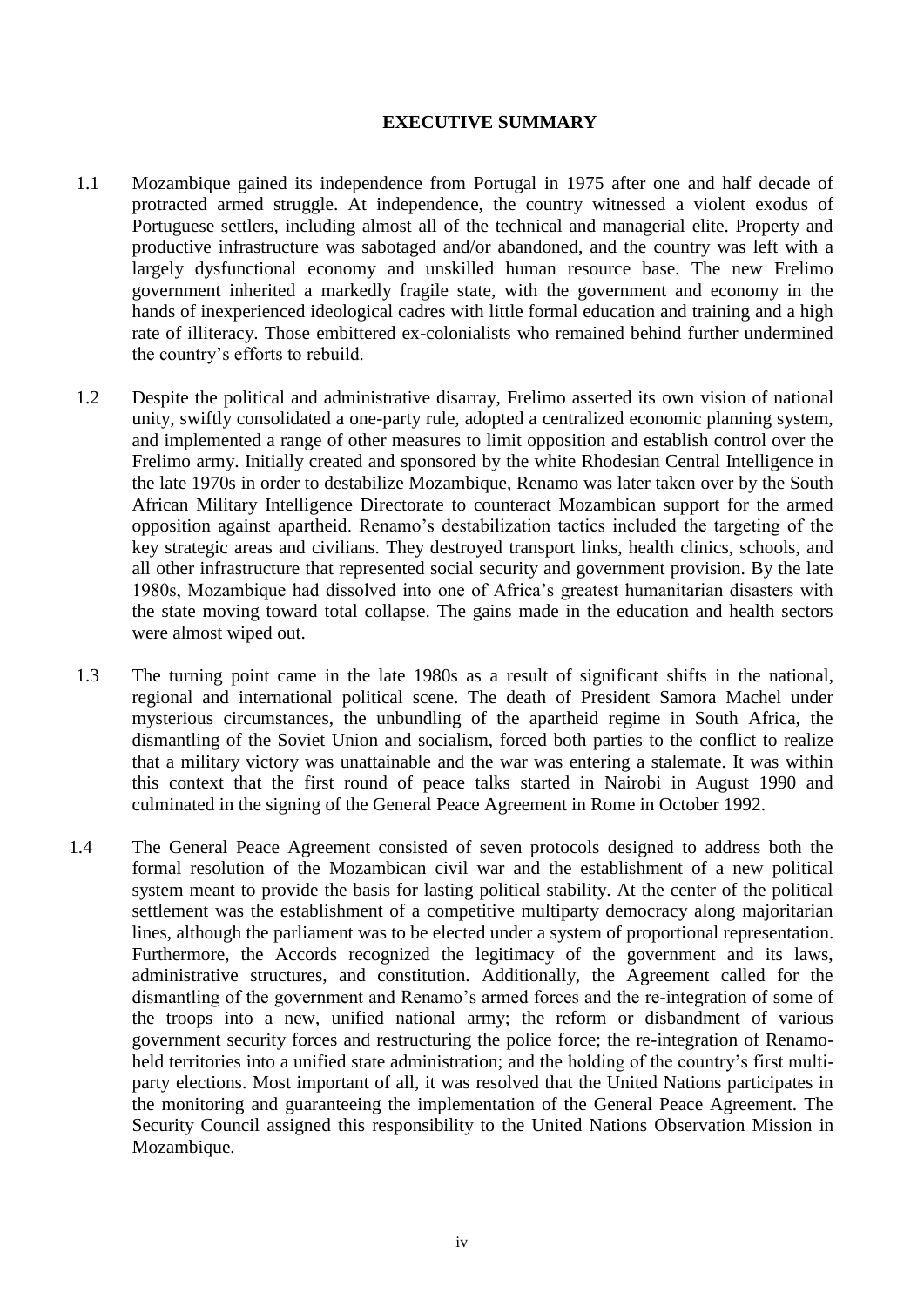# EXECUTIVE SUMMARY

1.1 Mozambique gained its independence from Portugal in 1975 after one and half decade of protracted armed struggle. At independence, the country witnessed a violent exodus of Portuguese settlers, including almost all of the technical and managerial elite. Property and productive infrastructure was sabotaged and/or abandoned, and the country was left with a largely dysfunctional economy and unskilled human resource base. The new Frelimo government inherited a markedly fragile state, with the government and economy in the hands of inexperienced ideological cadres with little formal education and training and a high rate of illiteracy. Those embittered ex-colonialists who remained behind further undermined the country's efforts to rebuild.

1.2 Despite the political and administrative disarray, Frelimo asserted its own vision of national unity, swiftly consolidated a one-party rule, adopted a centralized economic planning system, and implemented a range of other measures to limit opposition and establish control over the Frelimo army. Initially created and sponsored by the white Rhodesian Central Intelligence in the late 1970s in order to destabilize Mozambique, Renamo was later taken over by the South African Military Intelligence Directorate to counteract Mozambican support for the armed opposition against apartheid. Renamo's destabilization tactics included the targeting of the key strategic areas and civilians. They destroyed transport links, health clinics, schools, and all other infrastructure that represented social security and government provision. By the late 1980s, Mozambique had dissolved into one of Africa's greatest humanitarian disasters with the state moving toward total collapse. The gains made in the education and health sectors were almost wiped out.

1.3 The turning point came in the late 1980s as a result of significant shifts in the national, regional and international political scene. The death of President Samora Machel under mysterious circumstances, the unbundling of the apartheid regime in South Africa, the dismantling of the Soviet Union and socialism, forced both parties to the conflict to realize that a military victory was unattainable and the war was entering a stalemate. It was within this context that the first round of peace talks started in Nairobi in August 1990 and culminated in the signing of the General Peace Agreement in Rome in October 1992.

1.4 The General Peace Agreement consisted of seven protocols designed to address both the formal resolution of the Mozambican civil war and the establishment of a new political system meant to provide the basis for lasting political stability. At the center of the political settlement was the establishment of a competitive multiparty democracy along majoritarian lines, although the parliament was to be elected under a system of proportional representation. Furthermore, the Accords recognized the legitimacy of the government and its laws, administrative structures, and constitution. Additionally, the Agreement called for the dismantling of the government and Renamo's armed forces and the re-integration of some of the troops into a new, unified national army; the reform or disbandment of various government security forces and restructuring the police force; the re-integration of Renamo-held territories into a unified state administration; and the holding of the country's first multi-party elections. Most important of all, it was resolved that the United Nations participates in the monitoring and guaranteeing the implementation of the General Peace Agreement. The Security Council assigned this responsibility to the United Nations Observation Mission in Mozambique.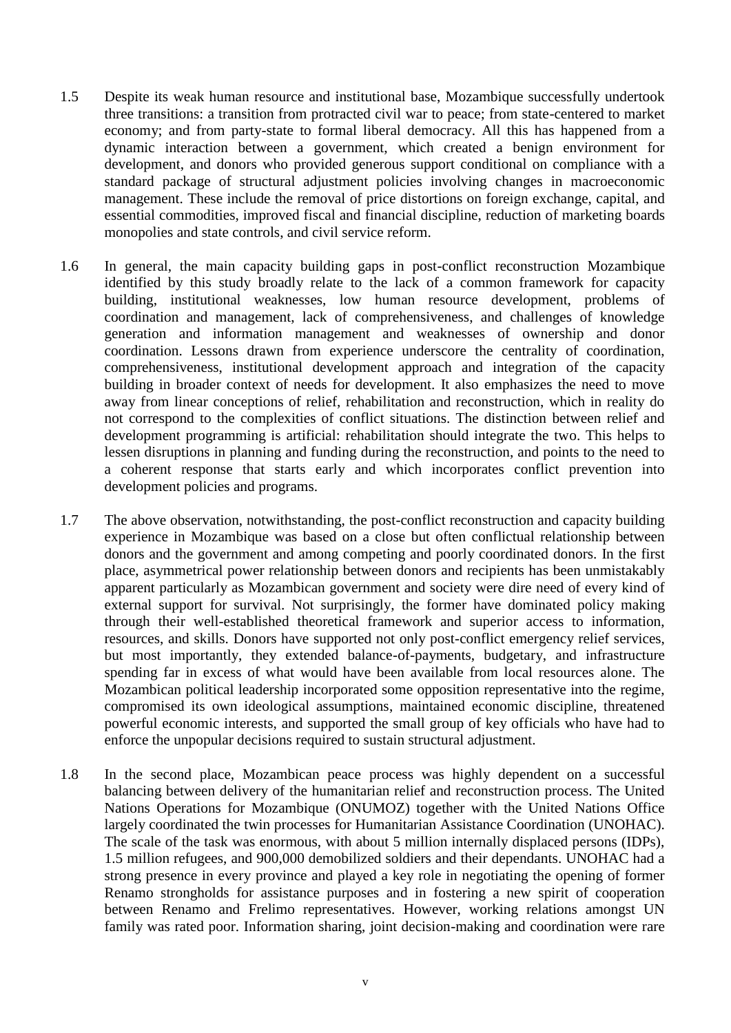1.5 Despite its weak human resource and institutional base, Mozambique successfully undertook three transitions: a transition from protracted civil war to peace; from state-centered to market economy; and from party-state to formal liberal democracy. All this has happened from a dynamic interaction between a government, which created a benign environment for development, and donors who provided generous support conditional on compliance with a standard package of structural adjustment policies involving changes in macroeconomic management. These include the removal of price distortions on foreign exchange, capital, and essential commodities, improved fiscal and financial discipline, reduction of marketing boards monopolies and state controls, and civil service reform.

1.6 In general, the main capacity building gaps in post-conflict reconstruction Mozambique identified by this study broadly relate to the lack of a common framework for capacity building, institutional weaknesses, low human resource development, problems of coordination and management, lack of comprehensiveness, and challenges of knowledge generation and information management and weaknesses of ownership and donor coordination. Lessons drawn from experience underscore the centrality of coordination, comprehensiveness, institutional development approach and integration of the capacity building in broader context of needs for development. It also emphasizes the need to move away from linear conceptions of relief, rehabilitation and reconstruction, which in reality do not correspond to the complexities of conflict situations. The distinction between relief and development programming is artificial: rehabilitation should integrate the two. This helps to lessen disruptions in planning and funding during the reconstruction, and points to the need to a coherent response that starts early and which incorporates conflict prevention into development policies and programs.

1.7 The above observation, notwithstanding, the post-conflict reconstruction and capacity building experience in Mozambique was based on a close but often conflictual relationship between donors and the government and among competing and poorly coordinated donors. In the first place, asymmetrical power relationship between donors and recipients has been unmistakably apparent particularly as Mozambican government and society were dire need of every kind of external support for survival. Not surprisingly, the former have dominated policy making through their well-established theoretical framework and superior access to information, resources, and skills. Donors have supported not only post-conflict emergency relief services, but most importantly, they extended balance-of-payments, budgetary, and infrastructure spending far in excess of what would have been available from local resources alone. The Mozambican political leadership incorporated some opposition representative into the regime, compromised its own ideological assumptions, maintained economic discipline, threatened powerful economic interests, and supported the small group of key officials who have had to enforce the unpopular decisions required to sustain structural adjustment.

1.8 In the second place, Mozambican peace process was highly dependent on a successful balancing between delivery of the humanitarian relief and reconstruction process. The United Nations Operations for Mozambique (ONUMOZ) together with the United Nations Office largely coordinated the twin processes for Humanitarian Assistance Coordination (UNOHAC). The scale of the task was enormous, with about 5 million internally displaced persons (IDPs), 1.5 million refugees, and 900,000 demobilized soldiers and their dependants. UNOHAC had a strong presence in every province and played a key role in negotiating the opening of former Renamo strongholds for assistance purposes and in fostering a new spirit of cooperation between Renamo and Frelimo representatives. However, working relations amongst UN family was rated poor. Information sharing, joint decision-making and coordination were rare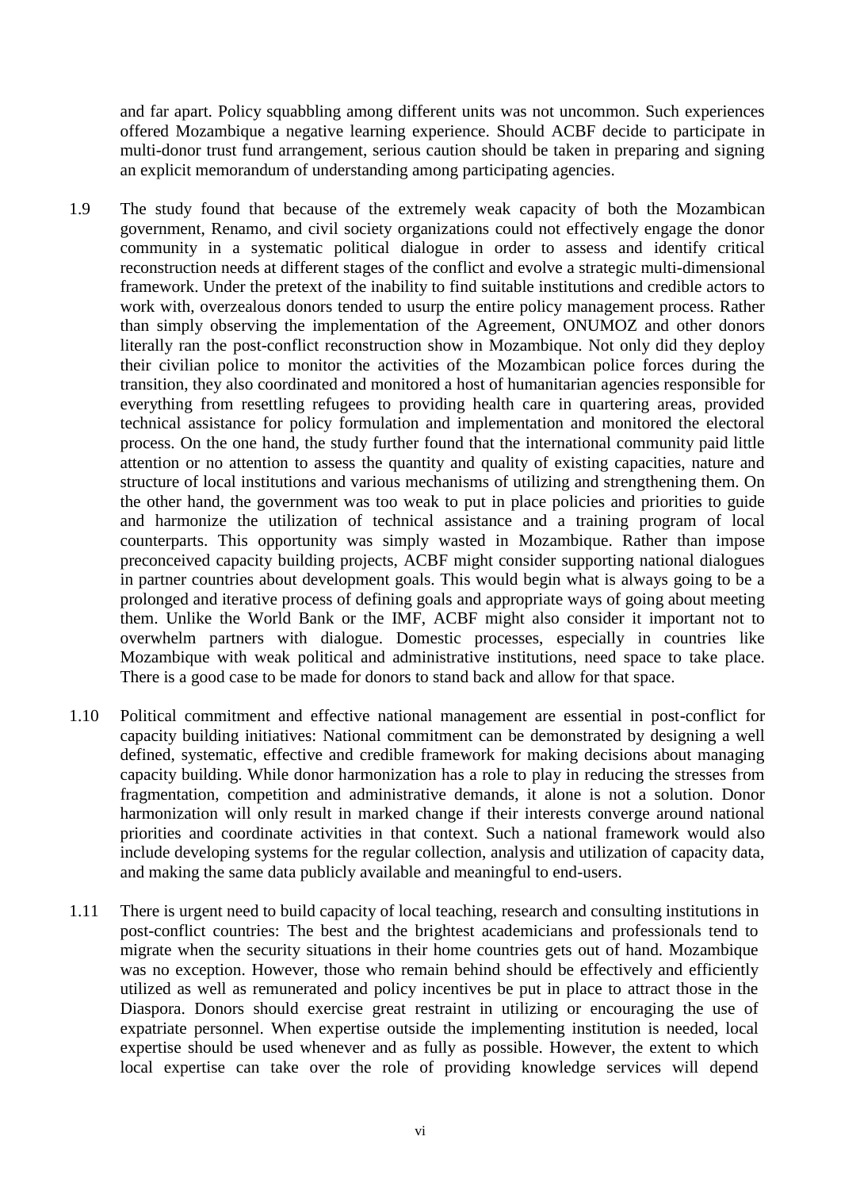and far apart. Policy squabbling among different units was not uncommon. Such experiences offered Mozambique a negative learning experience. Should ACBF decide to participate in multi-donor trust fund arrangement, serious caution should be taken in preparing and signing an explicit memorandum of understanding among participating agencies.

1.9 The study found that because of the extremely weak capacity of both the Mozambican government, Renamo, and civil society organizations could not effectively engage the donor community in a systematic political dialogue in order to assess and identify critical reconstruction needs at different stages of the conflict and evolve a strategic multi-dimensional framework. Under the pretext of the inability to find suitable institutions and credible actors to work with, overzealous donors tended to usurp the entire policy management process. Rather than simply observing the implementation of the Agreement, ONUMOZ and other donors literally ran the post-conflict reconstruction show in Mozambique. Not only did they deploy their civilian police to monitor the activities of the Mozambican police forces during the transition, they also coordinated and monitored a host of humanitarian agencies responsible for everything from resettling refugees to providing health care in quartering areas, provided technical assistance for policy formulation and implementation and monitored the electoral process. On the one hand, the study further found that the international community paid little attention or no attention to assess the quantity and quality of existing capacities, nature and structure of local institutions and various mechanisms of utilizing and strengthening them. On the other hand, the government was too weak to put in place policies and priorities to guide and harmonize the utilization of technical assistance and a training program of local counterparts. This opportunity was simply wasted in Mozambique. Rather than impose preconceived capacity building projects, ACBF might consider supporting national dialogues in partner countries about development goals. This would begin what is always going to be a prolonged and iterative process of defining goals and appropriate ways of going about meeting them. Unlike the World Bank or the IMF, ACBF might also consider it important not to overwhelm partners with dialogue. Domestic processes, especially in countries like Mozambique with weak political and administrative institutions, need space to take place. There is a good case to be made for donors to stand back and allow for that space.

1.10 Political commitment and effective national management are essential in post-conflict for capacity building initiatives: National commitment can be demonstrated by designing a well defined, systematic, effective and credible framework for making decisions about managing capacity building. While donor harmonization has a role to play in reducing the stresses from fragmentation, competition and administrative demands, it alone is not a solution. Donor harmonization will only result in marked change if their interests converge around national priorities and coordinate activities in that context. Such a national framework would also include developing systems for the regular collection, analysis and utilization of capacity data, and making the same data publicly available and meaningful to end-users.

1.11 There is urgent need to build capacity of local teaching, research and consulting institutions in post-conflict countries: The best and the brightest academicians and professionals tend to migrate when the security situations in their home countries gets out of hand. Mozambique was no exception. However, those who remain behind should be effectively and efficiently utilized as well as remunerated and policy incentives be put in place to attract those in the Diaspora. Donors should exercise great restraint in utilizing or encouraging the use of expatriate personnel. When expertise outside the implementing institution is needed, local expertise should be used whenever and as fully as possible. However, the extent to which local expertise can take over the role of providing knowledge services will depend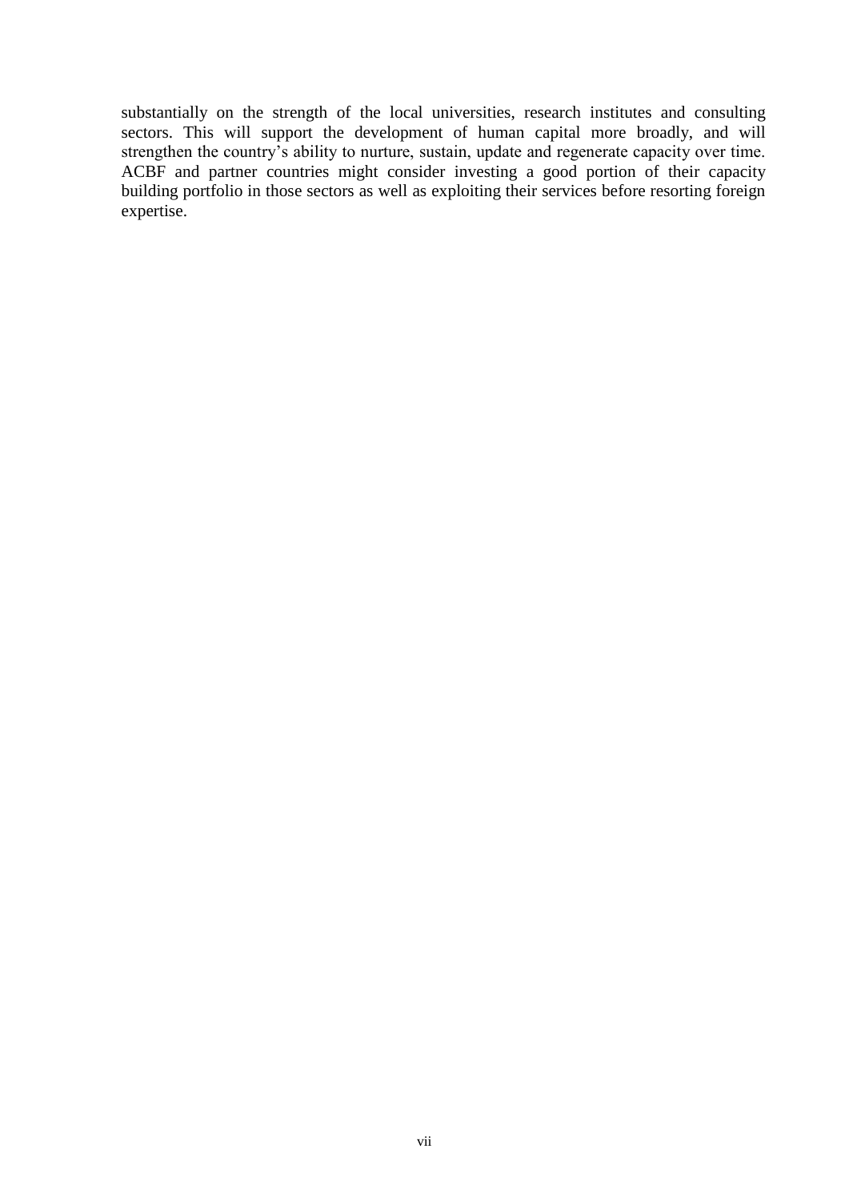substantially on the strength of the local universities, research institutes and consulting sectors. This will support the development of human capital more broadly, and will strengthen the country's ability to nurture, sustain, update and regenerate capacity over time. ACBF and partner countries might consider investing a good portion of their capacity building portfolio in those sectors as well as exploiting their services before resorting foreign expertise.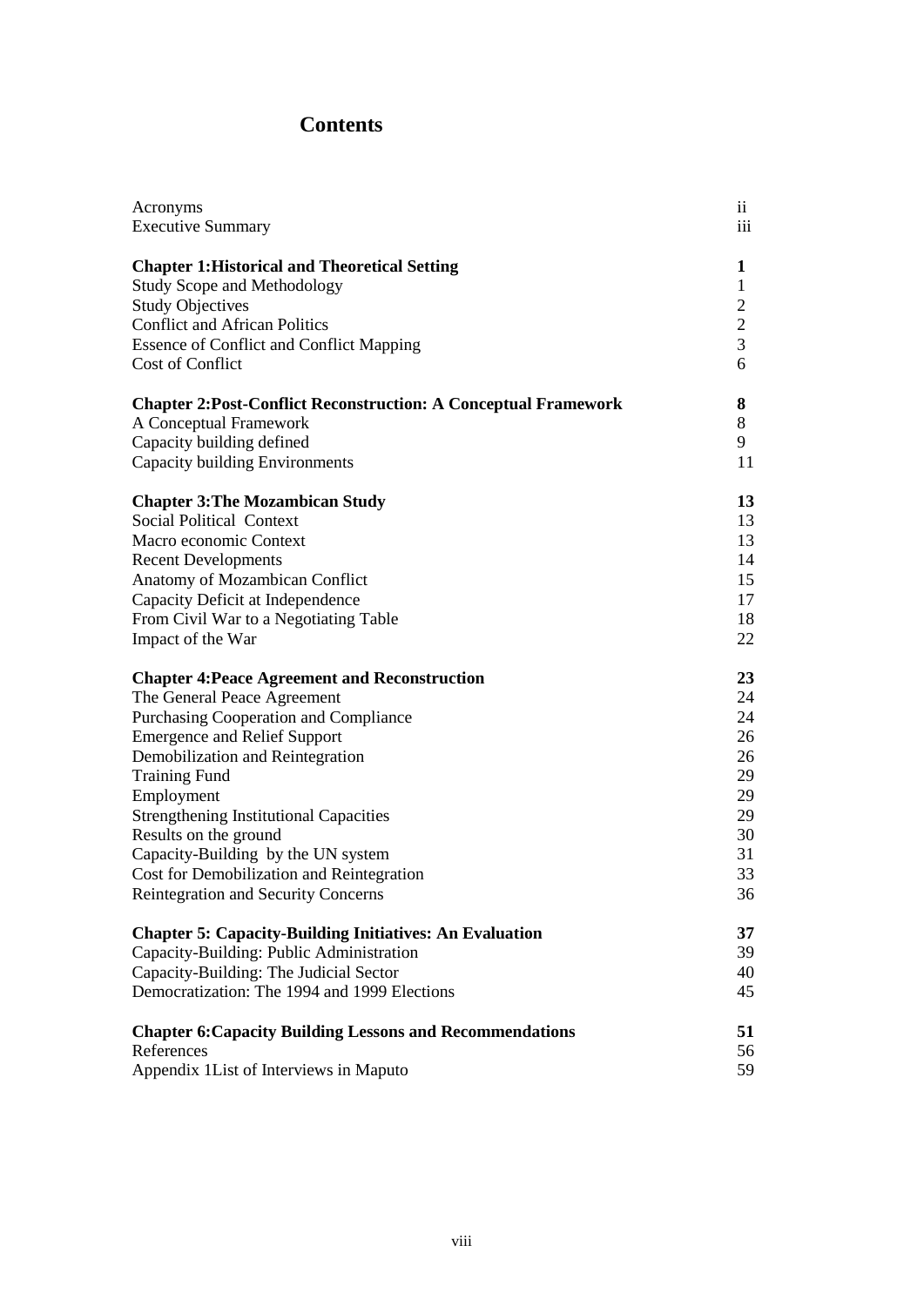# Contents

| | |
|---|---|
| Acronyms | ii |
| Executive Summary | iii |
| | |
| **Chapter 1:Historical and Theoretical Setting** | **1** |
| Study Scope and Methodology | 1 |
| Study Objectives | 2 |
| Conflict and African Politics | 2 |
| Essence of Conflict and Conflict Mapping | 3 |
| Cost of Conflict | 6 |
| | |
| **Chapter 2:Post-Conflict Reconstruction: A Conceptual Framework** | **8** |
| A Conceptual Framework | 8 |
| Capacity building defined | 9 |
| Capacity building Environments | 11 |
| | |
| **Chapter 3:The Mozambican Study** | **13** |
| Social Political Context | 13 |
| Macro economic Context | 13 |
| Recent Developments | 14 |
| Anatomy of Mozambican Conflict | 15 |
| Capacity Deficit at Independence | 17 |
| From Civil War to a Negotiating Table | 18 |
| Impact of the War | 22 |
| | |
| **Chapter 4:Peace Agreement and Reconstruction** | **23** |
| The General Peace Agreement | 24 |
| Purchasing Cooperation and Compliance | 24 |
| Emergence and Relief Support | 26 |
| Demobilization and Reintegration | 26 |
| Training Fund | 29 |
| Employment | 29 |
| Strengthening Institutional Capacities | 29 |
| Results on the ground | 30 |
| Capacity-Building by the UN system | 31 |
| Cost for Demobilization and Reintegration | 33 |
| Reintegration and Security Concerns | 36 |
| | |
| **Chapter 5: Capacity-Building Initiatives: An Evaluation** | **37** |
| Capacity-Building: Public Administration | 39 |
| Capacity-Building: The Judicial Sector | 40 |
| Democratization: The 1994 and 1999 Elections | 45 |
| | |
| **Chapter 6:Capacity Building Lessons and Recommendations** | **51** |
| References | 56 |
| Appendix 1List of Interviews in Maputo | 59 |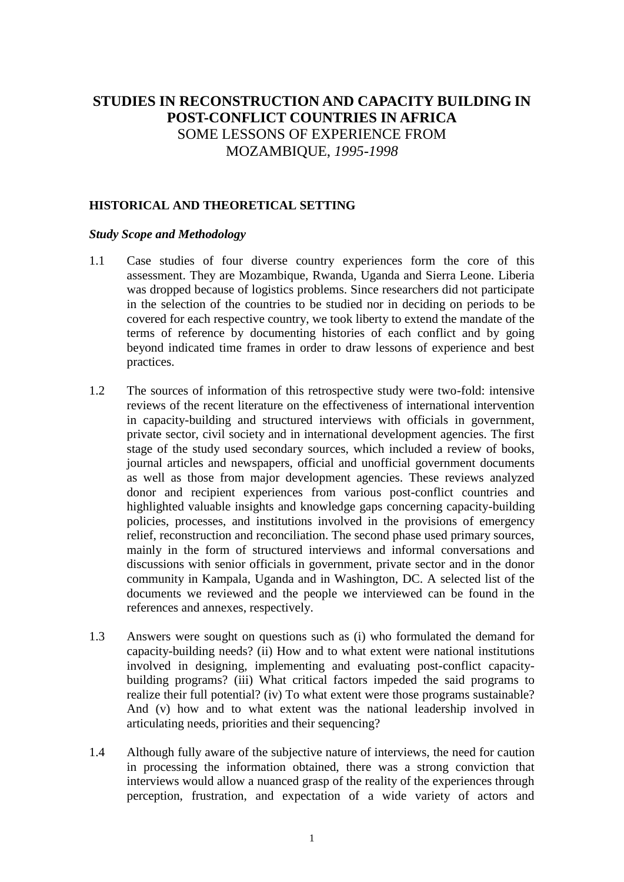# STUDIES IN RECONSTRUCTION AND CAPACITY BUILDING IN POST-CONFLICT COUNTRIES IN AFRICA

SOME LESSONS OF EXPERIENCE FROM MOZAMBIQUE, *1995-1998*

## HISTORICAL AND THEORETICAL SETTING

### *Study Scope and Methodology*

1.1 Case studies of four diverse country experiences form the core of this assessment. They are Mozambique, Rwanda, Uganda and Sierra Leone. Liberia was dropped because of logistics problems. Since researchers did not participate in the selection of the countries to be studied nor in deciding on periods to be covered for each respective country, we took liberty to extend the mandate of the terms of reference by documenting histories of each conflict and by going beyond indicated time frames in order to draw lessons of experience and best practices.

1.2 The sources of information of this retrospective study were two-fold: intensive reviews of the recent literature on the effectiveness of international intervention in capacity-building and structured interviews with officials in government, private sector, civil society and in international development agencies. The first stage of the study used secondary sources, which included a review of books, journal articles and newspapers, official and unofficial government documents as well as those from major development agencies. These reviews analyzed donor and recipient experiences from various post-conflict countries and highlighted valuable insights and knowledge gaps concerning capacity-building policies, processes, and institutions involved in the provisions of emergency relief, reconstruction and reconciliation. The second phase used primary sources, mainly in the form of structured interviews and informal conversations and discussions with senior officials in government, private sector and in the donor community in Kampala, Uganda and in Washington, DC. A selected list of the documents we reviewed and the people we interviewed can be found in the references and annexes, respectively.

1.3 Answers were sought on questions such as (i) who formulated the demand for capacity-building needs? (ii) How and to what extent were national institutions involved in designing, implementing and evaluating post-conflict capacity-building programs? (iii) What critical factors impeded the said programs to realize their full potential? (iv) To what extent were those programs sustainable? And (v) how and to what extent was the national leadership involved in articulating needs, priorities and their sequencing?

1.4 Although fully aware of the subjective nature of interviews, the need for caution in processing the information obtained, there was a strong conviction that interviews would allow a nuanced grasp of the reality of the experiences through perception, frustration, and expectation of a wide variety of actors and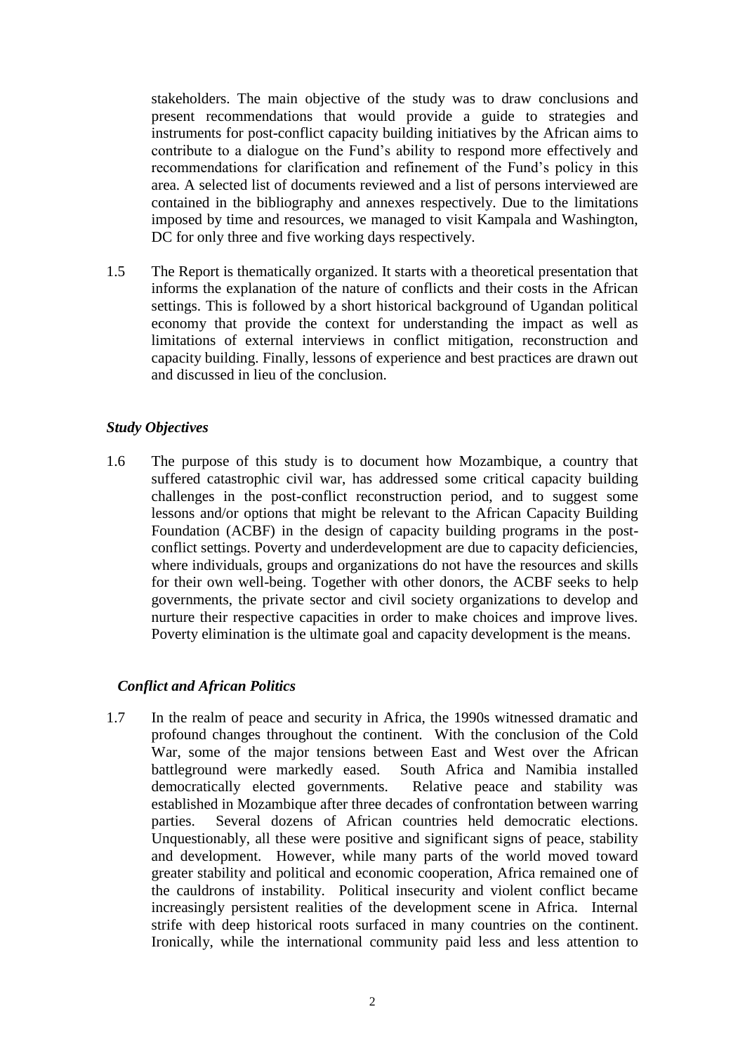stakeholders. The main objective of the study was to draw conclusions and present recommendations that would provide a guide to strategies and instruments for post-conflict capacity building initiatives by the African aims to contribute to a dialogue on the Fund's ability to respond more effectively and recommendations for clarification and refinement of the Fund's policy in this area. A selected list of documents reviewed and a list of persons interviewed are contained in the bibliography and annexes respectively. Due to the limitations imposed by time and resources, we managed to visit Kampala and Washington, DC for only three and five working days respectively.

1.5 The Report is thematically organized. It starts with a theoretical presentation that informs the explanation of the nature of conflicts and their costs in the African settings. This is followed by a short historical background of Ugandan political economy that provide the context for understanding the impact as well as limitations of external interviews in conflict mitigation, reconstruction and capacity building. Finally, lessons of experience and best practices are drawn out and discussed in lieu of the conclusion.

### *Study Objectives*

1.6 The purpose of this study is to document how Mozambique, a country that suffered catastrophic civil war, has addressed some critical capacity building challenges in the post-conflict reconstruction period, and to suggest some lessons and/or options that might be relevant to the African Capacity Building Foundation (ACBF) in the design of capacity building programs in the post-conflict settings. Poverty and underdevelopment are due to capacity deficiencies, where individuals, groups and organizations do not have the resources and skills for their own well-being. Together with other donors, the ACBF seeks to help governments, the private sector and civil society organizations to develop and nurture their respective capacities in order to make choices and improve lives. Poverty elimination is the ultimate goal and capacity development is the means.

### *Conflict and African Politics*

1.7 In the realm of peace and security in Africa, the 1990s witnessed dramatic and profound changes throughout the continent. With the conclusion of the Cold War, some of the major tensions between East and West over the African battleground were markedly eased. South Africa and Namibia installed democratically elected governments. Relative peace and stability was established in Mozambique after three decades of confrontation between warring parties. Several dozens of African countries held democratic elections. Unquestionably, all these were positive and significant signs of peace, stability and development. However, while many parts of the world moved toward greater stability and political and economic cooperation, Africa remained one of the cauldrons of instability. Political insecurity and violent conflict became increasingly persistent realities of the development scene in Africa. Internal strife with deep historical roots surfaced in many countries on the continent. Ironically, while the international community paid less and less attention to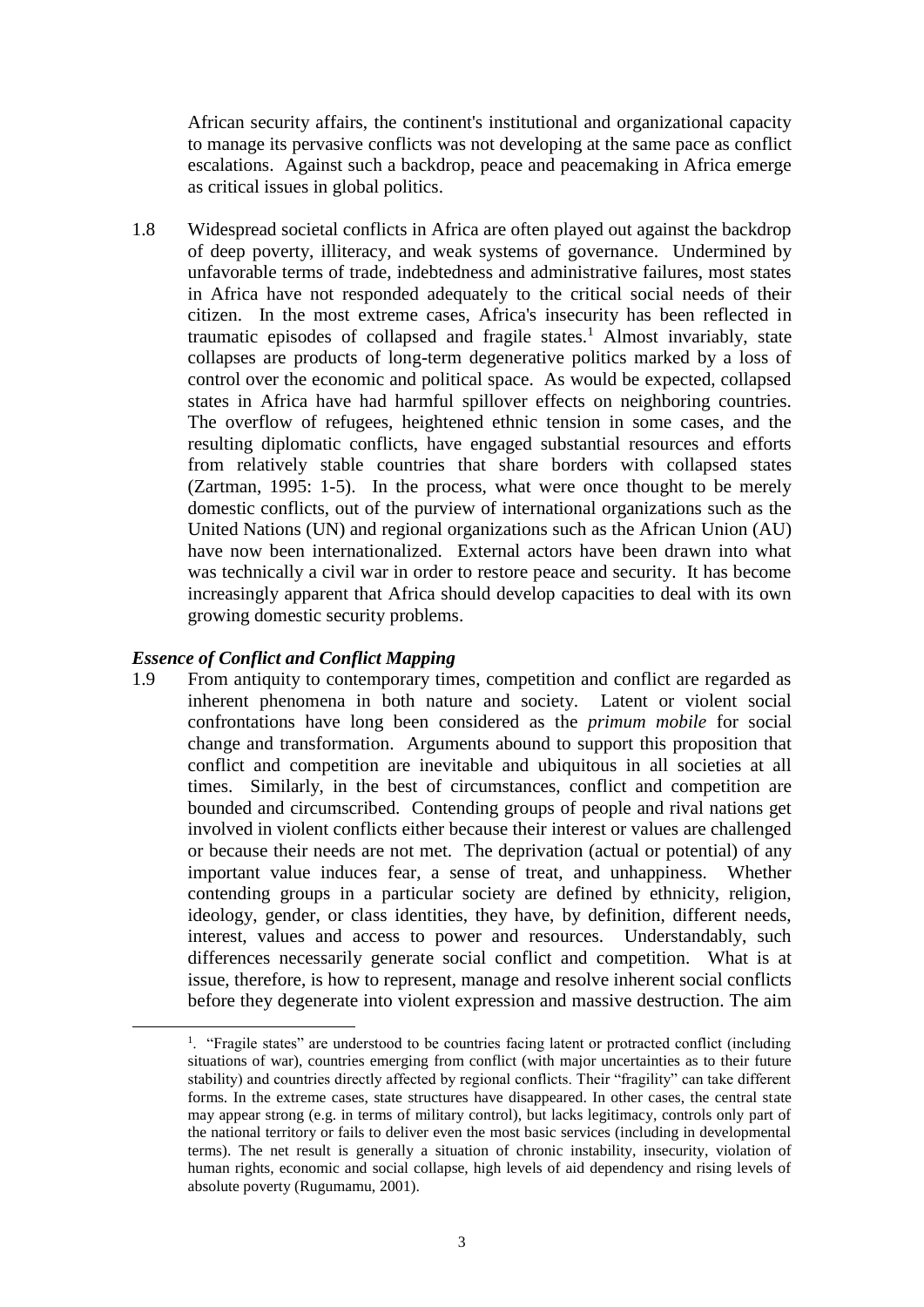African security affairs, the continent's institutional and organizational capacity to manage its pervasive conflicts was not developing at the same pace as conflict escalations. Against such a backdrop, peace and peacemaking in Africa emerge as critical issues in global politics.

1.8 Widespread societal conflicts in Africa are often played out against the backdrop of deep poverty, illiteracy, and weak systems of governance. Undermined by unfavorable terms of trade, indebtedness and administrative failures, most states in Africa have not responded adequately to the critical social needs of their citizen. In the most extreme cases, Africa's insecurity has been reflected in traumatic episodes of collapsed and fragile states.[1] Almost invariably, state collapses are products of long-term degenerative politics marked by a loss of control over the economic and political space. As would be expected, collapsed states in Africa have had harmful spillover effects on neighboring countries. The overflow of refugees, heightened ethnic tension in some cases, and the resulting diplomatic conflicts, have engaged substantial resources and efforts from relatively stable countries that share borders with collapsed states (Zartman, 1995: 1-5). In the process, what were once thought to be merely domestic conflicts, out of the purview of international organizations such as the United Nations (UN) and regional organizations such as the African Union (AU) have now been internationalized. External actors have been drawn into what was technically a civil war in order to restore peace and security. It has become increasingly apparent that Africa should develop capacities to deal with its own growing domestic security problems.

### *Essence of Conflict and Conflict Mapping*

1.9 From antiquity to contemporary times, competition and conflict are regarded as inherent phenomena in both nature and society. Latent or violent social confrontations have long been considered as the *primum mobile* for social change and transformation. Arguments abound to support this proposition that conflict and competition are inevitable and ubiquitous in all societies at all times. Similarly, in the best of circumstances, conflict and competition are bounded and circumscribed. Contending groups of people and rival nations get involved in violent conflicts either because their interest or values are challenged or because their needs are not met. The deprivation (actual or potential) of any important value induces fear, a sense of treat, and unhappiness. Whether contending groups in a particular society are defined by ethnicity, religion, ideology, gender, or class identities, they have, by definition, different needs, interest, values and access to power and resources. Understandably, such differences necessarily generate social conflict and competition. What is at issue, therefore, is how to represent, manage and resolve inherent social conflicts before they degenerate into violent expression and massive destruction. The aim

---

[1]. "Fragile states" are understood to be countries facing latent or protracted conflict (including situations of war), countries emerging from conflict (with major uncertainties as to their future stability) and countries directly affected by regional conflicts. Their "fragility" can take different forms. In the extreme cases, state structures have disappeared. In other cases, the central state may appear strong (e.g. in terms of military control), but lacks legitimacy, controls only part of the national territory or fails to deliver even the most basic services (including in developmental terms). The net result is generally a situation of chronic instability, insecurity, violation of human rights, economic and social collapse, high levels of aid dependency and rising levels of absolute poverty (Rugumamu, 2001).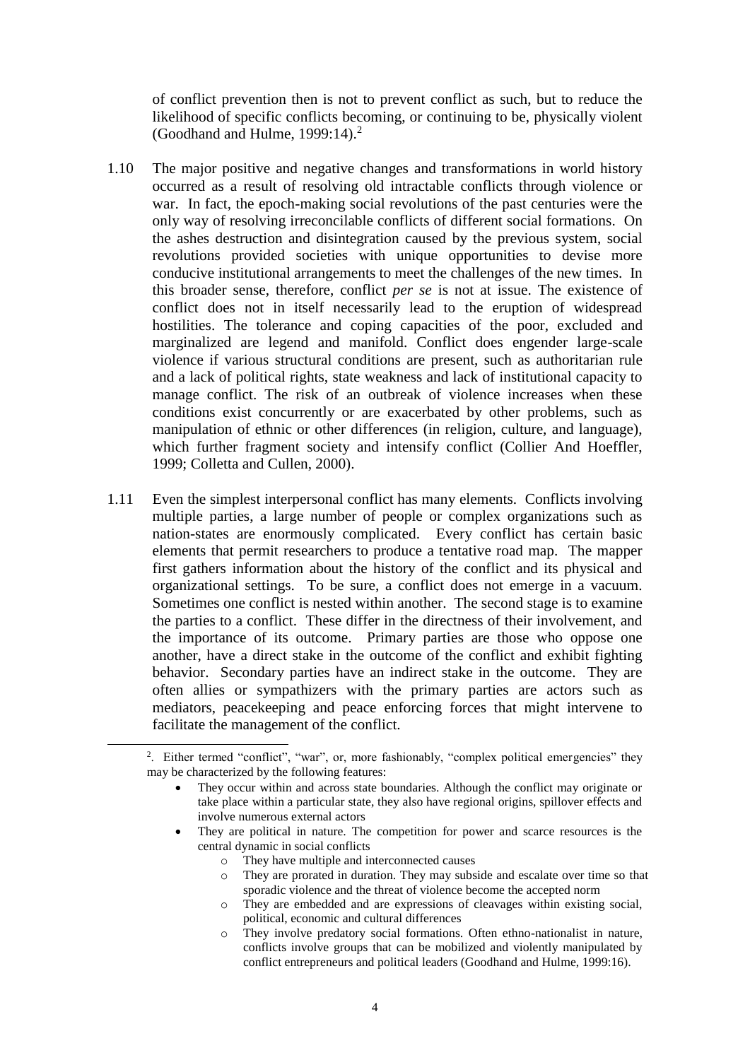of conflict prevention then is not to prevent conflict as such, but to reduce the likelihood of specific conflicts becoming, or continuing to be, physically violent (Goodhand and Hulme, 1999:14).[2]

1.10 The major positive and negative changes and transformations in world history occurred as a result of resolving old intractable conflicts through violence or war. In fact, the epoch-making social revolutions of the past centuries were the only way of resolving irreconcilable conflicts of different social formations. On the ashes destruction and disintegration caused by the previous system, social revolutions provided societies with unique opportunities to devise more conducive institutional arrangements to meet the challenges of the new times. In this broader sense, therefore, conflict *per se* is not at issue. The existence of conflict does not in itself necessarily lead to the eruption of widespread hostilities. The tolerance and coping capacities of the poor, excluded and marginalized are legend and manifold. Conflict does engender large-scale violence if various structural conditions are present, such as authoritarian rule and a lack of political rights, state weakness and lack of institutional capacity to manage conflict. The risk of an outbreak of violence increases when these conditions exist concurrently or are exacerbated by other problems, such as manipulation of ethnic or other differences (in religion, culture, and language), which further fragment society and intensify conflict (Collier And Hoeffler, 1999; Colletta and Cullen, 2000).

1.11 Even the simplest interpersonal conflict has many elements. Conflicts involving multiple parties, a large number of people or complex organizations such as nation-states are enormously complicated. Every conflict has certain basic elements that permit researchers to produce a tentative road map. The mapper first gathers information about the history of the conflict and its physical and organizational settings. To be sure, a conflict does not emerge in a vacuum. Sometimes one conflict is nested within another. The second stage is to examine the parties to a conflict. These differ in the directness of their involvement, and the importance of its outcome. Primary parties are those who oppose one another, have a direct stake in the outcome of the conflict and exhibit fighting behavior. Secondary parties have an indirect stake in the outcome. They are often allies or sympathizers with the primary parties are actors such as mediators, peacekeeping and peace enforcing forces that might intervene to facilitate the management of the conflict.

---

[2]. Either termed "conflict", "war", or, more fashionably, "complex political emergencies" they may be characterized by the following features:

- They occur within and across state boundaries. Although the conflict may originate or take place within a particular state, they also have regional origins, spillover effects and involve numerous external actors
- They are political in nature. The competition for power and scarce resources is the central dynamic in social conflicts
    - They have multiple and interconnected causes
    - They are prorated in duration. They may subside and escalate over time so that sporadic violence and the threat of violence become the accepted norm
    - They are embedded and are expressions of cleavages within existing social, political, economic and cultural differences
    - They involve predatory social formations. Often ethno-nationalist in nature, conflicts involve groups that can be mobilized and violently manipulated by conflict entrepreneurs and political leaders (Goodhand and Hulme, 1999:16).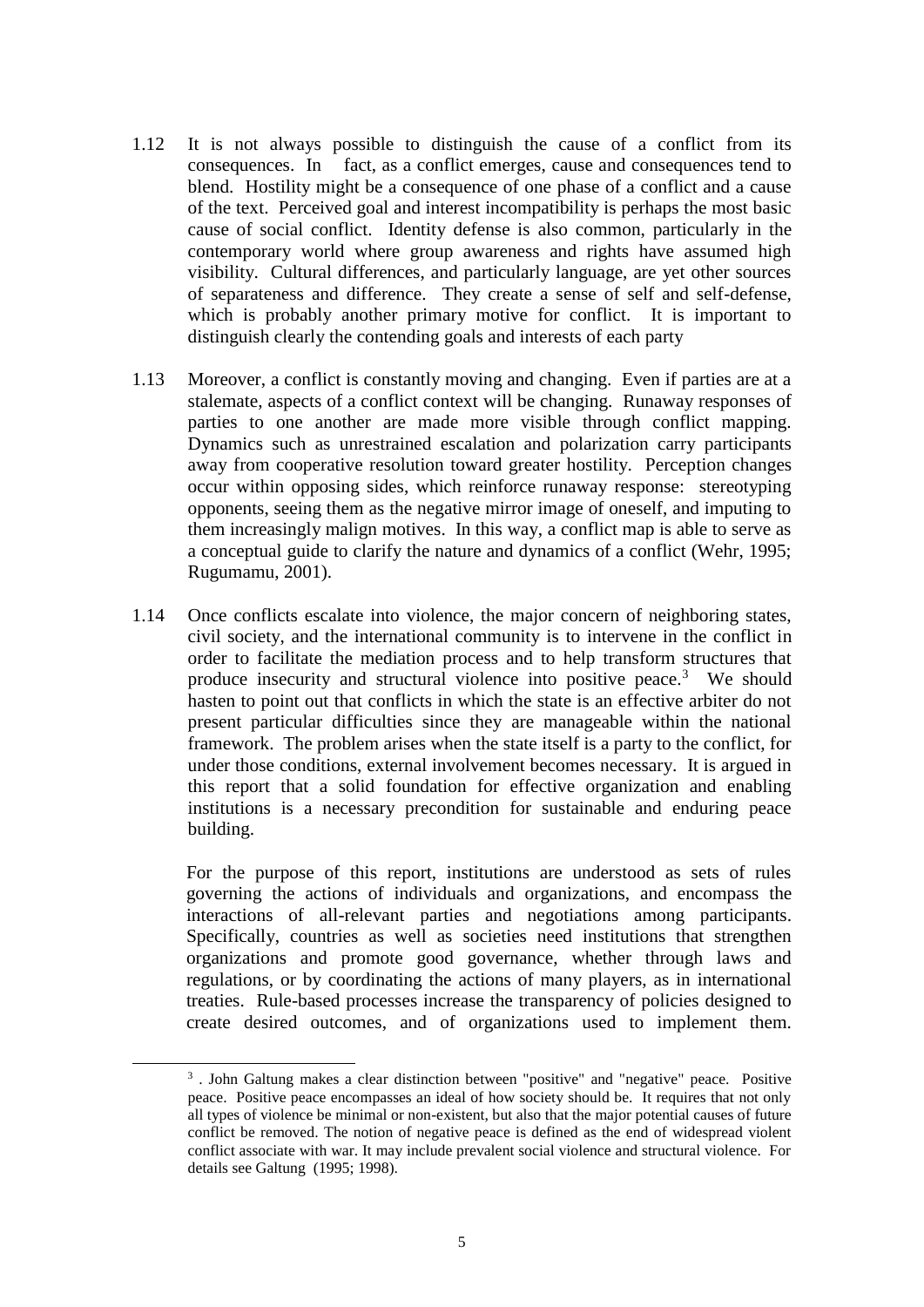1.12 It is not always possible to distinguish the cause of a conflict from its consequences. In fact, as a conflict emerges, cause and consequences tend to blend. Hostility might be a consequence of one phase of a conflict and a cause of the text. Perceived goal and interest incompatibility is perhaps the most basic cause of social conflict. Identity defense is also common, particularly in the contemporary world where group awareness and rights have assumed high visibility. Cultural differences, and particularly language, are yet other sources of separateness and difference. They create a sense of self and self-defense, which is probably another primary motive for conflict. It is important to distinguish clearly the contending goals and interests of each party

1.13 Moreover, a conflict is constantly moving and changing. Even if parties are at a stalemate, aspects of a conflict context will be changing. Runaway responses of parties to one another are made more visible through conflict mapping. Dynamics such as unrestrained escalation and polarization carry participants away from cooperative resolution toward greater hostility. Perception changes occur within opposing sides, which reinforce runaway response: stereotyping opponents, seeing them as the negative mirror image of oneself, and imputing to them increasingly malign motives. In this way, a conflict map is able to serve as a conceptual guide to clarify the nature and dynamics of a conflict (Wehr, 1995; Rugumamu, 2001).

1.14 Once conflicts escalate into violence, the major concern of neighboring states, civil society, and the international community is to intervene in the conflict in order to facilitate the mediation process and to help transform structures that produce insecurity and structural violence into positive peace.[3] We should hasten to point out that conflicts in which the state is an effective arbiter do not present particular difficulties since they are manageable within the national framework. The problem arises when the state itself is a party to the conflict, for under those conditions, external involvement becomes necessary. It is argued in this report that a solid foundation for effective organization and enabling institutions is a necessary precondition for sustainable and enduring peace building.

For the purpose of this report, institutions are understood as sets of rules governing the actions of individuals and organizations, and encompass the interactions of all-relevant parties and negotiations among participants. Specifically, countries as well as societies need institutions that strengthen organizations and promote good governance, whether through laws and regulations, or by coordinating the actions of many players, as in international treaties. Rule-based processes increase the transparency of policies designed to create desired outcomes, and of organizations used to implement them.

[3] . John Galtung makes a clear distinction between "positive" and "negative" peace. Positive peace. Positive peace encompasses an ideal of how society should be. It requires that not only all types of violence be minimal or non-existent, but also that the major potential causes of future conflict be removed. The notion of negative peace is defined as the end of widespread violent conflict associate with war. It may include prevalent social violence and structural violence. For details see Galtung (1995; 1998).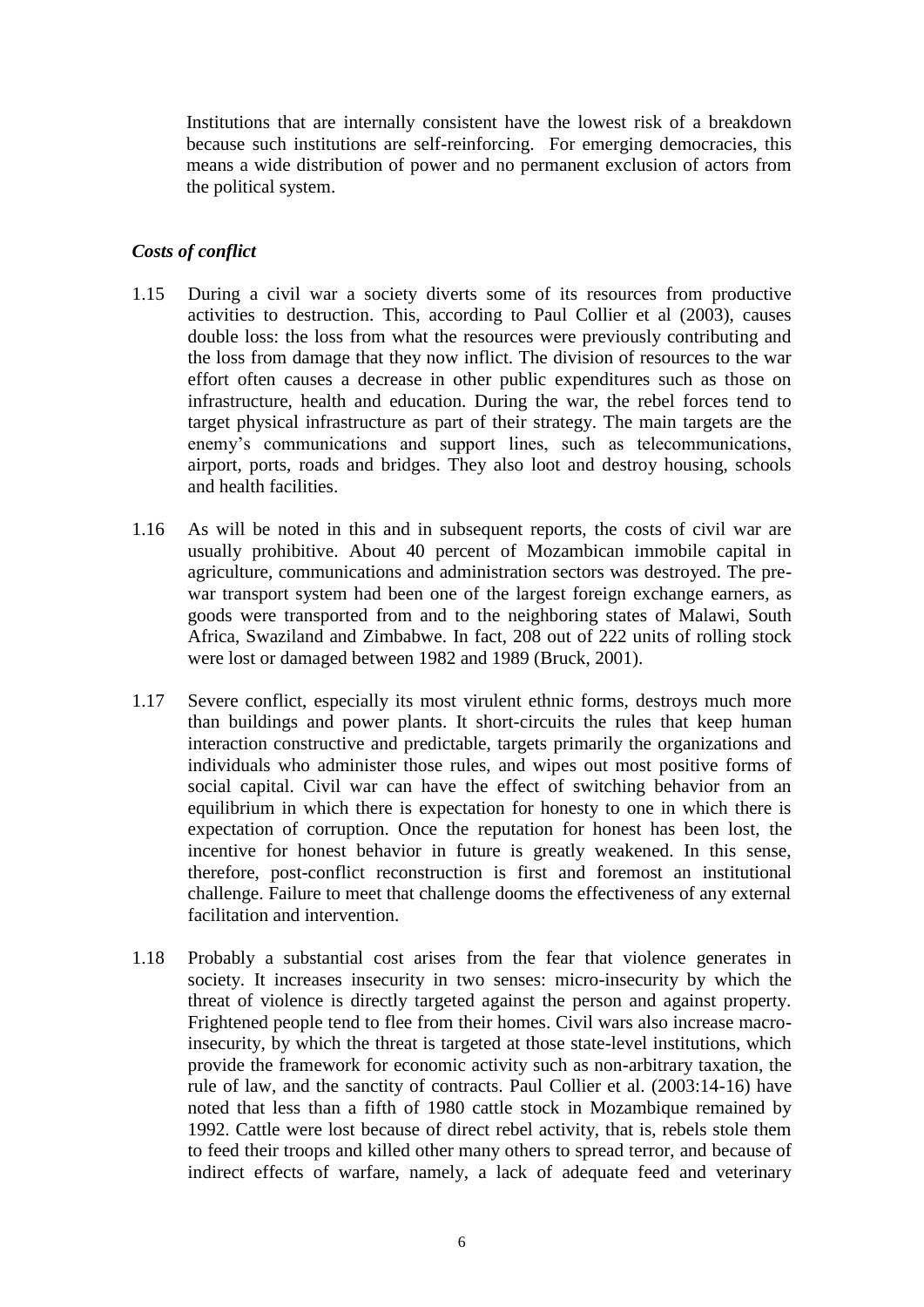Institutions that are internally consistent have the lowest risk of a breakdown because such institutions are self-reinforcing. For emerging democracies, this means a wide distribution of power and no permanent exclusion of actors from the political system.

### *Costs of conflict*

1.15 During a civil war a society diverts some of its resources from productive activities to destruction. This, according to Paul Collier et al (2003), causes double loss: the loss from what the resources were previously contributing and the loss from damage that they now inflict. The division of resources to the war effort often causes a decrease in other public expenditures such as those on infrastructure, health and education. During the war, the rebel forces tend to target physical infrastructure as part of their strategy. The main targets are the enemy's communications and support lines, such as telecommunications, airport, ports, roads and bridges. They also loot and destroy housing, schools and health facilities.

1.16 As will be noted in this and in subsequent reports, the costs of civil war are usually prohibitive. About 40 percent of Mozambican immobile capital in agriculture, communications and administration sectors was destroyed. The pre-war transport system had been one of the largest foreign exchange earners, as goods were transported from and to the neighboring states of Malawi, South Africa, Swaziland and Zimbabwe. In fact, 208 out of 222 units of rolling stock were lost or damaged between 1982 and 1989 (Bruck, 2001).

1.17 Severe conflict, especially its most virulent ethnic forms, destroys much more than buildings and power plants. It short-circuits the rules that keep human interaction constructive and predictable, targets primarily the organizations and individuals who administer those rules, and wipes out most positive forms of social capital. Civil war can have the effect of switching behavior from an equilibrium in which there is expectation for honesty to one in which there is expectation of corruption. Once the reputation for honest has been lost, the incentive for honest behavior in future is greatly weakened. In this sense, therefore, post-conflict reconstruction is first and foremost an institutional challenge. Failure to meet that challenge dooms the effectiveness of any external facilitation and intervention.

1.18 Probably a substantial cost arises from the fear that violence generates in society. It increases insecurity in two senses: micro-insecurity by which the threat of violence is directly targeted against the person and against property. Frightened people tend to flee from their homes. Civil wars also increase macro-insecurity, by which the threat is targeted at those state-level institutions, which provide the framework for economic activity such as non-arbitrary taxation, the rule of law, and the sanctity of contracts. Paul Collier et al. (2003:14-16) have noted that less than a fifth of 1980 cattle stock in Mozambique remained by 1992. Cattle were lost because of direct rebel activity, that is, rebels stole them to feed their troops and killed other many others to spread terror, and because of indirect effects of warfare, namely, a lack of adequate feed and veterinary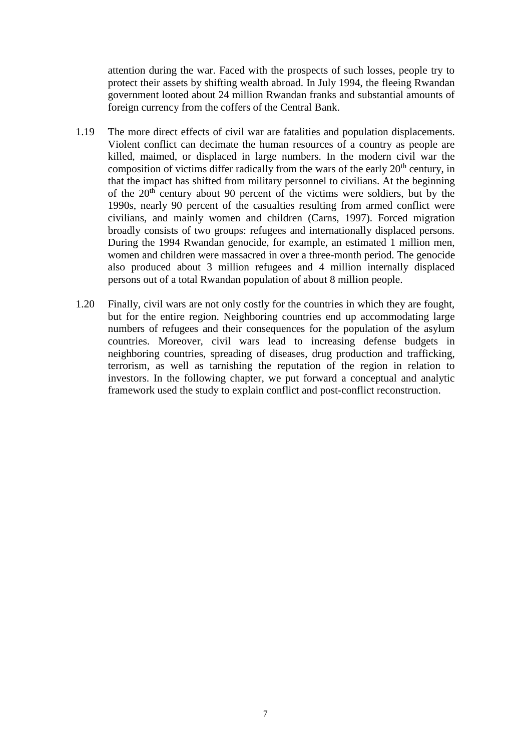attention during the war. Faced with the prospects of such losses, people try to protect their assets by shifting wealth abroad. In July 1994, the fleeing Rwandan government looted about 24 million Rwandan franks and substantial amounts of foreign currency from the coffers of the Central Bank.

1.19 The more direct effects of civil war are fatalities and population displacements. Violent conflict can decimate the human resources of a country as people are killed, maimed, or displaced in large numbers. In the modern civil war the composition of victims differ radically from the wars of the early 20th century, in that the impact has shifted from military personnel to civilians. At the beginning of the 20th century about 90 percent of the victims were soldiers, but by the 1990s, nearly 90 percent of the casualties resulting from armed conflict were civilians, and mainly women and children (Carns, 1997). Forced migration broadly consists of two groups: refugees and internationally displaced persons. During the 1994 Rwandan genocide, for example, an estimated 1 million men, women and children were massacred in over a three-month period. The genocide also produced about 3 million refugees and 4 million internally displaced persons out of a total Rwandan population of about 8 million people.

1.20 Finally, civil wars are not only costly for the countries in which they are fought, but for the entire region. Neighboring countries end up accommodating large numbers of refugees and their consequences for the population of the asylum countries. Moreover, civil wars lead to increasing defense budgets in neighboring countries, spreading of diseases, drug production and trafficking, terrorism, as well as tarnishing the reputation of the region in relation to investors. In the following chapter, we put forward a conceptual and analytic framework used the study to explain conflict and post-conflict reconstruction.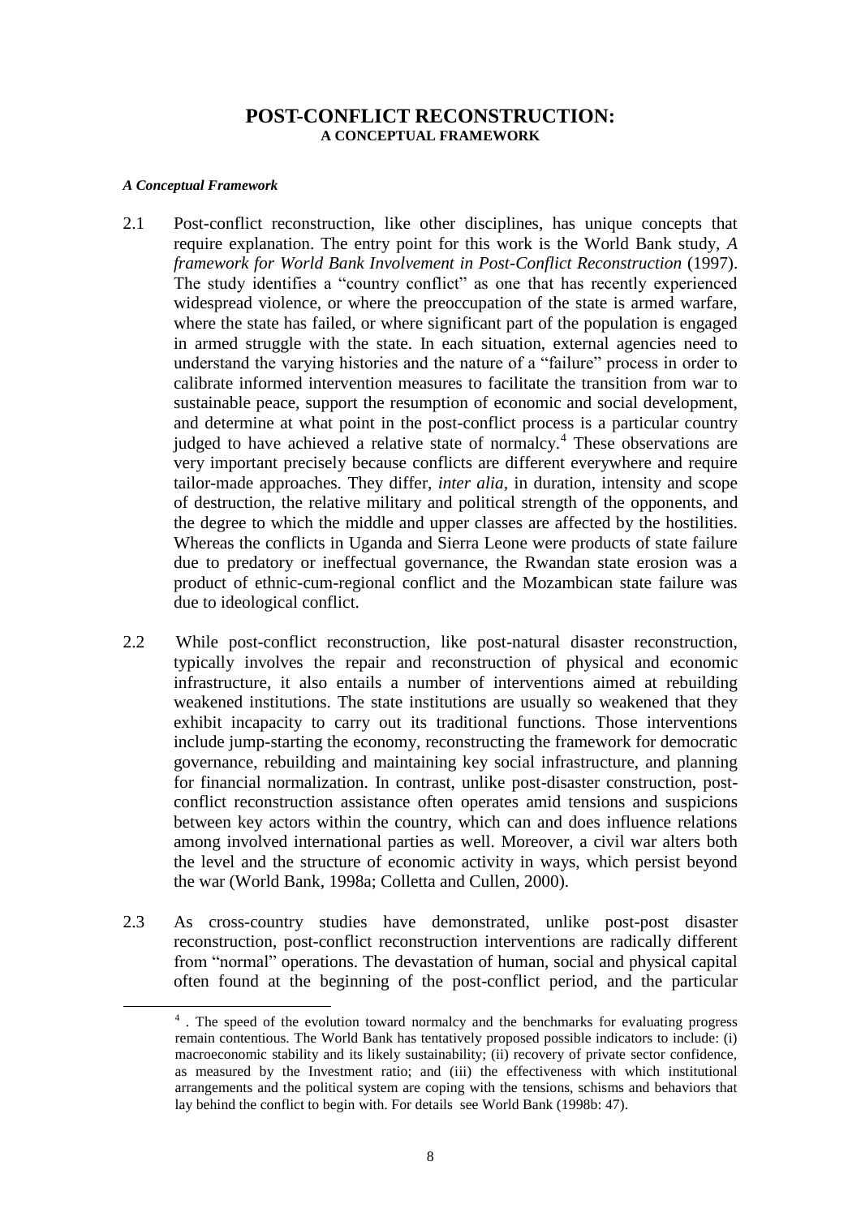## POST-CONFLICT RECONSTRUCTION:
### A CONCEPTUAL FRAMEWORK

***A Conceptual Framework***

2.1 Post-conflict reconstruction, like other disciplines, has unique concepts that require explanation. The entry point for this work is the World Bank study, *A framework for World Bank Involvement in Post-Conflict Reconstruction* (1997). The study identifies a "country conflict" as one that has recently experienced widespread violence, or where the preoccupation of the state is armed warfare, where the state has failed, or where significant part of the population is engaged in armed struggle with the state. In each situation, external agencies need to understand the varying histories and the nature of a "failure" process in order to calibrate informed intervention measures to facilitate the transition from war to sustainable peace, support the resumption of economic and social development, and determine at what point in the post-conflict process is a particular country judged to have achieved a relative state of normalcy.[4] These observations are very important precisely because conflicts are different everywhere and require tailor-made approaches. They differ, *inter alia*, in duration, intensity and scope of destruction, the relative military and political strength of the opponents, and the degree to which the middle and upper classes are affected by the hostilities. Whereas the conflicts in Uganda and Sierra Leone were products of state failure due to predatory or ineffectual governance, the Rwandan state erosion was a product of ethnic-cum-regional conflict and the Mozambican state failure was due to ideological conflict.

2.2 While post-conflict reconstruction, like post-natural disaster reconstruction, typically involves the repair and reconstruction of physical and economic infrastructure, it also entails a number of interventions aimed at rebuilding weakened institutions. The state institutions are usually so weakened that they exhibit incapacity to carry out its traditional functions. Those interventions include jump-starting the economy, reconstructing the framework for democratic governance, rebuilding and maintaining key social infrastructure, and planning for financial normalization. In contrast, unlike post-disaster construction, post-conflict reconstruction assistance often operates amid tensions and suspicions between key actors within the country, which can and does influence relations among involved international parties as well. Moreover, a civil war alters both the level and the structure of economic activity in ways, which persist beyond the war (World Bank, 1998a; Colletta and Cullen, 2000).

2.3 As cross-country studies have demonstrated, unlike post-post disaster reconstruction, post-conflict reconstruction interventions are radically different from "normal" operations. The devastation of human, social and physical capital often found at the beginning of the post-conflict period, and the particular

[4] . The speed of the evolution toward normalcy and the benchmarks for evaluating progress remain contentious. The World Bank has tentatively proposed possible indicators to include: (i) macroeconomic stability and its likely sustainability; (ii) recovery of private sector confidence, as measured by the Investment ratio; and (iii) the effectiveness with which institutional arrangements and the political system are coping with the tensions, schisms and behaviors that lay behind the conflict to begin with. For details see World Bank (1998b: 47).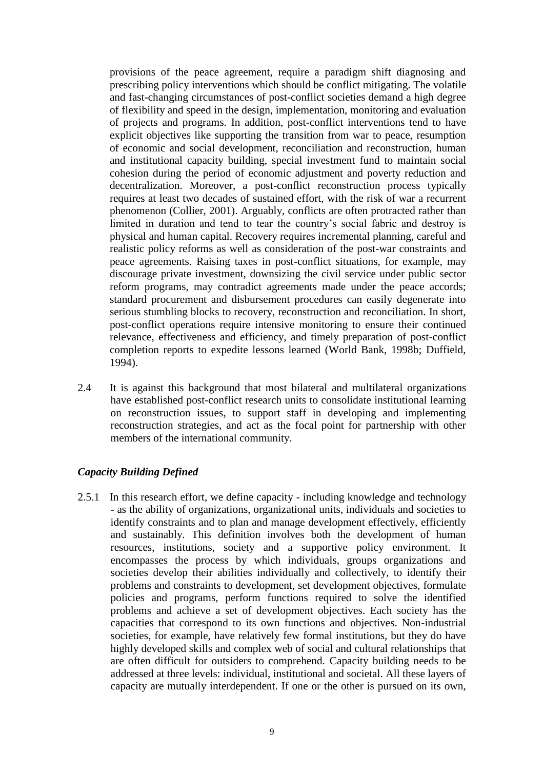provisions of the peace agreement, require a paradigm shift diagnosing and prescribing policy interventions which should be conflict mitigating. The volatile and fast-changing circumstances of post-conflict societies demand a high degree of flexibility and speed in the design, implementation, monitoring and evaluation of projects and programs. In addition, post-conflict interventions tend to have explicit objectives like supporting the transition from war to peace, resumption of economic and social development, reconciliation and reconstruction, human and institutional capacity building, special investment fund to maintain social cohesion during the period of economic adjustment and poverty reduction and decentralization. Moreover, a post-conflict reconstruction process typically requires at least two decades of sustained effort, with the risk of war a recurrent phenomenon (Collier, 2001). Arguably, conflicts are often protracted rather than limited in duration and tend to tear the country's social fabric and destroy is physical and human capital. Recovery requires incremental planning, careful and realistic policy reforms as well as consideration of the post-war constraints and peace agreements. Raising taxes in post-conflict situations, for example, may discourage private investment, downsizing the civil service under public sector reform programs, may contradict agreements made under the peace accords; standard procurement and disbursement procedures can easily degenerate into serious stumbling blocks to recovery, reconstruction and reconciliation. In short, post-conflict operations require intensive monitoring to ensure their continued relevance, effectiveness and efficiency, and timely preparation of post-conflict completion reports to expedite lessons learned (World Bank, 1998b; Duffield, 1994).

2.4 It is against this background that most bilateral and multilateral organizations have established post-conflict research units to consolidate institutional learning on reconstruction issues, to support staff in developing and implementing reconstruction strategies, and act as the focal point for partnership with other members of the international community.

### *Capacity Building Defined*

2.5.1 In this research effort, we define capacity - including knowledge and technology - as the ability of organizations, organizational units, individuals and societies to identify constraints and to plan and manage development effectively, efficiently and sustainably. This definition involves both the development of human resources, institutions, society and a supportive policy environment. It encompasses the process by which individuals, groups organizations and societies develop their abilities individually and collectively, to identify their problems and constraints to development, set development objectives, formulate policies and programs, perform functions required to solve the identified problems and achieve a set of development objectives. Each society has the capacities that correspond to its own functions and objectives. Non-industrial societies, for example, have relatively few formal institutions, but they do have highly developed skills and complex web of social and cultural relationships that are often difficult for outsiders to comprehend. Capacity building needs to be addressed at three levels: individual, institutional and societal. All these layers of capacity are mutually interdependent. If one or the other is pursued on its own,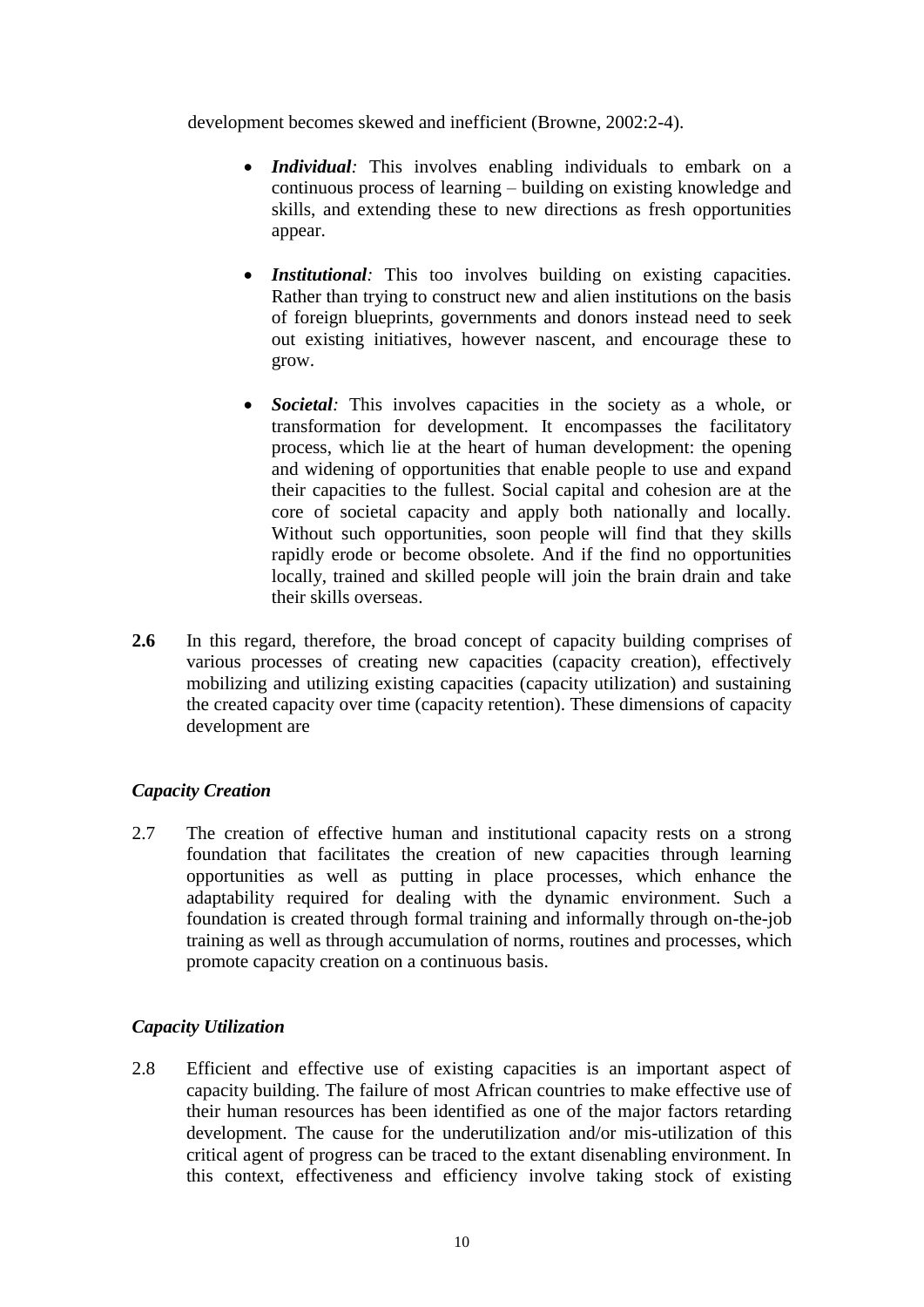development becomes skewed and inefficient (Browne, 2002:2-4).

- ***Individual:*** This involves enabling individuals to embark on a continuous process of learning – building on existing knowledge and skills, and extending these to new directions as fresh opportunities appear.

- ***Institutional:*** This too involves building on existing capacities. Rather than trying to construct new and alien institutions on the basis of foreign blueprints, governments and donors instead need to seek out existing initiatives, however nascent, and encourage these to grow.

- ***Societal:*** This involves capacities in the society as a whole, or transformation for development. It encompasses the facilitatory process, which lie at the heart of human development: the opening and widening of opportunities that enable people to use and expand their capacities to the fullest. Social capital and cohesion are at the core of societal capacity and apply both nationally and locally. Without such opportunities, soon people will find that they skills rapidly erode or become obsolete. And if the find no opportunities locally, trained and skilled people will join the brain drain and take their skills overseas.

**2.6** In this regard, therefore, the broad concept of capacity building comprises of various processes of creating new capacities (capacity creation), effectively mobilizing and utilizing existing capacities (capacity utilization) and sustaining the created capacity over time (capacity retention). These dimensions of capacity development are

### *Capacity Creation*

2.7 The creation of effective human and institutional capacity rests on a strong foundation that facilitates the creation of new capacities through learning opportunities as well as putting in place processes, which enhance the adaptability required for dealing with the dynamic environment. Such a foundation is created through formal training and informally through on-the-job training as well as through accumulation of norms, routines and processes, which promote capacity creation on a continuous basis.

### *Capacity Utilization*

2.8 Efficient and effective use of existing capacities is an important aspect of capacity building. The failure of most African countries to make effective use of their human resources has been identified as one of the major factors retarding development. The cause for the underutilization and/or mis-utilization of this critical agent of progress can be traced to the extant disenabling environment. In this context, effectiveness and efficiency involve taking stock of existing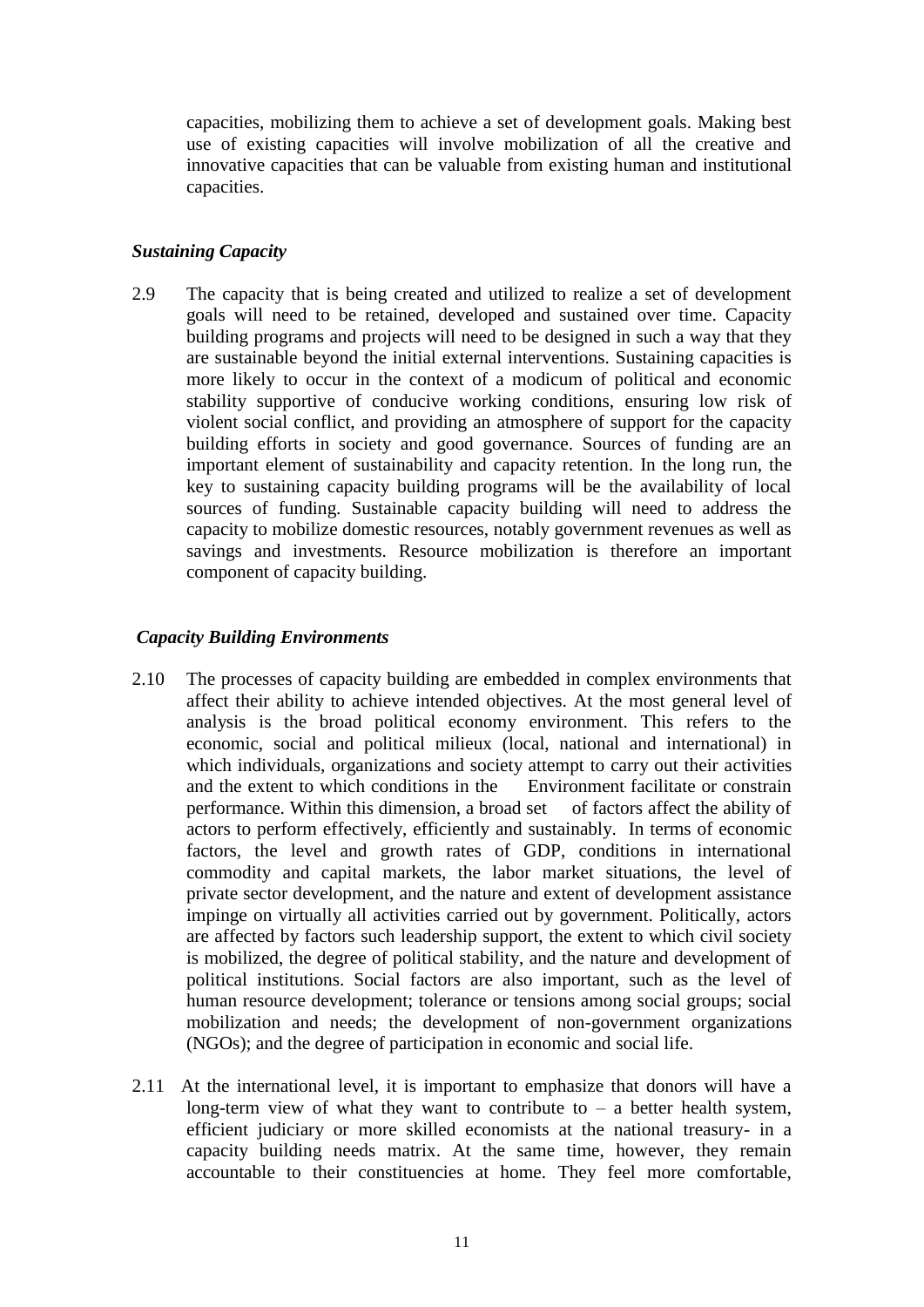capacities, mobilizing them to achieve a set of development goals. Making best use of existing capacities will involve mobilization of all the creative and innovative capacities that can be valuable from existing human and institutional capacities.

***Sustaining Capacity***

2.9 The capacity that is being created and utilized to realize a set of development goals will need to be retained, developed and sustained over time. Capacity building programs and projects will need to be designed in such a way that they are sustainable beyond the initial external interventions. Sustaining capacities is more likely to occur in the context of a modicum of political and economic stability supportive of conducive working conditions, ensuring low risk of violent social conflict, and providing an atmosphere of support for the capacity building efforts in society and good governance. Sources of funding are an important element of sustainability and capacity retention. In the long run, the key to sustaining capacity building programs will be the availability of local sources of funding. Sustainable capacity building will need to address the capacity to mobilize domestic resources, notably government revenues as well as savings and investments. Resource mobilization is therefore an important component of capacity building.

***Capacity Building Environments***

2.10 The processes of capacity building are embedded in complex environments that affect their ability to achieve intended objectives. At the most general level of analysis is the broad political economy environment. This refers to the economic, social and political milieux (local, national and international) in which individuals, organizations and society attempt to carry out their activities and the extent to which conditions in the Environment facilitate or constrain performance. Within this dimension, a broad set of factors affect the ability of actors to perform effectively, efficiently and sustainably. In terms of economic factors, the level and growth rates of GDP, conditions in international commodity and capital markets, the labor market situations, the level of private sector development, and the nature and extent of development assistance impinge on virtually all activities carried out by government. Politically, actors are affected by factors such leadership support, the extent to which civil society is mobilized, the degree of political stability, and the nature and development of political institutions. Social factors are also important, such as the level of human resource development; tolerance or tensions among social groups; social mobilization and needs; the development of non-government organizations (NGOs); and the degree of participation in economic and social life.

2.11 At the international level, it is important to emphasize that donors will have a long-term view of what they want to contribute to – a better health system, efficient judiciary or more skilled economists at the national treasury- in a capacity building needs matrix. At the same time, however, they remain accountable to their constituencies at home. They feel more comfortable,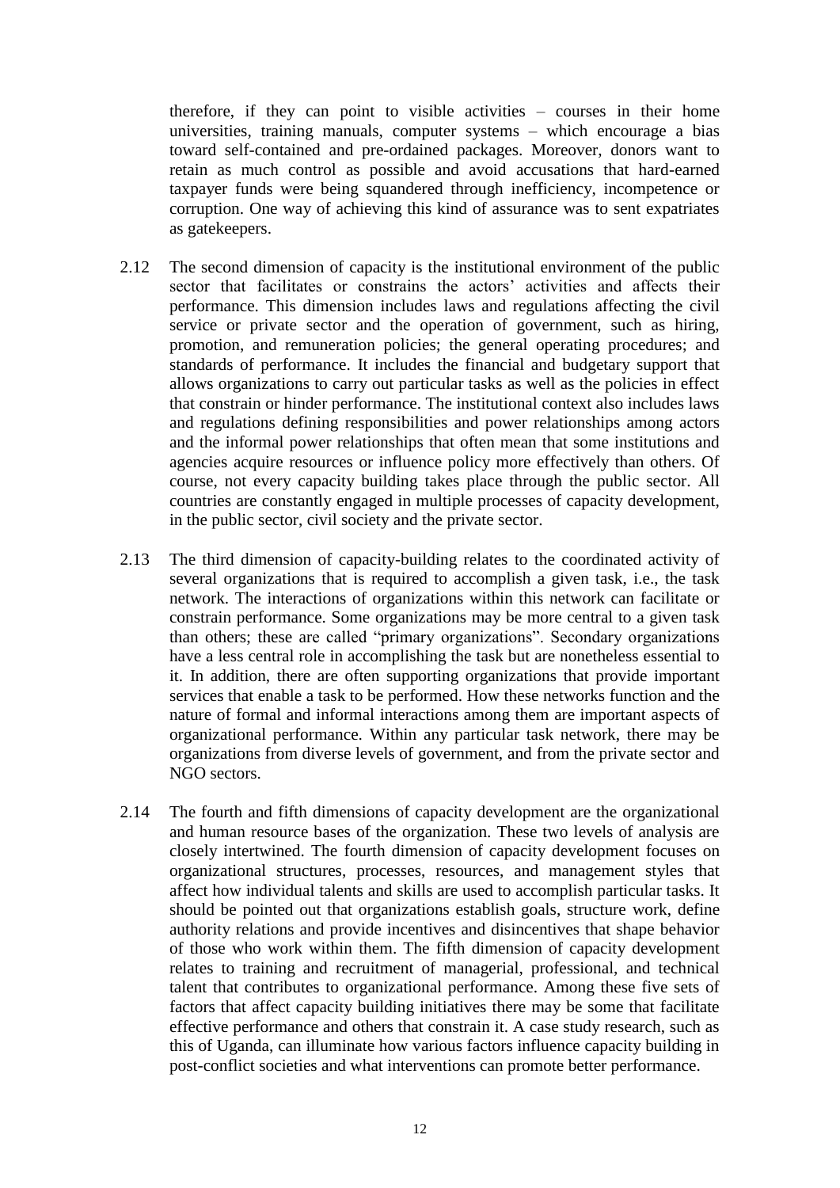therefore, if they can point to visible activities – courses in their home universities, training manuals, computer systems – which encourage a bias toward self-contained and pre-ordained packages. Moreover, donors want to retain as much control as possible and avoid accusations that hard-earned taxpayer funds were being squandered through inefficiency, incompetence or corruption. One way of achieving this kind of assurance was to sent expatriates as gatekeepers.

2.12 The second dimension of capacity is the institutional environment of the public sector that facilitates or constrains the actors' activities and affects their performance. This dimension includes laws and regulations affecting the civil service or private sector and the operation of government, such as hiring, promotion, and remuneration policies; the general operating procedures; and standards of performance. It includes the financial and budgetary support that allows organizations to carry out particular tasks as well as the policies in effect that constrain or hinder performance. The institutional context also includes laws and regulations defining responsibilities and power relationships among actors and the informal power relationships that often mean that some institutions and agencies acquire resources or influence policy more effectively than others. Of course, not every capacity building takes place through the public sector. All countries are constantly engaged in multiple processes of capacity development, in the public sector, civil society and the private sector.

2.13 The third dimension of capacity-building relates to the coordinated activity of several organizations that is required to accomplish a given task, i.e., the task network. The interactions of organizations within this network can facilitate or constrain performance. Some organizations may be more central to a given task than others; these are called "primary organizations". Secondary organizations have a less central role in accomplishing the task but are nonetheless essential to it. In addition, there are often supporting organizations that provide important services that enable a task to be performed. How these networks function and the nature of formal and informal interactions among them are important aspects of organizational performance. Within any particular task network, there may be organizations from diverse levels of government, and from the private sector and NGO sectors.

2.14 The fourth and fifth dimensions of capacity development are the organizational and human resource bases of the organization. These two levels of analysis are closely intertwined. The fourth dimension of capacity development focuses on organizational structures, processes, resources, and management styles that affect how individual talents and skills are used to accomplish particular tasks. It should be pointed out that organizations establish goals, structure work, define authority relations and provide incentives and disincentives that shape behavior of those who work within them. The fifth dimension of capacity development relates to training and recruitment of managerial, professional, and technical talent that contributes to organizational performance. Among these five sets of factors that affect capacity building initiatives there may be some that facilitate effective performance and others that constrain it. A case study research, such as this of Uganda, can illuminate how various factors influence capacity building in post-conflict societies and what interventions can promote better performance.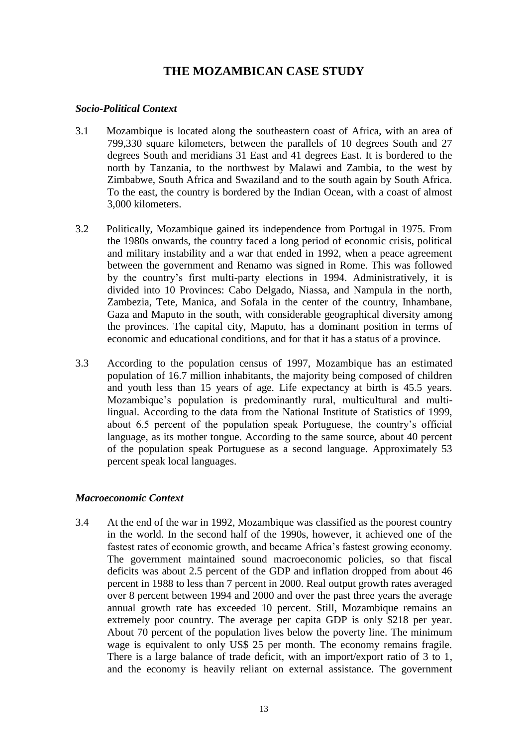# THE MOZAMBICAN CASE STUDY

### *Socio-Political Context*

3.1 Mozambique is located along the southeastern coast of Africa, with an area of 799,330 square kilometers, between the parallels of 10 degrees South and 27 degrees South and meridians 31 East and 41 degrees East. It is bordered to the north by Tanzania, to the northwest by Malawi and Zambia, to the west by Zimbabwe, South Africa and Swaziland and to the south again by South Africa. To the east, the country is bordered by the Indian Ocean, with a coast of almost 3,000 kilometers.

3.2 Politically, Mozambique gained its independence from Portugal in 1975. From the 1980s onwards, the country faced a long period of economic crisis, political and military instability and a war that ended in 1992, when a peace agreement between the government and Renamo was signed in Rome. This was followed by the country's first multi-party elections in 1994. Administratively, it is divided into 10 Provinces: Cabo Delgado, Niassa, and Nampula in the north, Zambezia, Tete, Manica, and Sofala in the center of the country, Inhambane, Gaza and Maputo in the south, with considerable geographical diversity among the provinces. The capital city, Maputo, has a dominant position in terms of economic and educational conditions, and for that it has a status of a province.

3.3 According to the population census of 1997, Mozambique has an estimated population of 16.7 million inhabitants, the majority being composed of children and youth less than 15 years of age. Life expectancy at birth is 45.5 years. Mozambique's population is predominantly rural, multicultural and multi-lingual. According to the data from the National Institute of Statistics of 1999, about 6.5 percent of the population speak Portuguese, the country's official language, as its mother tongue. According to the same source, about 40 percent of the population speak Portuguese as a second language. Approximately 53 percent speak local languages.

### *Macroeconomic Context*

3.4 At the end of the war in 1992, Mozambique was classified as the poorest country in the world. In the second half of the 1990s, however, it achieved one of the fastest rates of economic growth, and became Africa's fastest growing economy. The government maintained sound macroeconomic policies, so that fiscal deficits was about 2.5 percent of the GDP and inflation dropped from about 46 percent in 1988 to less than 7 percent in 2000. Real output growth rates averaged over 8 percent between 1994 and 2000 and over the past three years the average annual growth rate has exceeded 10 percent. Still, Mozambique remains an extremely poor country. The average per capita GDP is only \$218 per year. About 70 percent of the population lives below the poverty line. The minimum wage is equivalent to only US\$ 25 per month. The economy remains fragile. There is a large balance of trade deficit, with an import/export ratio of 3 to 1, and the economy is heavily reliant on external assistance. The government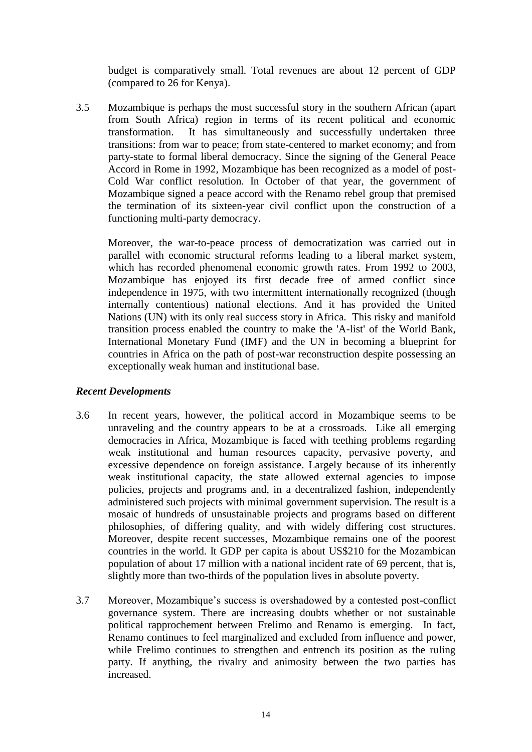budget is comparatively small. Total revenues are about 12 percent of GDP (compared to 26 for Kenya).

3.5 Mozambique is perhaps the most successful story in the southern African (apart from South Africa) region in terms of its recent political and economic transformation. It has simultaneously and successfully undertaken three transitions: from war to peace; from state-centered to market economy; and from party-state to formal liberal democracy. Since the signing of the General Peace Accord in Rome in 1992, Mozambique has been recognized as a model of post-Cold War conflict resolution. In October of that year, the government of Mozambique signed a peace accord with the Renamo rebel group that premised the termination of its sixteen-year civil conflict upon the construction of a functioning multi-party democracy.

Moreover, the war-to-peace process of democratization was carried out in parallel with economic structural reforms leading to a liberal market system, which has recorded phenomenal economic growth rates. From 1992 to 2003, Mozambique has enjoyed its first decade free of armed conflict since independence in 1975, with two intermittent internationally recognized (though internally contentious) national elections. And it has provided the United Nations (UN) with its only real success story in Africa. This risky and manifold transition process enabled the country to make the 'A-list' of the World Bank, International Monetary Fund (IMF) and the UN in becoming a blueprint for countries in Africa on the path of post-war reconstruction despite possessing an exceptionally weak human and institutional base.

### *Recent Developments*

3.6 In recent years, however, the political accord in Mozambique seems to be unraveling and the country appears to be at a crossroads. Like all emerging democracies in Africa, Mozambique is faced with teething problems regarding weak institutional and human resources capacity, pervasive poverty, and excessive dependence on foreign assistance. Largely because of its inherently weak institutional capacity, the state allowed external agencies to impose policies, projects and programs and, in a decentralized fashion, independently administered such projects with minimal government supervision. The result is a mosaic of hundreds of unsustainable projects and programs based on different philosophies, of differing quality, and with widely differing cost structures. Moreover, despite recent successes, Mozambique remains one of the poorest countries in the world. It GDP per capita is about US$210 for the Mozambican population of about 17 million with a national incident rate of 69 percent, that is, slightly more than two-thirds of the population lives in absolute poverty.

3.7 Moreover, Mozambique's success is overshadowed by a contested post-conflict governance system. There are increasing doubts whether or not sustainable political rapprochement between Frelimo and Renamo is emerging. In fact, Renamo continues to feel marginalized and excluded from influence and power, while Frelimo continues to strengthen and entrench its position as the ruling party. If anything, the rivalry and animosity between the two parties has increased.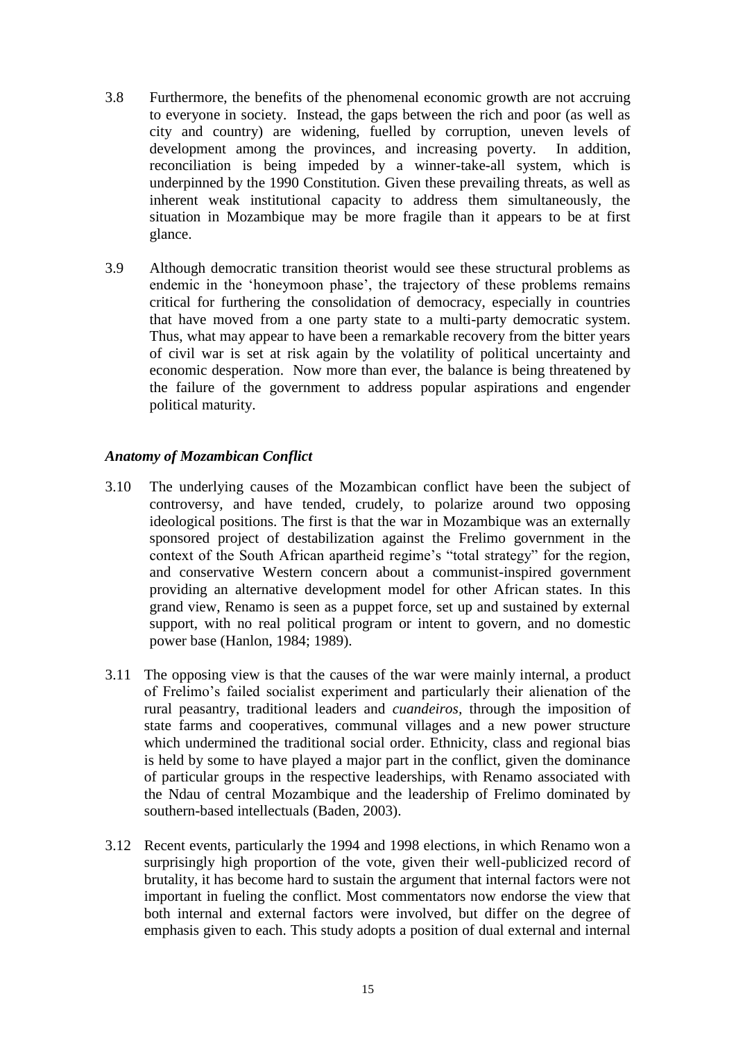3.8 Furthermore, the benefits of the phenomenal economic growth are not accruing to everyone in society. Instead, the gaps between the rich and poor (as well as city and country) are widening, fuelled by corruption, uneven levels of development among the provinces, and increasing poverty. In addition, reconciliation is being impeded by a winner-take-all system, which is underpinned by the 1990 Constitution. Given these prevailing threats, as well as inherent weak institutional capacity to address them simultaneously, the situation in Mozambique may be more fragile than it appears to be at first glance.

3.9 Although democratic transition theorist would see these structural problems as endemic in the 'honeymoon phase', the trajectory of these problems remains critical for furthering the consolidation of democracy, especially in countries that have moved from a one party state to a multi-party democratic system. Thus, what may appear to have been a remarkable recovery from the bitter years of civil war is set at risk again by the volatility of political uncertainty and economic desperation. Now more than ever, the balance is being threatened by the failure of the government to address popular aspirations and engender political maturity.

### *Anatomy of Mozambican Conflict*

3.10 The underlying causes of the Mozambican conflict have been the subject of controversy, and have tended, crudely, to polarize around two opposing ideological positions. The first is that the war in Mozambique was an externally sponsored project of destabilization against the Frelimo government in the context of the South African apartheid regime's "total strategy" for the region, and conservative Western concern about a communist-inspired government providing an alternative development model for other African states. In this grand view, Renamo is seen as a puppet force, set up and sustained by external support, with no real political program or intent to govern, and no domestic power base (Hanlon, 1984; 1989).

3.11 The opposing view is that the causes of the war were mainly internal, a product of Frelimo's failed socialist experiment and particularly their alienation of the rural peasantry, traditional leaders and *cuandeiros*, through the imposition of state farms and cooperatives, communal villages and a new power structure which undermined the traditional social order. Ethnicity, class and regional bias is held by some to have played a major part in the conflict, given the dominance of particular groups in the respective leaderships, with Renamo associated with the Ndau of central Mozambique and the leadership of Frelimo dominated by southern-based intellectuals (Baden, 2003).

3.12 Recent events, particularly the 1994 and 1998 elections, in which Renamo won a surprisingly high proportion of the vote, given their well-publicized record of brutality, it has become hard to sustain the argument that internal factors were not important in fueling the conflict. Most commentators now endorse the view that both internal and external factors were involved, but differ on the degree of emphasis given to each. This study adopts a position of dual external and internal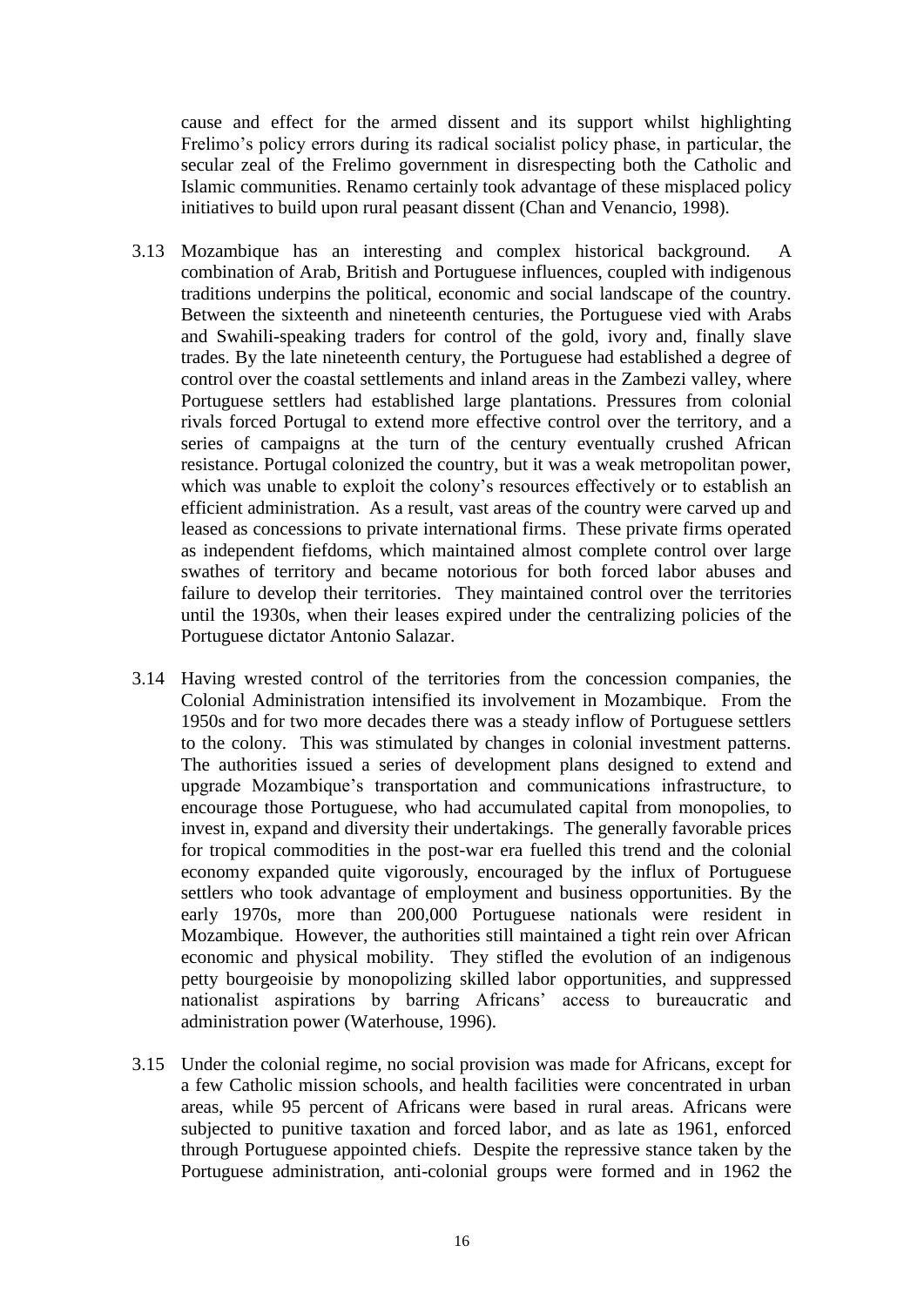cause and effect for the armed dissent and its support whilst highlighting Frelimo's policy errors during its radical socialist policy phase, in particular, the secular zeal of the Frelimo government in disrespecting both the Catholic and Islamic communities. Renamo certainly took advantage of these misplaced policy initiatives to build upon rural peasant dissent (Chan and Venancio, 1998).

3.13 Mozambique has an interesting and complex historical background. A combination of Arab, British and Portuguese influences, coupled with indigenous traditions underpins the political, economic and social landscape of the country. Between the sixteenth and nineteenth centuries, the Portuguese vied with Arabs and Swahili-speaking traders for control of the gold, ivory and, finally slave trades. By the late nineteenth century, the Portuguese had established a degree of control over the coastal settlements and inland areas in the Zambezi valley, where Portuguese settlers had established large plantations. Pressures from colonial rivals forced Portugal to extend more effective control over the territory, and a series of campaigns at the turn of the century eventually crushed African resistance. Portugal colonized the country, but it was a weak metropolitan power, which was unable to exploit the colony's resources effectively or to establish an efficient administration. As a result, vast areas of the country were carved up and leased as concessions to private international firms. These private firms operated as independent fiefdoms, which maintained almost complete control over large swathes of territory and became notorious for both forced labor abuses and failure to develop their territories. They maintained control over the territories until the 1930s, when their leases expired under the centralizing policies of the Portuguese dictator Antonio Salazar.

3.14 Having wrested control of the territories from the concession companies, the Colonial Administration intensified its involvement in Mozambique. From the 1950s and for two more decades there was a steady inflow of Portuguese settlers to the colony. This was stimulated by changes in colonial investment patterns. The authorities issued a series of development plans designed to extend and upgrade Mozambique's transportation and communications infrastructure, to encourage those Portuguese, who had accumulated capital from monopolies, to invest in, expand and diversity their undertakings. The generally favorable prices for tropical commodities in the post-war era fuelled this trend and the colonial economy expanded quite vigorously, encouraged by the influx of Portuguese settlers who took advantage of employment and business opportunities. By the early 1970s, more than 200,000 Portuguese nationals were resident in Mozambique. However, the authorities still maintained a tight rein over African economic and physical mobility. They stifled the evolution of an indigenous petty bourgeoisie by monopolizing skilled labor opportunities, and suppressed nationalist aspirations by barring Africans' access to bureaucratic and administration power (Waterhouse, 1996).

3.15 Under the colonial regime, no social provision was made for Africans, except for a few Catholic mission schools, and health facilities were concentrated in urban areas, while 95 percent of Africans were based in rural areas. Africans were subjected to punitive taxation and forced labor, and as late as 1961, enforced through Portuguese appointed chiefs. Despite the repressive stance taken by the Portuguese administration, anti-colonial groups were formed and in 1962 the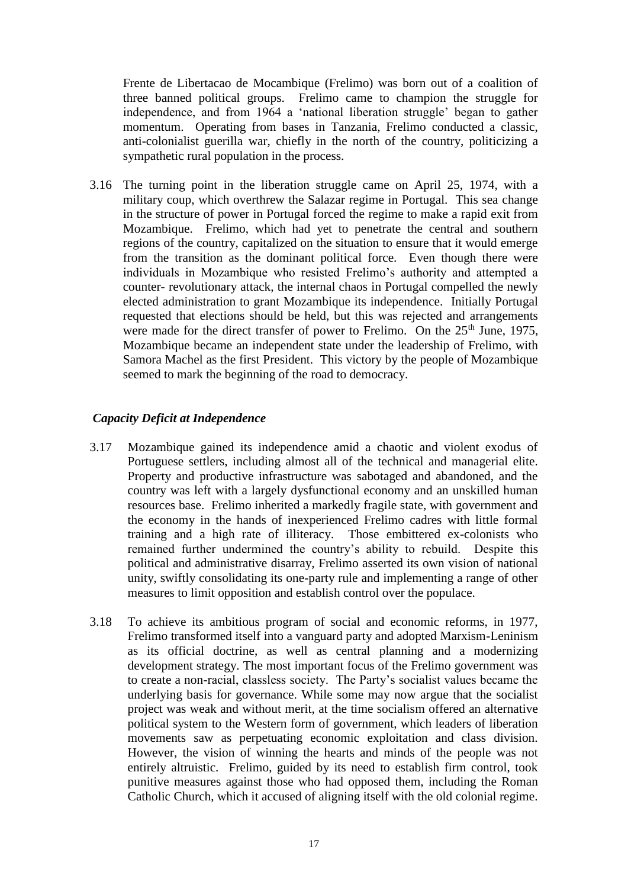Frente de Libertacao de Mocambique (Frelimo) was born out of a coalition of three banned political groups. Frelimo came to champion the struggle for independence, and from 1964 a 'national liberation struggle' began to gather momentum. Operating from bases in Tanzania, Frelimo conducted a classic, anti-colonialist guerilla war, chiefly in the north of the country, politicizing a sympathetic rural population in the process.

3.16 The turning point in the liberation struggle came on April 25, 1974, with a military coup, which overthrew the Salazar regime in Portugal. This sea change in the structure of power in Portugal forced the regime to make a rapid exit from Mozambique. Frelimo, which had yet to penetrate the central and southern regions of the country, capitalized on the situation to ensure that it would emerge from the transition as the dominant political force. Even though there were individuals in Mozambique who resisted Frelimo's authority and attempted a counter- revolutionary attack, the internal chaos in Portugal compelled the newly elected administration to grant Mozambique its independence. Initially Portugal requested that elections should be held, but this was rejected and arrangements were made for the direct transfer of power to Frelimo. On the 25th June, 1975, Mozambique became an independent state under the leadership of Frelimo, with Samora Machel as the first President. This victory by the people of Mozambique seemed to mark the beginning of the road to democracy.

### *Capacity Deficit at Independence*

3.17 Mozambique gained its independence amid a chaotic and violent exodus of Portuguese settlers, including almost all of the technical and managerial elite. Property and productive infrastructure was sabotaged and abandoned, and the country was left with a largely dysfunctional economy and an unskilled human resources base. Frelimo inherited a markedly fragile state, with government and the economy in the hands of inexperienced Frelimo cadres with little formal training and a high rate of illiteracy. Those embittered ex-colonists who remained further undermined the country's ability to rebuild. Despite this political and administrative disarray, Frelimo asserted its own vision of national unity, swiftly consolidating its one-party rule and implementing a range of other measures to limit opposition and establish control over the populace.

3.18 To achieve its ambitious program of social and economic reforms, in 1977, Frelimo transformed itself into a vanguard party and adopted Marxism-Leninism as its official doctrine, as well as central planning and a modernizing development strategy. The most important focus of the Frelimo government was to create a non-racial, classless society. The Party's socialist values became the underlying basis for governance. While some may now argue that the socialist project was weak and without merit, at the time socialism offered an alternative political system to the Western form of government, which leaders of liberation movements saw as perpetuating economic exploitation and class division. However, the vision of winning the hearts and minds of the people was not entirely altruistic. Frelimo, guided by its need to establish firm control, took punitive measures against those who had opposed them, including the Roman Catholic Church, which it accused of aligning itself with the old colonial regime.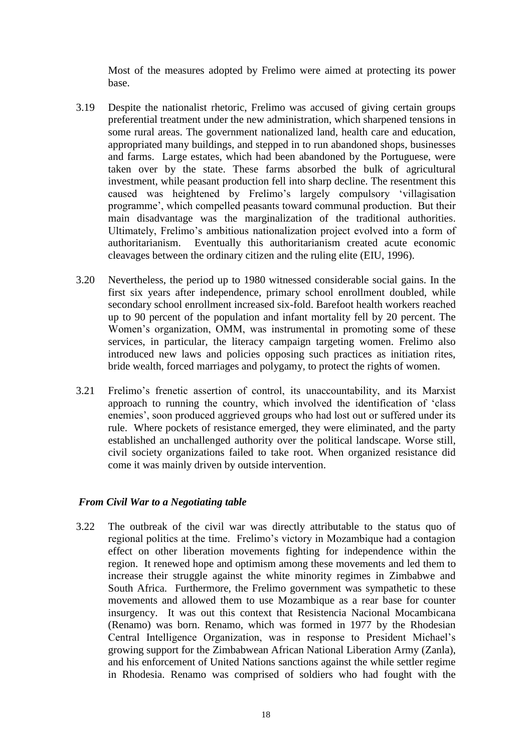Most of the measures adopted by Frelimo were aimed at protecting its power base.

3.19 Despite the nationalist rhetoric, Frelimo was accused of giving certain groups preferential treatment under the new administration, which sharpened tensions in some rural areas. The government nationalized land, health care and education, appropriated many buildings, and stepped in to run abandoned shops, businesses and farms. Large estates, which had been abandoned by the Portuguese, were taken over by the state. These farms absorbed the bulk of agricultural investment, while peasant production fell into sharp decline. The resentment this caused was heightened by Frelimo's largely compulsory 'villagisation programme', which compelled peasants toward communal production. But their main disadvantage was the marginalization of the traditional authorities. Ultimately, Frelimo's ambitious nationalization project evolved into a form of authoritarianism. Eventually this authoritarianism created acute economic cleavages between the ordinary citizen and the ruling elite (EIU, 1996).

3.20 Nevertheless, the period up to 1980 witnessed considerable social gains. In the first six years after independence, primary school enrollment doubled, while secondary school enrollment increased six-fold. Barefoot health workers reached up to 90 percent of the population and infant mortality fell by 20 percent. The Women's organization, OMM, was instrumental in promoting some of these services, in particular, the literacy campaign targeting women. Frelimo also introduced new laws and policies opposing such practices as initiation rites, bride wealth, forced marriages and polygamy, to protect the rights of women.

3.21 Frelimo's frenetic assertion of control, its unaccountability, and its Marxist approach to running the country, which involved the identification of 'class enemies', soon produced aggrieved groups who had lost out or suffered under its rule. Where pockets of resistance emerged, they were eliminated, and the party established an unchallenged authority over the political landscape. Worse still, civil society organizations failed to take root. When organized resistance did come it was mainly driven by outside intervention.

### *From Civil War to a Negotiating table*

3.22 The outbreak of the civil war was directly attributable to the status quo of regional politics at the time. Frelimo's victory in Mozambique had a contagion effect on other liberation movements fighting for independence within the region. It renewed hope and optimism among these movements and led them to increase their struggle against the white minority regimes in Zimbabwe and South Africa. Furthermore, the Frelimo government was sympathetic to these movements and allowed them to use Mozambique as a rear base for counter insurgency. It was out this context that Resistencia Nacional Mocambicana (Renamo) was born. Renamo, which was formed in 1977 by the Rhodesian Central Intelligence Organization, was in response to President Michael's growing support for the Zimbabwean African National Liberation Army (Zanla), and his enforcement of United Nations sanctions against the while settler regime in Rhodesia. Renamo was comprised of soldiers who had fought with the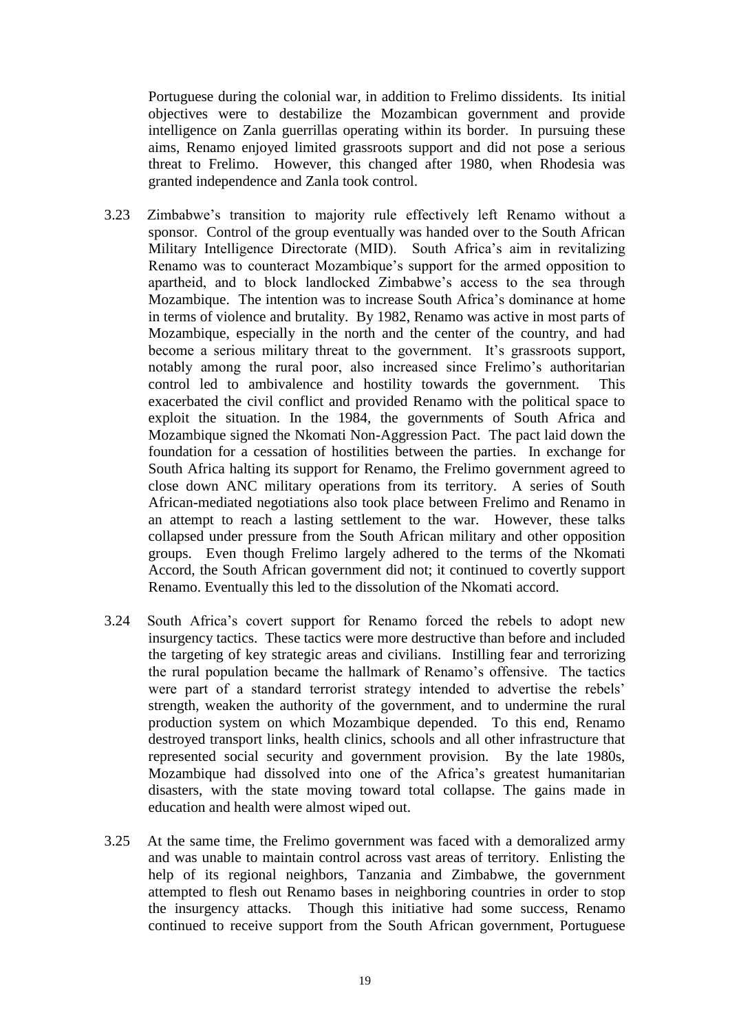Portuguese during the colonial war, in addition to Frelimo dissidents. Its initial objectives were to destabilize the Mozambican government and provide intelligence on Zanla guerrillas operating within its border. In pursuing these aims, Renamo enjoyed limited grassroots support and did not pose a serious threat to Frelimo. However, this changed after 1980, when Rhodesia was granted independence and Zanla took control.

3.23 Zimbabwe's transition to majority rule effectively left Renamo without a sponsor. Control of the group eventually was handed over to the South African Military Intelligence Directorate (MID). South Africa's aim in revitalizing Renamo was to counteract Mozambique's support for the armed opposition to apartheid, and to block landlocked Zimbabwe's access to the sea through Mozambique. The intention was to increase South Africa's dominance at home in terms of violence and brutality. By 1982, Renamo was active in most parts of Mozambique, especially in the north and the center of the country, and had become a serious military threat to the government. It's grassroots support, notably among the rural poor, also increased since Frelimo's authoritarian control led to ambivalence and hostility towards the government. This exacerbated the civil conflict and provided Renamo with the political space to exploit the situation. In the 1984, the governments of South Africa and Mozambique signed the Nkomati Non-Aggression Pact. The pact laid down the foundation for a cessation of hostilities between the parties. In exchange for South Africa halting its support for Renamo, the Frelimo government agreed to close down ANC military operations from its territory. A series of South African-mediated negotiations also took place between Frelimo and Renamo in an attempt to reach a lasting settlement to the war. However, these talks collapsed under pressure from the South African military and other opposition groups. Even though Frelimo largely adhered to the terms of the Nkomati Accord, the South African government did not; it continued to covertly support Renamo. Eventually this led to the dissolution of the Nkomati accord.

3.24 South Africa's covert support for Renamo forced the rebels to adopt new insurgency tactics. These tactics were more destructive than before and included the targeting of key strategic areas and civilians. Instilling fear and terrorizing the rural population became the hallmark of Renamo's offensive. The tactics were part of a standard terrorist strategy intended to advertise the rebels' strength, weaken the authority of the government, and to undermine the rural production system on which Mozambique depended. To this end, Renamo destroyed transport links, health clinics, schools and all other infrastructure that represented social security and government provision. By the late 1980s, Mozambique had dissolved into one of the Africa's greatest humanitarian disasters, with the state moving toward total collapse. The gains made in education and health were almost wiped out.

3.25 At the same time, the Frelimo government was faced with a demoralized army and was unable to maintain control across vast areas of territory. Enlisting the help of its regional neighbors, Tanzania and Zimbabwe, the government attempted to flesh out Renamo bases in neighboring countries in order to stop the insurgency attacks. Though this initiative had some success, Renamo continued to receive support from the South African government, Portuguese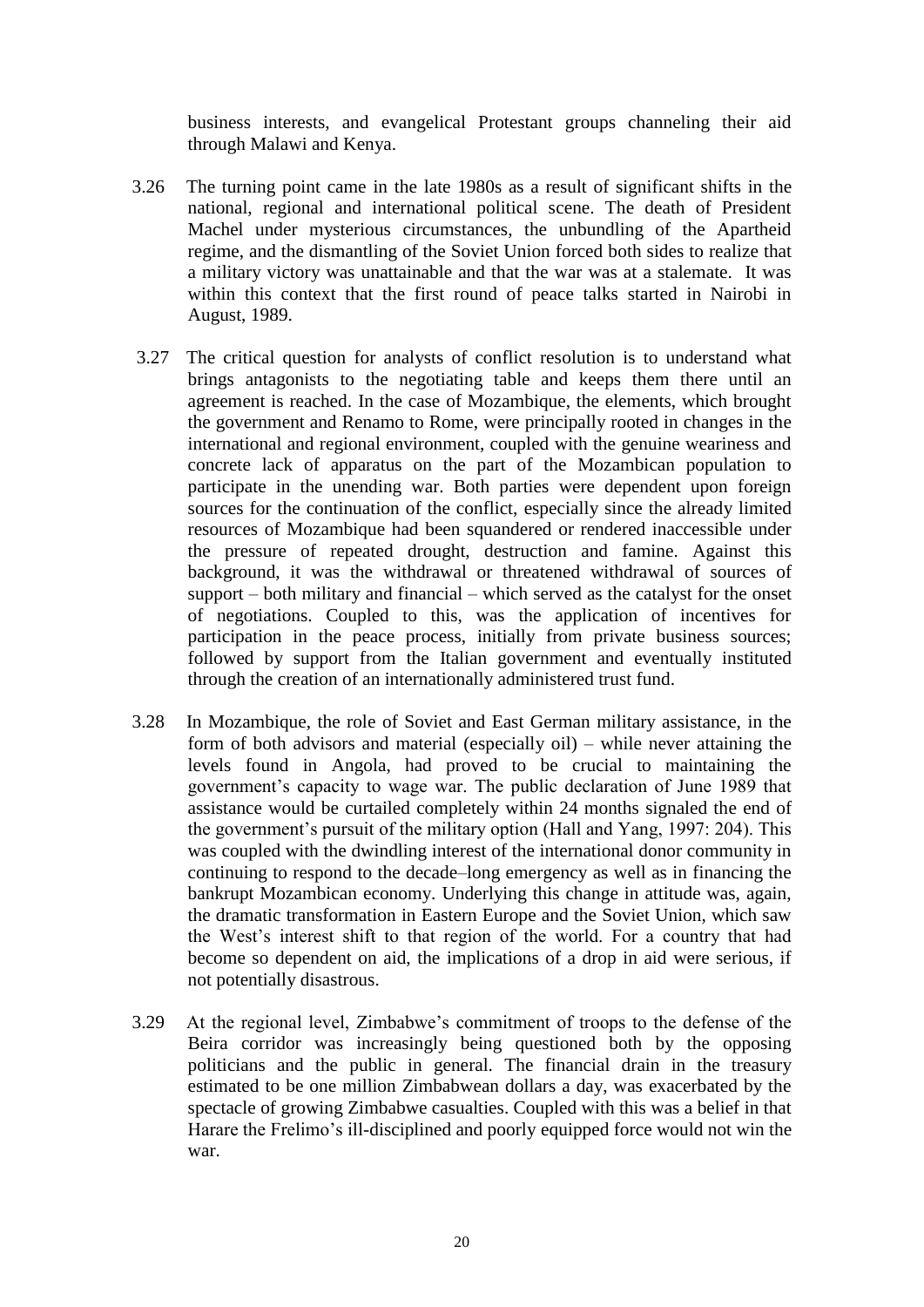business interests, and evangelical Protestant groups channeling their aid through Malawi and Kenya.

3.26 The turning point came in the late 1980s as a result of significant shifts in the national, regional and international political scene. The death of President Machel under mysterious circumstances, the unbundling of the Apartheid regime, and the dismantling of the Soviet Union forced both sides to realize that a military victory was unattainable and that the war was at a stalemate. It was within this context that the first round of peace talks started in Nairobi in August, 1989.

3.27 The critical question for analysts of conflict resolution is to understand what brings antagonists to the negotiating table and keeps them there until an agreement is reached. In the case of Mozambique, the elements, which brought the government and Renamo to Rome, were principally rooted in changes in the international and regional environment, coupled with the genuine weariness and concrete lack of apparatus on the part of the Mozambican population to participate in the unending war. Both parties were dependent upon foreign sources for the continuation of the conflict, especially since the already limited resources of Mozambique had been squandered or rendered inaccessible under the pressure of repeated drought, destruction and famine. Against this background, it was the withdrawal or threatened withdrawal of sources of support – both military and financial – which served as the catalyst for the onset of negotiations. Coupled to this, was the application of incentives for participation in the peace process, initially from private business sources; followed by support from the Italian government and eventually instituted through the creation of an internationally administered trust fund.

3.28 In Mozambique, the role of Soviet and East German military assistance, in the form of both advisors and material (especially oil) – while never attaining the levels found in Angola, had proved to be crucial to maintaining the government's capacity to wage war. The public declaration of June 1989 that assistance would be curtailed completely within 24 months signaled the end of the government's pursuit of the military option (Hall and Yang, 1997: 204). This was coupled with the dwindling interest of the international donor community in continuing to respond to the decade–long emergency as well as in financing the bankrupt Mozambican economy. Underlying this change in attitude was, again, the dramatic transformation in Eastern Europe and the Soviet Union, which saw the West's interest shift to that region of the world. For a country that had become so dependent on aid, the implications of a drop in aid were serious, if not potentially disastrous.

3.29 At the regional level, Zimbabwe's commitment of troops to the defense of the Beira corridor was increasingly being questioned both by the opposing politicians and the public in general. The financial drain in the treasury estimated to be one million Zimbabwean dollars a day, was exacerbated by the spectacle of growing Zimbabwe casualties. Coupled with this was a belief in that Harare the Frelimo's ill-disciplined and poorly equipped force would not win the war.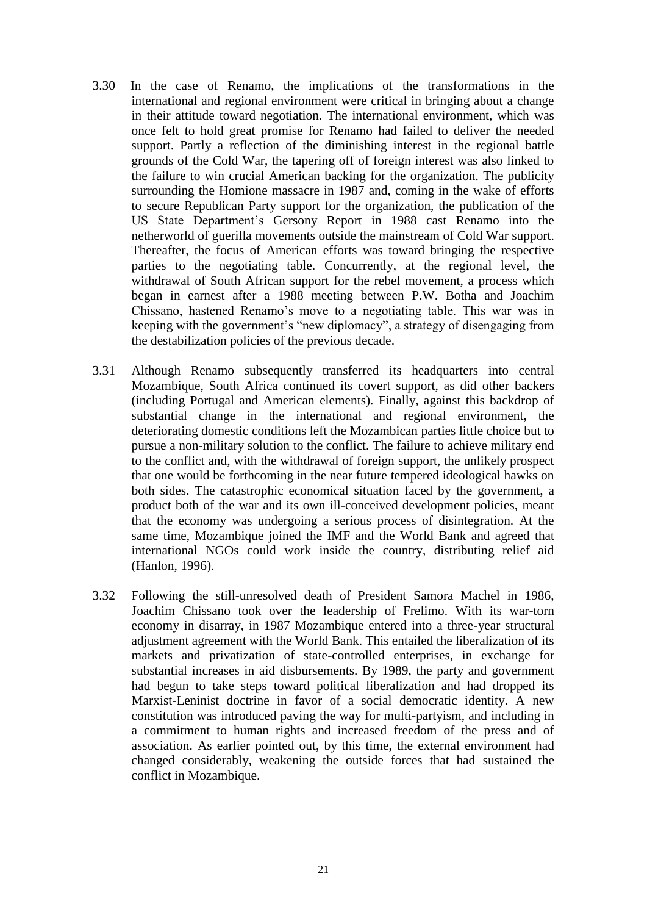3.30 In the case of Renamo, the implications of the transformations in the international and regional environment were critical in bringing about a change in their attitude toward negotiation. The international environment, which was once felt to hold great promise for Renamo had failed to deliver the needed support. Partly a reflection of the diminishing interest in the regional battle grounds of the Cold War, the tapering off of foreign interest was also linked to the failure to win crucial American backing for the organization. The publicity surrounding the Homione massacre in 1987 and, coming in the wake of efforts to secure Republican Party support for the organization, the publication of the US State Department's Gersony Report in 1988 cast Renamo into the netherworld of guerilla movements outside the mainstream of Cold War support. Thereafter, the focus of American efforts was toward bringing the respective parties to the negotiating table. Concurrently, at the regional level, the withdrawal of South African support for the rebel movement, a process which began in earnest after a 1988 meeting between P.W. Botha and Joachim Chissano, hastened Renamo's move to a negotiating table. This war was in keeping with the government's "new diplomacy", a strategy of disengaging from the destabilization policies of the previous decade.

3.31 Although Renamo subsequently transferred its headquarters into central Mozambique, South Africa continued its covert support, as did other backers (including Portugal and American elements). Finally, against this backdrop of substantial change in the international and regional environment, the deteriorating domestic conditions left the Mozambican parties little choice but to pursue a non-military solution to the conflict. The failure to achieve military end to the conflict and, with the withdrawal of foreign support, the unlikely prospect that one would be forthcoming in the near future tempered ideological hawks on both sides. The catastrophic economical situation faced by the government, a product both of the war and its own ill-conceived development policies, meant that the economy was undergoing a serious process of disintegration. At the same time, Mozambique joined the IMF and the World Bank and agreed that international NGOs could work inside the country, distributing relief aid (Hanlon, 1996).

3.32 Following the still-unresolved death of President Samora Machel in 1986, Joachim Chissano took over the leadership of Frelimo. With its war-torn economy in disarray, in 1987 Mozambique entered into a three-year structural adjustment agreement with the World Bank. This entailed the liberalization of its markets and privatization of state-controlled enterprises, in exchange for substantial increases in aid disbursements. By 1989, the party and government had begun to take steps toward political liberalization and had dropped its Marxist-Leninist doctrine in favor of a social democratic identity. A new constitution was introduced paving the way for multi-partyism, and including in a commitment to human rights and increased freedom of the press and of association. As earlier pointed out, by this time, the external environment had changed considerably, weakening the outside forces that had sustained the conflict in Mozambique.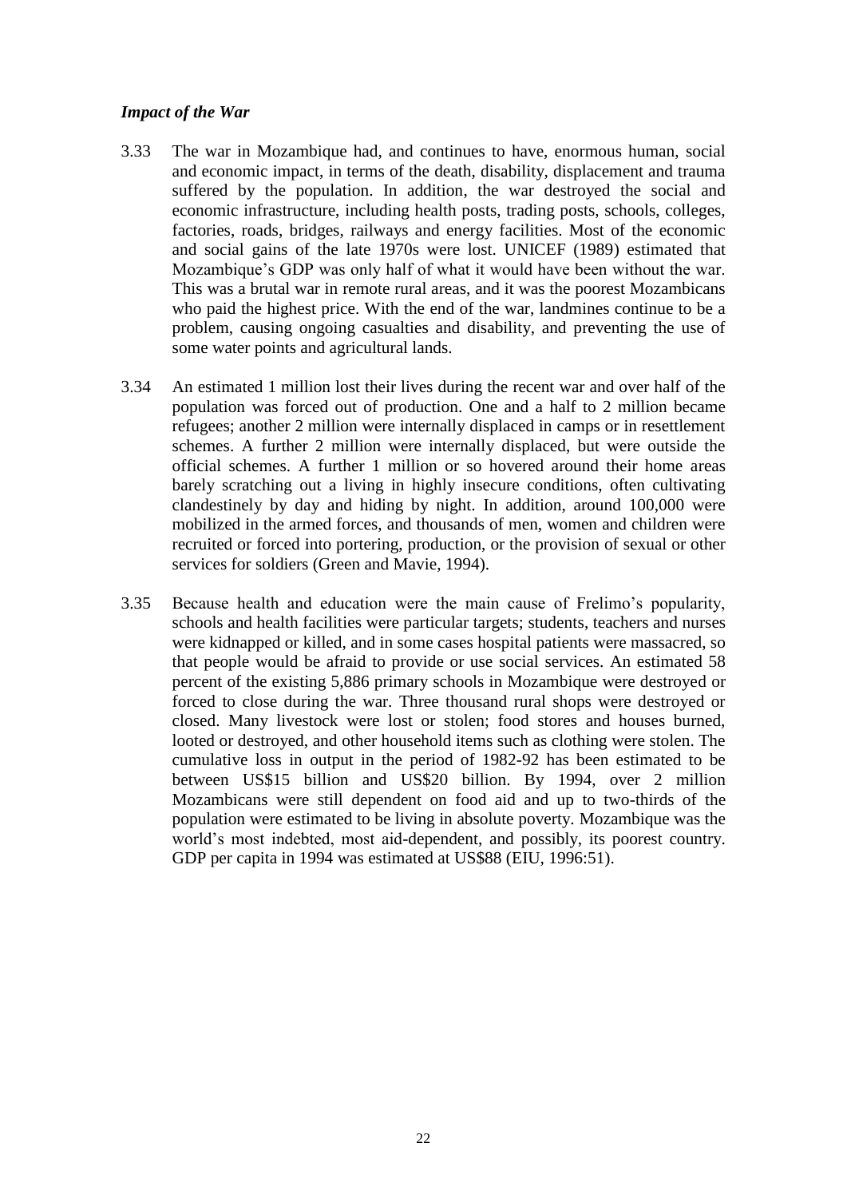*Impact of the War*

3.33 The war in Mozambique had, and continues to have, enormous human, social and economic impact, in terms of the death, disability, displacement and trauma suffered by the population. In addition, the war destroyed the social and economic infrastructure, including health posts, trading posts, schools, colleges, factories, roads, bridges, railways and energy facilities. Most of the economic and social gains of the late 1970s were lost. UNICEF (1989) estimated that Mozambique's GDP was only half of what it would have been without the war. This was a brutal war in remote rural areas, and it was the poorest Mozambicans who paid the highest price. With the end of the war, landmines continue to be a problem, causing ongoing casualties and disability, and preventing the use of some water points and agricultural lands.

3.34 An estimated 1 million lost their lives during the recent war and over half of the population was forced out of production. One and a half to 2 million became refugees; another 2 million were internally displaced in camps or in resettlement schemes. A further 2 million were internally displaced, but were outside the official schemes. A further 1 million or so hovered around their home areas barely scratching out a living in highly insecure conditions, often cultivating clandestinely by day and hiding by night. In addition, around 100,000 were mobilized in the armed forces, and thousands of men, women and children were recruited or forced into portering, production, or the provision of sexual or other services for soldiers (Green and Mavie, 1994).

3.35 Because health and education were the main cause of Frelimo's popularity, schools and health facilities were particular targets; students, teachers and nurses were kidnapped or killed, and in some cases hospital patients were massacred, so that people would be afraid to provide or use social services. An estimated 58 percent of the existing 5,886 primary schools in Mozambique were destroyed or forced to close during the war. Three thousand rural shops were destroyed or closed. Many livestock were lost or stolen; food stores and houses burned, looted or destroyed, and other household items such as clothing were stolen. The cumulative loss in output in the period of 1982-92 has been estimated to be between US$15 billion and US$20 billion. By 1994, over 2 million Mozambicans were still dependent on food aid and up to two-thirds of the population were estimated to be living in absolute poverty. Mozambique was the world's most indebted, most aid-dependent, and possibly, its poorest country. GDP per capita in 1994 was estimated at US$88 (EIU, 1996:51).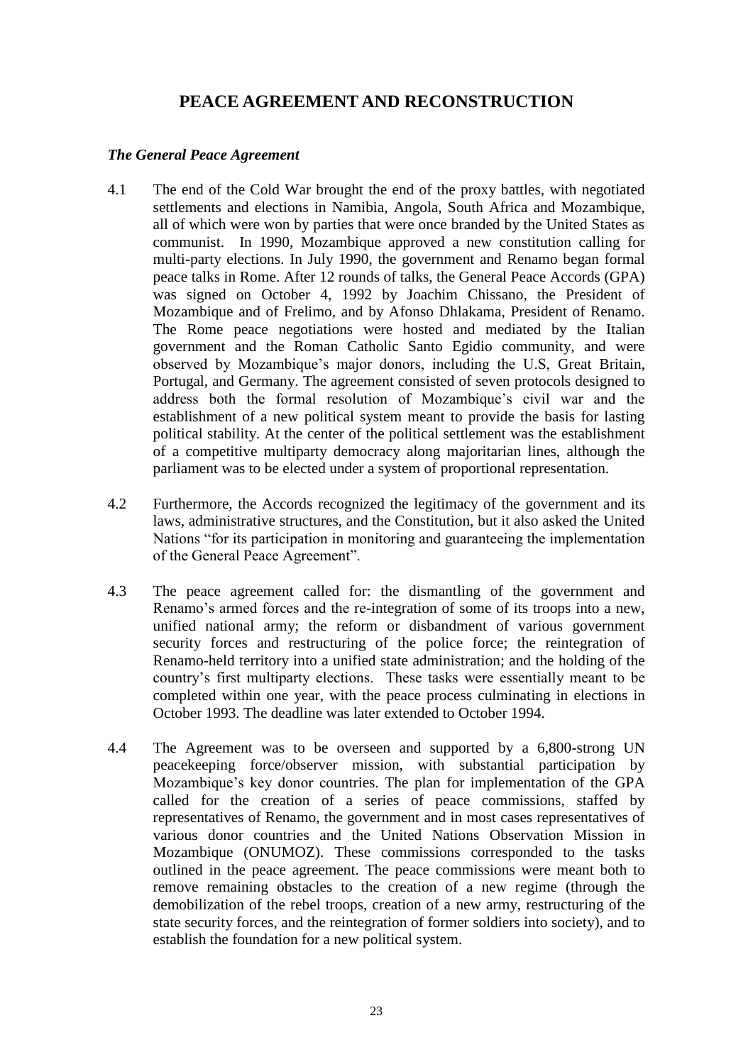# PEACE AGREEMENT AND RECONSTRUCTION

### *The General Peace Agreement*

4.1 The end of the Cold War brought the end of the proxy battles, with negotiated settlements and elections in Namibia, Angola, South Africa and Mozambique, all of which were won by parties that were once branded by the United States as communist. In 1990, Mozambique approved a new constitution calling for multi-party elections. In July 1990, the government and Renamo began formal peace talks in Rome. After 12 rounds of talks, the General Peace Accords (GPA) was signed on October 4, 1992 by Joachim Chissano, the President of Mozambique and of Frelimo, and by Afonso Dhlakama, President of Renamo. The Rome peace negotiations were hosted and mediated by the Italian government and the Roman Catholic Santo Egidio community, and were observed by Mozambique's major donors, including the U.S, Great Britain, Portugal, and Germany. The agreement consisted of seven protocols designed to address both the formal resolution of Mozambique's civil war and the establishment of a new political system meant to provide the basis for lasting political stability. At the center of the political settlement was the establishment of a competitive multiparty democracy along majoritarian lines, although the parliament was to be elected under a system of proportional representation.

4.2 Furthermore, the Accords recognized the legitimacy of the government and its laws, administrative structures, and the Constitution, but it also asked the United Nations "for its participation in monitoring and guaranteeing the implementation of the General Peace Agreement".

4.3 The peace agreement called for: the dismantling of the government and Renamo's armed forces and the re-integration of some of its troops into a new, unified national army; the reform or disbandment of various government security forces and restructuring of the police force; the reintegration of Renamo-held territory into a unified state administration; and the holding of the country's first multiparty elections. These tasks were essentially meant to be completed within one year, with the peace process culminating in elections in October 1993. The deadline was later extended to October 1994.

4.4 The Agreement was to be overseen and supported by a 6,800-strong UN peacekeeping force/observer mission, with substantial participation by Mozambique's key donor countries. The plan for implementation of the GPA called for the creation of a series of peace commissions, staffed by representatives of Renamo, the government and in most cases representatives of various donor countries and the United Nations Observation Mission in Mozambique (ONUMOZ). These commissions corresponded to the tasks outlined in the peace agreement. The peace commissions were meant both to remove remaining obstacles to the creation of a new regime (through the demobilization of the rebel troops, creation of a new army, restructuring of the state security forces, and the reintegration of former soldiers into society), and to establish the foundation for a new political system.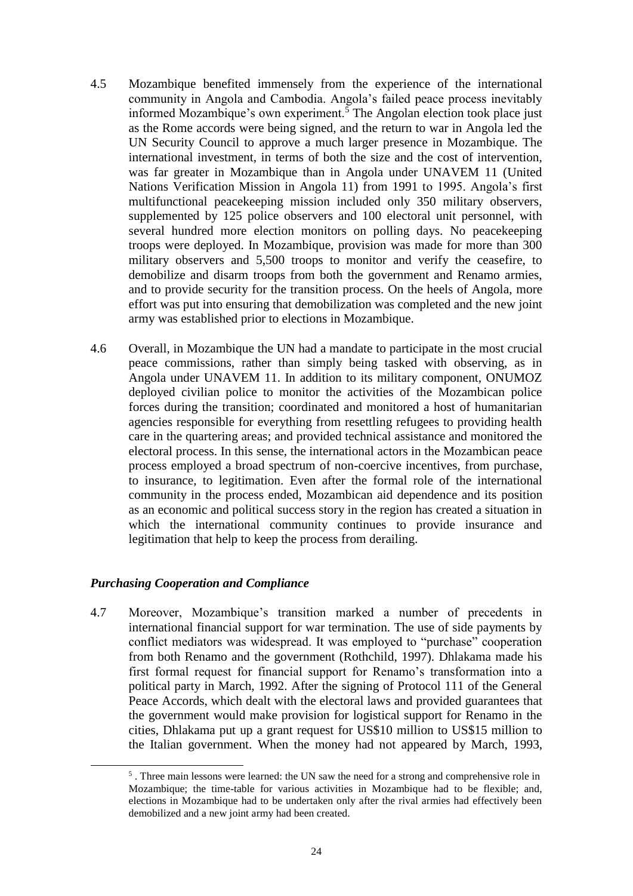4.5 Mozambique benefited immensely from the experience of the international community in Angola and Cambodia. Angola's failed peace process inevitably informed Mozambique's own experiment.[5] The Angolan election took place just as the Rome accords were being signed, and the return to war in Angola led the UN Security Council to approve a much larger presence in Mozambique. The international investment, in terms of both the size and the cost of intervention, was far greater in Mozambique than in Angola under UNAVEM 11 (United Nations Verification Mission in Angola 11) from 1991 to 1995. Angola's first multifunctional peacekeeping mission included only 350 military observers, supplemented by 125 police observers and 100 electoral unit personnel, with several hundred more election monitors on polling days. No peacekeeping troops were deployed. In Mozambique, provision was made for more than 300 military observers and 5,500 troops to monitor and verify the ceasefire, to demobilize and disarm troops from both the government and Renamo armies, and to provide security for the transition process. On the heels of Angola, more effort was put into ensuring that demobilization was completed and the new joint army was established prior to elections in Mozambique.

4.6 Overall, in Mozambique the UN had a mandate to participate in the most crucial peace commissions, rather than simply being tasked with observing, as in Angola under UNAVEM 11. In addition to its military component, ONUMOZ deployed civilian police to monitor the activities of the Mozambican police forces during the transition; coordinated and monitored a host of humanitarian agencies responsible for everything from resettling refugees to providing health care in the quartering areas; and provided technical assistance and monitored the electoral process. In this sense, the international actors in the Mozambican peace process employed a broad spectrum of non-coercive incentives, from purchase, to insurance, to legitimation. Even after the formal role of the international community in the process ended, Mozambican aid dependence and its position as an economic and political success story in the region has created a situation in which the international community continues to provide insurance and legitimation that help to keep the process from derailing.

### *Purchasing Cooperation and Compliance*

4.7 Moreover, Mozambique's transition marked a number of precedents in international financial support for war termination. The use of side payments by conflict mediators was widespread. It was employed to "purchase" cooperation from both Renamo and the government (Rothchild, 1997). Dhlakama made his first formal request for financial support for Renamo's transformation into a political party in March, 1992. After the signing of Protocol 111 of the General Peace Accords, which dealt with the electoral laws and provided guarantees that the government would make provision for logistical support for Renamo in the cities, Dhlakama put up a grant request for US$10 million to US$15 million to the Italian government. When the money had not appeared by March, 1993,

[5] . Three main lessons were learned: the UN saw the need for a strong and comprehensive role in Mozambique; the time-table for various activities in Mozambique had to be flexible; and, elections in Mozambique had to be undertaken only after the rival armies had effectively been demobilized and a new joint army had been created.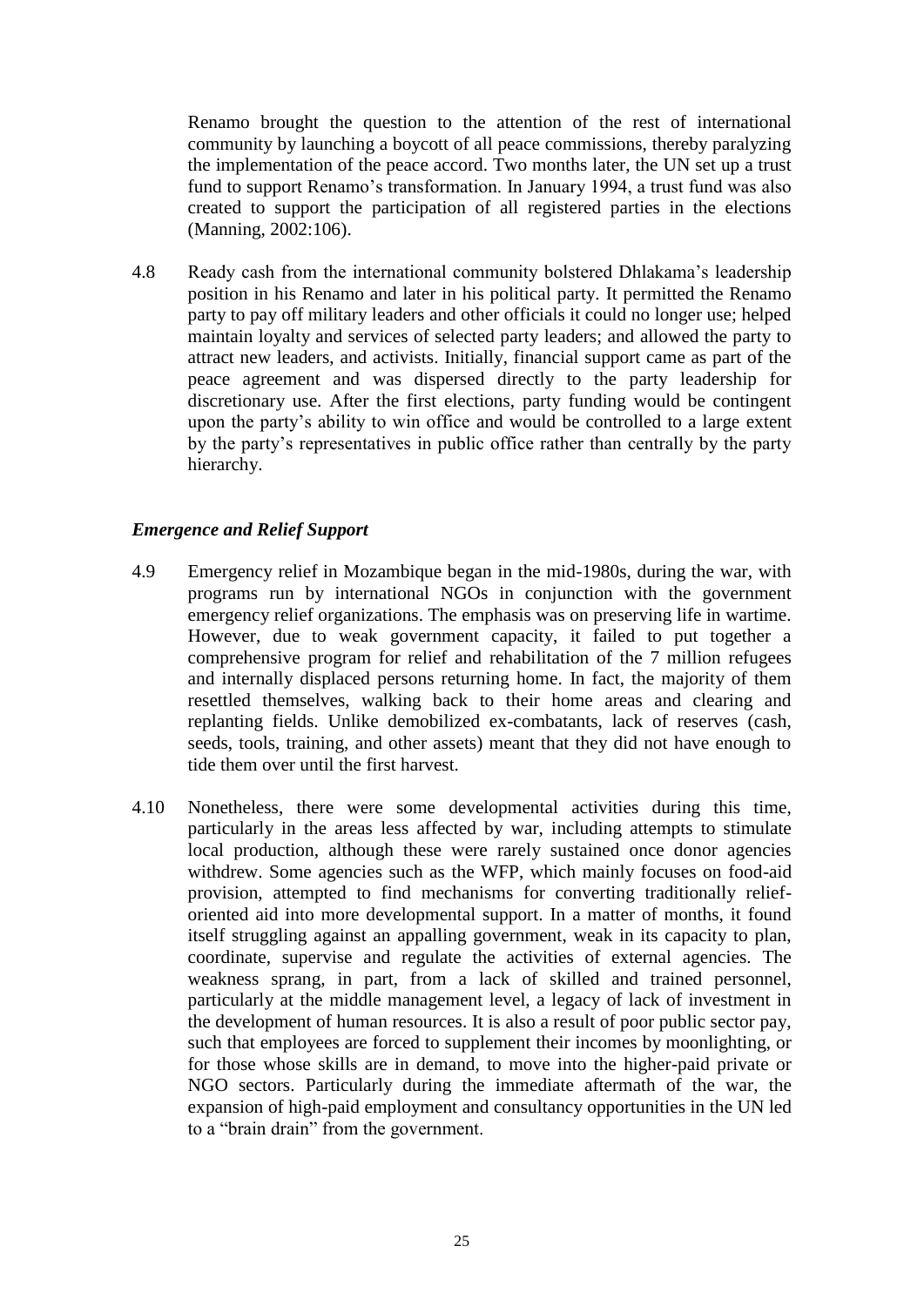Renamo brought the question to the attention of the rest of international community by launching a boycott of all peace commissions, thereby paralyzing the implementation of the peace accord. Two months later, the UN set up a trust fund to support Renamo's transformation. In January 1994, a trust fund was also created to support the participation of all registered parties in the elections (Manning, 2002:106).

4.8 Ready cash from the international community bolstered Dhlakama's leadership position in his Renamo and later in his political party. It permitted the Renamo party to pay off military leaders and other officials it could no longer use; helped maintain loyalty and services of selected party leaders; and allowed the party to attract new leaders, and activists. Initially, financial support came as part of the peace agreement and was dispersed directly to the party leadership for discretionary use. After the first elections, party funding would be contingent upon the party's ability to win office and would be controlled to a large extent by the party's representatives in public office rather than centrally by the party hierarchy.

### *Emergence and Relief Support*

4.9 Emergency relief in Mozambique began in the mid-1980s, during the war, with programs run by international NGOs in conjunction with the government emergency relief organizations. The emphasis was on preserving life in wartime. However, due to weak government capacity, it failed to put together a comprehensive program for relief and rehabilitation of the 7 million refugees and internally displaced persons returning home. In fact, the majority of them resettled themselves, walking back to their home areas and clearing and replanting fields. Unlike demobilized ex-combatants, lack of reserves (cash, seeds, tools, training, and other assets) meant that they did not have enough to tide them over until the first harvest.

4.10 Nonetheless, there were some developmental activities during this time, particularly in the areas less affected by war, including attempts to stimulate local production, although these were rarely sustained once donor agencies withdrew. Some agencies such as the WFP, which mainly focuses on food-aid provision, attempted to find mechanisms for converting traditionally relief-oriented aid into more developmental support. In a matter of months, it found itself struggling against an appalling government, weak in its capacity to plan, coordinate, supervise and regulate the activities of external agencies. The weakness sprang, in part, from a lack of skilled and trained personnel, particularly at the middle management level, a legacy of lack of investment in the development of human resources. It is also a result of poor public sector pay, such that employees are forced to supplement their incomes by moonlighting, or for those whose skills are in demand, to move into the higher-paid private or NGO sectors. Particularly during the immediate aftermath of the war, the expansion of high-paid employment and consultancy opportunities in the UN led to a "brain drain" from the government.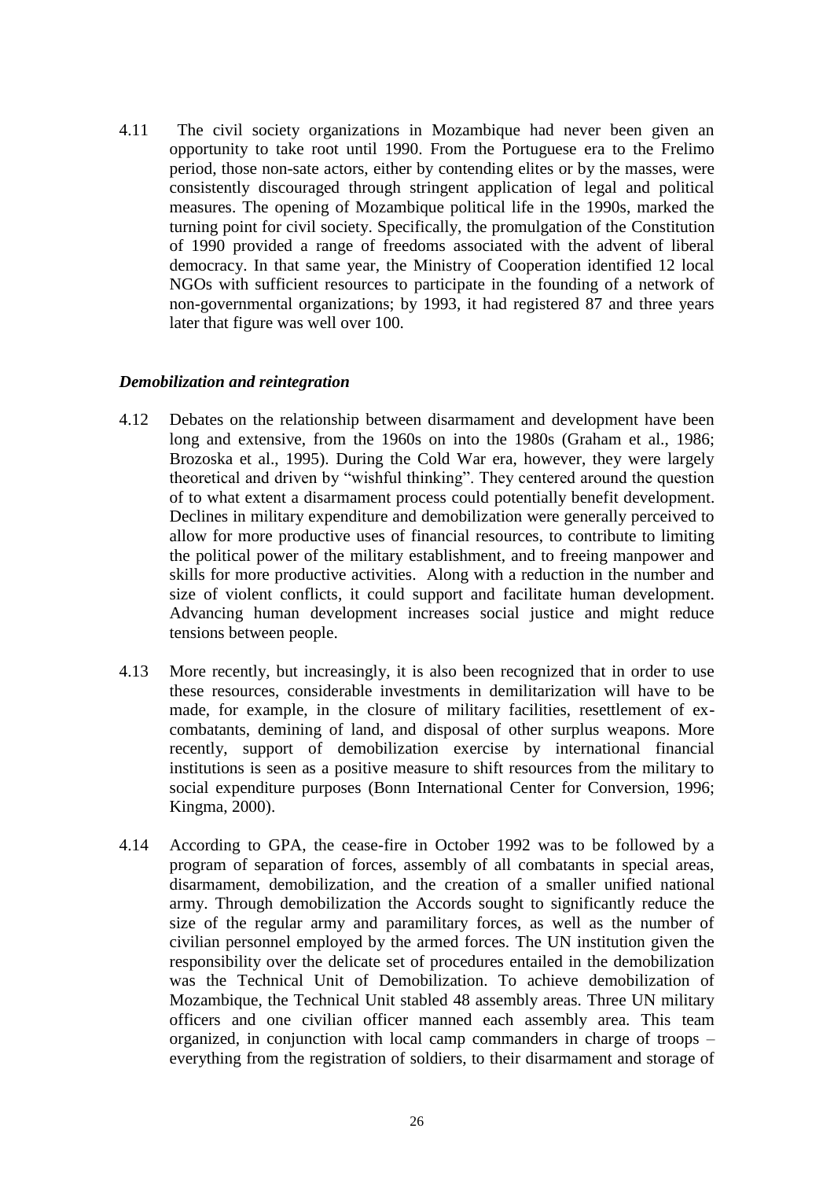4.11 The civil society organizations in Mozambique had never been given an opportunity to take root until 1990. From the Portuguese era to the Frelimo period, those non-sate actors, either by contending elites or by the masses, were consistently discouraged through stringent application of legal and political measures. The opening of Mozambique political life in the 1990s, marked the turning point for civil society. Specifically, the promulgation of the Constitution of 1990 provided a range of freedoms associated with the advent of liberal democracy. In that same year, the Ministry of Cooperation identified 12 local NGOs with sufficient resources to participate in the founding of a network of non-governmental organizations; by 1993, it had registered 87 and three years later that figure was well over 100.

***Demobilization and reintegration***

4.12 Debates on the relationship between disarmament and development have been long and extensive, from the 1960s on into the 1980s (Graham et al., 1986; Brozoska et al., 1995). During the Cold War era, however, they were largely theoretical and driven by "wishful thinking". They centered around the question of to what extent a disarmament process could potentially benefit development. Declines in military expenditure and demobilization were generally perceived to allow for more productive uses of financial resources, to contribute to limiting the political power of the military establishment, and to freeing manpower and skills for more productive activities. Along with a reduction in the number and size of violent conflicts, it could support and facilitate human development. Advancing human development increases social justice and might reduce tensions between people.

4.13 More recently, but increasingly, it is also been recognized that in order to use these resources, considerable investments in demilitarization will have to be made, for example, in the closure of military facilities, resettlement of ex-combatants, demining of land, and disposal of other surplus weapons. More recently, support of demobilization exercise by international financial institutions is seen as a positive measure to shift resources from the military to social expenditure purposes (Bonn International Center for Conversion, 1996; Kingma, 2000).

4.14 According to GPA, the cease-fire in October 1992 was to be followed by a program of separation of forces, assembly of all combatants in special areas, disarmament, demobilization, and the creation of a smaller unified national army. Through demobilization the Accords sought to significantly reduce the size of the regular army and paramilitary forces, as well as the number of civilian personnel employed by the armed forces. The UN institution given the responsibility over the delicate set of procedures entailed in the demobilization was the Technical Unit of Demobilization. To achieve demobilization of Mozambique, the Technical Unit stabled 48 assembly areas. Three UN military officers and one civilian officer manned each assembly area. This team organized, in conjunction with local camp commanders in charge of troops – everything from the registration of soldiers, to their disarmament and storage of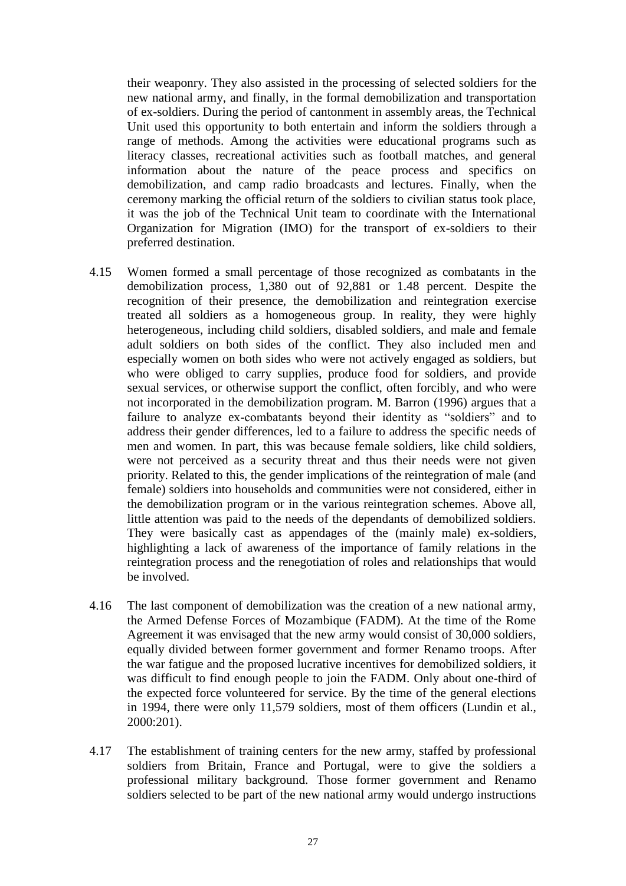their weaponry. They also assisted in the processing of selected soldiers for the new national army, and finally, in the formal demobilization and transportation of ex-soldiers. During the period of cantonment in assembly areas, the Technical Unit used this opportunity to both entertain and inform the soldiers through a range of methods. Among the activities were educational programs such as literacy classes, recreational activities such as football matches, and general information about the nature of the peace process and specifics on demobilization, and camp radio broadcasts and lectures. Finally, when the ceremony marking the official return of the soldiers to civilian status took place, it was the job of the Technical Unit team to coordinate with the International Organization for Migration (IMO) for the transport of ex-soldiers to their preferred destination.

4.15 Women formed a small percentage of those recognized as combatants in the demobilization process, 1,380 out of 92,881 or 1.48 percent. Despite the recognition of their presence, the demobilization and reintegration exercise treated all soldiers as a homogeneous group. In reality, they were highly heterogeneous, including child soldiers, disabled soldiers, and male and female adult soldiers on both sides of the conflict. They also included men and especially women on both sides who were not actively engaged as soldiers, but who were obliged to carry supplies, produce food for soldiers, and provide sexual services, or otherwise support the conflict, often forcibly, and who were not incorporated in the demobilization program. M. Barron (1996) argues that a failure to analyze ex-combatants beyond their identity as "soldiers" and to address their gender differences, led to a failure to address the specific needs of men and women. In part, this was because female soldiers, like child soldiers, were not perceived as a security threat and thus their needs were not given priority. Related to this, the gender implications of the reintegration of male (and female) soldiers into households and communities were not considered, either in the demobilization program or in the various reintegration schemes. Above all, little attention was paid to the needs of the dependants of demobilized soldiers. They were basically cast as appendages of the (mainly male) ex-soldiers, highlighting a lack of awareness of the importance of family relations in the reintegration process and the renegotiation of roles and relationships that would be involved.

4.16 The last component of demobilization was the creation of a new national army, the Armed Defense Forces of Mozambique (FADM). At the time of the Rome Agreement it was envisaged that the new army would consist of 30,000 soldiers, equally divided between former government and former Renamo troops. After the war fatigue and the proposed lucrative incentives for demobilized soldiers, it was difficult to find enough people to join the FADM. Only about one-third of the expected force volunteered for service. By the time of the general elections in 1994, there were only 11,579 soldiers, most of them officers (Lundin et al., 2000:201).

4.17 The establishment of training centers for the new army, staffed by professional soldiers from Britain, France and Portugal, were to give the soldiers a professional military background. Those former government and Renamo soldiers selected to be part of the new national army would undergo instructions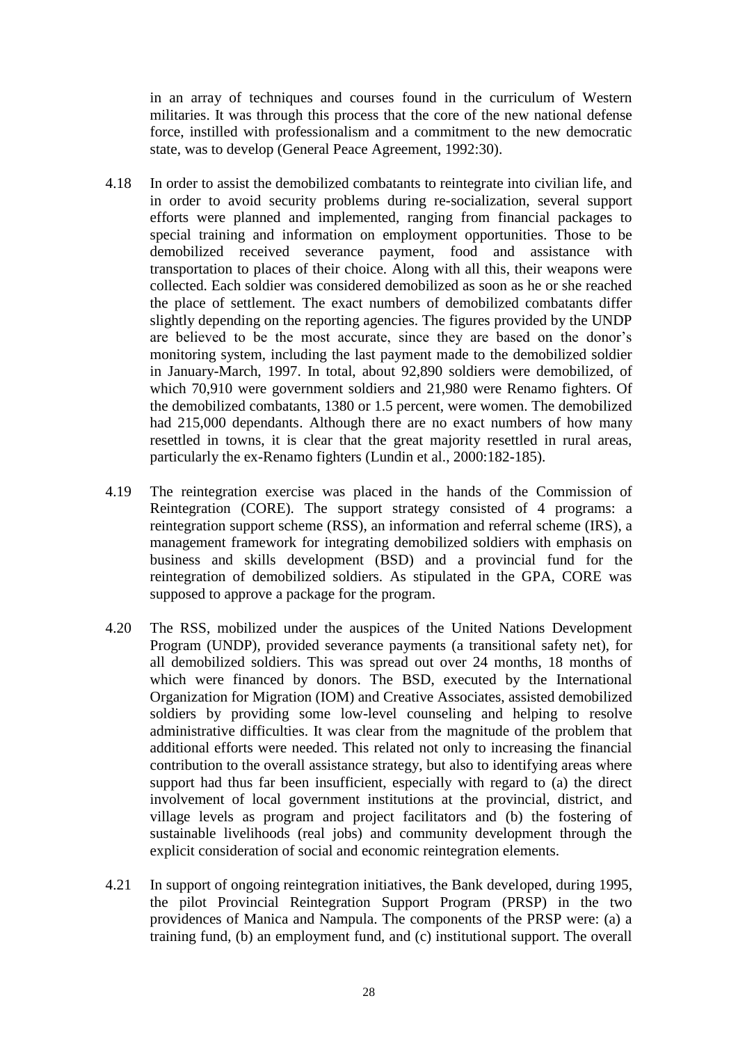in an array of techniques and courses found in the curriculum of Western militaries. It was through this process that the core of the new national defense force, instilled with professionalism and a commitment to the new democratic state, was to develop (General Peace Agreement, 1992:30).

4.18 In order to assist the demobilized combatants to reintegrate into civilian life, and in order to avoid security problems during re-socialization, several support efforts were planned and implemented, ranging from financial packages to special training and information on employment opportunities. Those to be demobilized received severance payment, food and assistance with transportation to places of their choice. Along with all this, their weapons were collected. Each soldier was considered demobilized as soon as he or she reached the place of settlement. The exact numbers of demobilized combatants differ slightly depending on the reporting agencies. The figures provided by the UNDP are believed to be the most accurate, since they are based on the donor's monitoring system, including the last payment made to the demobilized soldier in January-March, 1997. In total, about 92,890 soldiers were demobilized, of which 70,910 were government soldiers and 21,980 were Renamo fighters. Of the demobilized combatants, 1380 or 1.5 percent, were women. The demobilized had 215,000 dependants. Although there are no exact numbers of how many resettled in towns, it is clear that the great majority resettled in rural areas, particularly the ex-Renamo fighters (Lundin et al., 2000:182-185).

4.19 The reintegration exercise was placed in the hands of the Commission of Reintegration (CORE). The support strategy consisted of 4 programs: a reintegration support scheme (RSS), an information and referral scheme (IRS), a management framework for integrating demobilized soldiers with emphasis on business and skills development (BSD) and a provincial fund for the reintegration of demobilized soldiers. As stipulated in the GPA, CORE was supposed to approve a package for the program.

4.20 The RSS, mobilized under the auspices of the United Nations Development Program (UNDP), provided severance payments (a transitional safety net), for all demobilized soldiers. This was spread out over 24 months, 18 months of which were financed by donors. The BSD, executed by the International Organization for Migration (IOM) and Creative Associates, assisted demobilized soldiers by providing some low-level counseling and helping to resolve administrative difficulties. It was clear from the magnitude of the problem that additional efforts were needed. This related not only to increasing the financial contribution to the overall assistance strategy, but also to identifying areas where support had thus far been insufficient, especially with regard to (a) the direct involvement of local government institutions at the provincial, district, and village levels as program and project facilitators and (b) the fostering of sustainable livelihoods (real jobs) and community development through the explicit consideration of social and economic reintegration elements.

4.21 In support of ongoing reintegration initiatives, the Bank developed, during 1995, the pilot Provincial Reintegration Support Program (PRSP) in the two providences of Manica and Nampula. The components of the PRSP were: (a) a training fund, (b) an employment fund, and (c) institutional support. The overall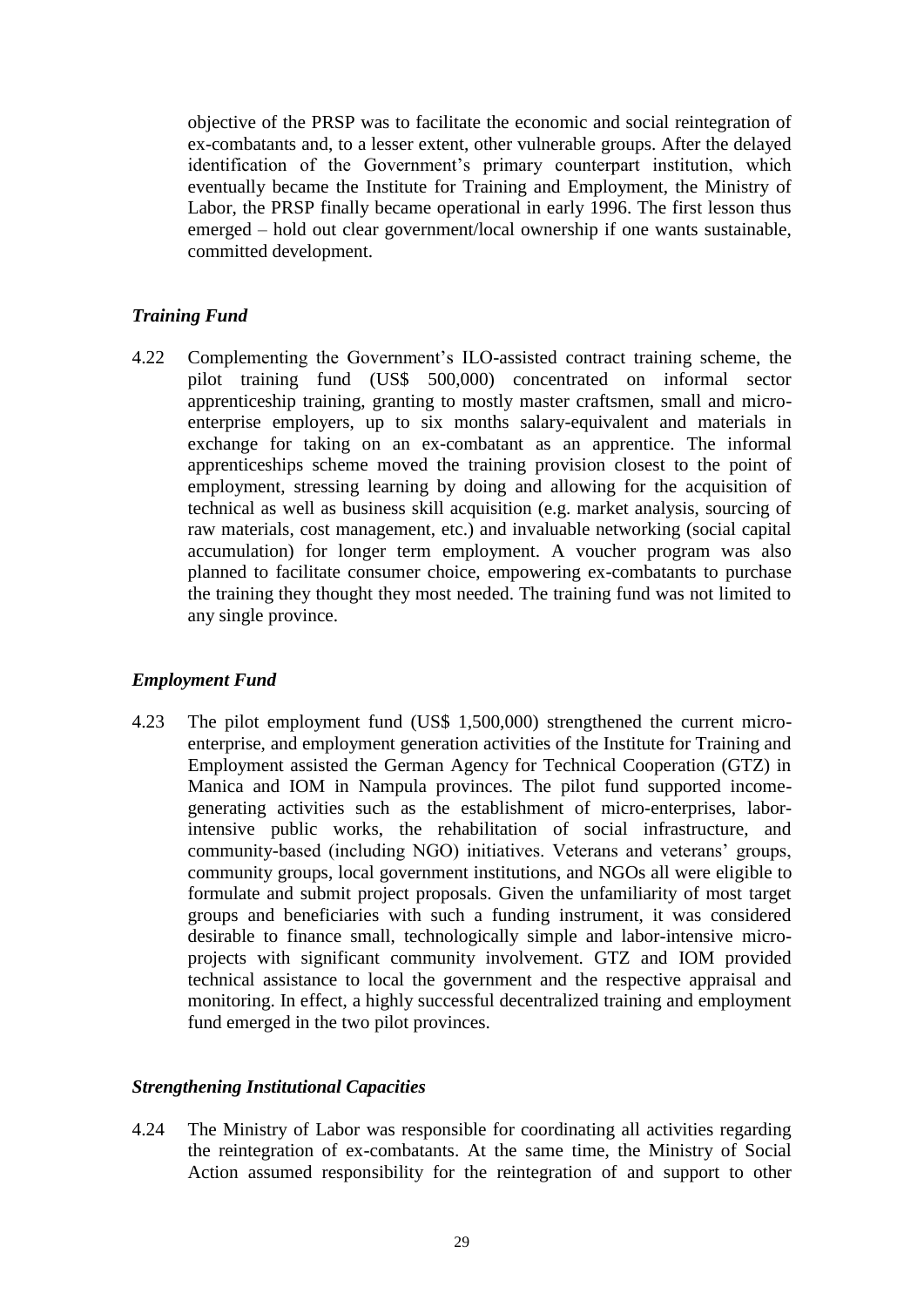objective of the PRSP was to facilitate the economic and social reintegration of ex-combatants and, to a lesser extent, other vulnerable groups. After the delayed identification of the Government's primary counterpart institution, which eventually became the Institute for Training and Employment, the Ministry of Labor, the PRSP finally became operational in early 1996. The first lesson thus emerged – hold out clear government/local ownership if one wants sustainable, committed development.

### *Training Fund*

4.22 Complementing the Government's ILO-assisted contract training scheme, the pilot training fund (US$ 500,000) concentrated on informal sector apprenticeship training, granting to mostly master craftsmen, small and micro-enterprise employers, up to six months salary-equivalent and materials in exchange for taking on an ex-combatant as an apprentice. The informal apprenticeships scheme moved the training provision closest to the point of employment, stressing learning by doing and allowing for the acquisition of technical as well as business skill acquisition (e.g. market analysis, sourcing of raw materials, cost management, etc.) and invaluable networking (social capital accumulation) for longer term employment. A voucher program was also planned to facilitate consumer choice, empowering ex-combatants to purchase the training they thought they most needed. The training fund was not limited to any single province.

### *Employment Fund*

4.23 The pilot employment fund (US$ 1,500,000) strengthened the current micro-enterprise, and employment generation activities of the Institute for Training and Employment assisted the German Agency for Technical Cooperation (GTZ) in Manica and IOM in Nampula provinces. The pilot fund supported income-generating activities such as the establishment of micro-enterprises, labor-intensive public works, the rehabilitation of social infrastructure, and community-based (including NGO) initiatives. Veterans and veterans' groups, community groups, local government institutions, and NGOs all were eligible to formulate and submit project proposals. Given the unfamiliarity of most target groups and beneficiaries with such a funding instrument, it was considered desirable to finance small, technologically simple and labor-intensive micro-projects with significant community involvement. GTZ and IOM provided technical assistance to local the government and the respective appraisal and monitoring. In effect, a highly successful decentralized training and employment fund emerged in the two pilot provinces.

### *Strengthening Institutional Capacities*

4.24 The Ministry of Labor was responsible for coordinating all activities regarding the reintegration of ex-combatants. At the same time, the Ministry of Social Action assumed responsibility for the reintegration of and support to other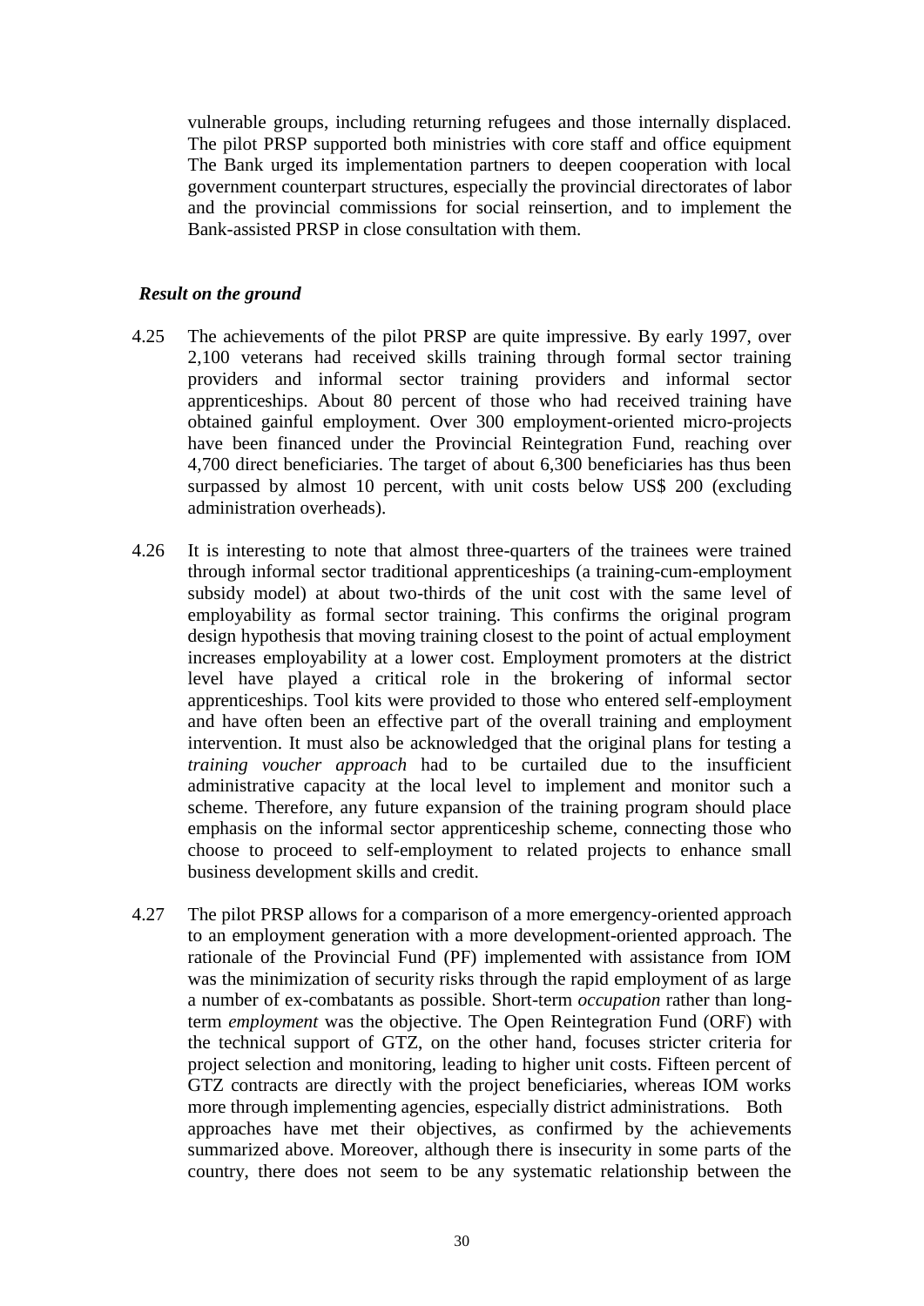vulnerable groups, including returning refugees and those internally displaced. The pilot PRSP supported both ministries with core staff and office equipment The Bank urged its implementation partners to deepen cooperation with local government counterpart structures, especially the provincial directorates of labor and the provincial commissions for social reinsertion, and to implement the Bank-assisted PRSP in close consultation with them.

### *Result on the ground*

4.25 The achievements of the pilot PRSP are quite impressive. By early 1997, over 2,100 veterans had received skills training through formal sector training providers and informal sector training providers and informal sector apprenticeships. About 80 percent of those who had received training have obtained gainful employment. Over 300 employment-oriented micro-projects have been financed under the Provincial Reintegration Fund, reaching over 4,700 direct beneficiaries. The target of about 6,300 beneficiaries has thus been surpassed by almost 10 percent, with unit costs below US$ 200 (excluding administration overheads).

4.26 It is interesting to note that almost three-quarters of the trainees were trained through informal sector traditional apprenticeships (a training-cum-employment subsidy model) at about two-thirds of the unit cost with the same level of employability as formal sector training. This confirms the original program design hypothesis that moving training closest to the point of actual employment increases employability at a lower cost. Employment promoters at the district level have played a critical role in the brokering of informal sector apprenticeships. Tool kits were provided to those who entered self-employment and have often been an effective part of the overall training and employment intervention. It must also be acknowledged that the original plans for testing a *training voucher approach* had to be curtailed due to the insufficient administrative capacity at the local level to implement and monitor such a scheme. Therefore, any future expansion of the training program should place emphasis on the informal sector apprenticeship scheme, connecting those who choose to proceed to self-employment to related projects to enhance small business development skills and credit.

4.27 The pilot PRSP allows for a comparison of a more emergency-oriented approach to an employment generation with a more development-oriented approach. The rationale of the Provincial Fund (PF) implemented with assistance from IOM was the minimization of security risks through the rapid employment of as large a number of ex-combatants as possible. Short-term *occupation* rather than long-term *employment* was the objective. The Open Reintegration Fund (ORF) with the technical support of GTZ, on the other hand, focuses stricter criteria for project selection and monitoring, leading to higher unit costs. Fifteen percent of GTZ contracts are directly with the project beneficiaries, whereas IOM works more through implementing agencies, especially district administrations. Both approaches have met their objectives, as confirmed by the achievements summarized above. Moreover, although there is insecurity in some parts of the country, there does not seem to be any systematic relationship between the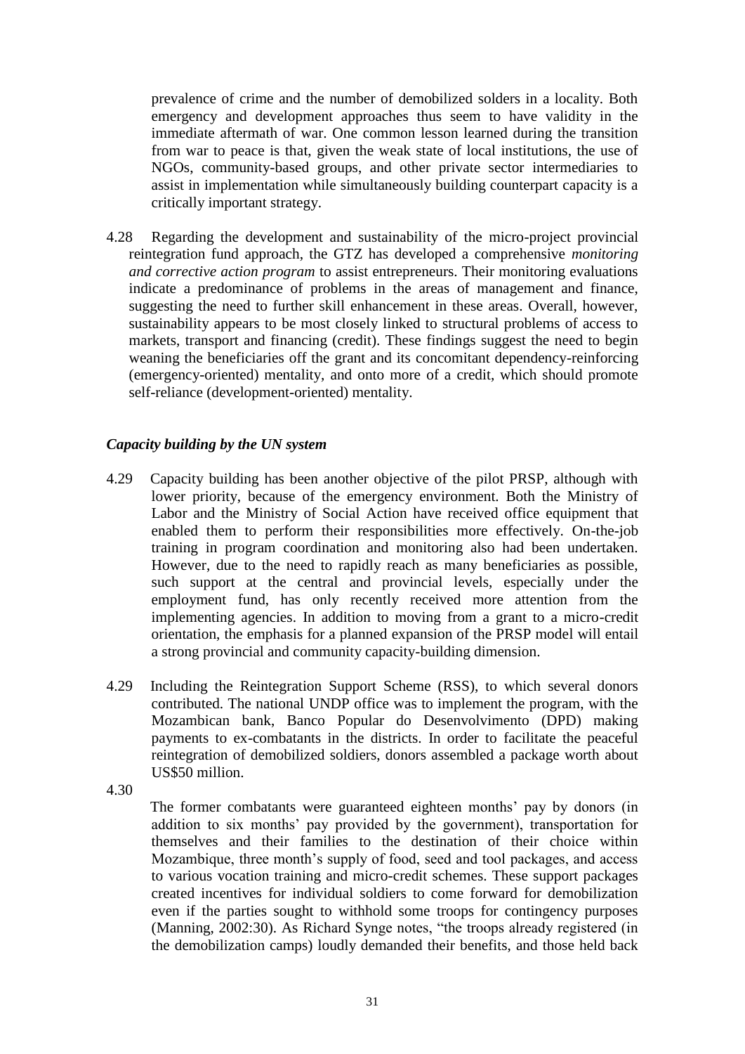prevalence of crime and the number of demobilized solders in a locality. Both emergency and development approaches thus seem to have validity in the immediate aftermath of war. One common lesson learned during the transition from war to peace is that, given the weak state of local institutions, the use of NGOs, community-based groups, and other private sector intermediaries to assist in implementation while simultaneously building counterpart capacity is a critically important strategy.

4.28 Regarding the development and sustainability of the micro-project provincial reintegration fund approach, the GTZ has developed a comprehensive *monitoring and corrective action program* to assist entrepreneurs. Their monitoring evaluations indicate a predominance of problems in the areas of management and finance, suggesting the need to further skill enhancement in these areas. Overall, however, sustainability appears to be most closely linked to structural problems of access to markets, transport and financing (credit). These findings suggest the need to begin weaning the beneficiaries off the grant and its concomitant dependency-reinforcing (emergency-oriented) mentality, and onto more of a credit, which should promote self-reliance (development-oriented) mentality.

### *Capacity building by the UN system*

4.29 Capacity building has been another objective of the pilot PRSP, although with lower priority, because of the emergency environment. Both the Ministry of Labor and the Ministry of Social Action have received office equipment that enabled them to perform their responsibilities more effectively. On-the-job training in program coordination and monitoring also had been undertaken. However, due to the need to rapidly reach as many beneficiaries as possible, such support at the central and provincial levels, especially under the employment fund, has only recently received more attention from the implementing agencies. In addition to moving from a grant to a micro-credit orientation, the emphasis for a planned expansion of the PRSP model will entail a strong provincial and community capacity-building dimension.

4.29 Including the Reintegration Support Scheme (RSS), to which several donors contributed. The national UNDP office was to implement the program, with the Mozambican bank, Banco Popular do Desenvolvimento (DPD) making payments to ex-combatants in the districts. In order to facilitate the peaceful reintegration of demobilized soldiers, donors assembled a package worth about US$50 million.

4.30

The former combatants were guaranteed eighteen months' pay by donors (in addition to six months' pay provided by the government), transportation for themselves and their families to the destination of their choice within Mozambique, three month's supply of food, seed and tool packages, and access to various vocation training and micro-credit schemes. These support packages created incentives for individual soldiers to come forward for demobilization even if the parties sought to withhold some troops for contingency purposes (Manning, 2002:30). As Richard Synge notes, "the troops already registered (in the demobilization camps) loudly demanded their benefits, and those held back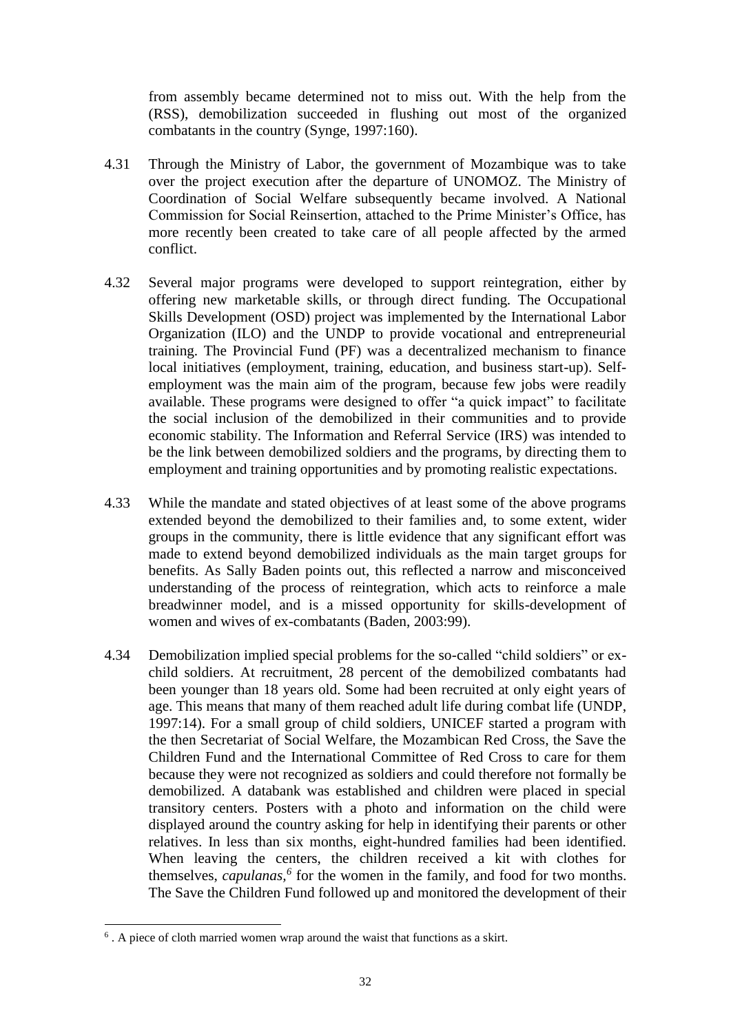from assembly became determined not to miss out. With the help from the (RSS), demobilization succeeded in flushing out most of the organized combatants in the country (Synge, 1997:160).

4.31 Through the Ministry of Labor, the government of Mozambique was to take over the project execution after the departure of UNOMOZ. The Ministry of Coordination of Social Welfare subsequently became involved. A National Commission for Social Reinsertion, attached to the Prime Minister's Office, has more recently been created to take care of all people affected by the armed conflict.

4.32 Several major programs were developed to support reintegration, either by offering new marketable skills, or through direct funding. The Occupational Skills Development (OSD) project was implemented by the International Labor Organization (ILO) and the UNDP to provide vocational and entrepreneurial training. The Provincial Fund (PF) was a decentralized mechanism to finance local initiatives (employment, training, education, and business start-up). Self-employment was the main aim of the program, because few jobs were readily available. These programs were designed to offer "a quick impact" to facilitate the social inclusion of the demobilized in their communities and to provide economic stability. The Information and Referral Service (IRS) was intended to be the link between demobilized soldiers and the programs, by directing them to employment and training opportunities and by promoting realistic expectations.

4.33 While the mandate and stated objectives of at least some of the above programs extended beyond the demobilized to their families and, to some extent, wider groups in the community, there is little evidence that any significant effort was made to extend beyond demobilized individuals as the main target groups for benefits. As Sally Baden points out, this reflected a narrow and misconceived understanding of the process of reintegration, which acts to reinforce a male breadwinner model, and is a missed opportunity for skills-development of women and wives of ex-combatants (Baden, 2003:99).

4.34 Demobilization implied special problems for the so-called "child soldiers" or ex-child soldiers. At recruitment, 28 percent of the demobilized combatants had been younger than 18 years old. Some had been recruited at only eight years of age. This means that many of them reached adult life during combat life (UNDP, 1997:14). For a small group of child soldiers, UNICEF started a program with the then Secretariat of Social Welfare, the Mozambican Red Cross, the Save the Children Fund and the International Committee of Red Cross to care for them because they were not recognized as soldiers and could therefore not formally be demobilized. A databank was established and children were placed in special transitory centers. Posters with a photo and information on the child were displayed around the country asking for help in identifying their parents or other relatives. In less than six months, eight-hundred families had been identified. When leaving the centers, the children received a kit with clothes for themselves, *capulanas*,[6] for the women in the family, and food for two months. The Save the Children Fund followed up and monitored the development of their

[6] . A piece of cloth married women wrap around the waist that functions as a skirt.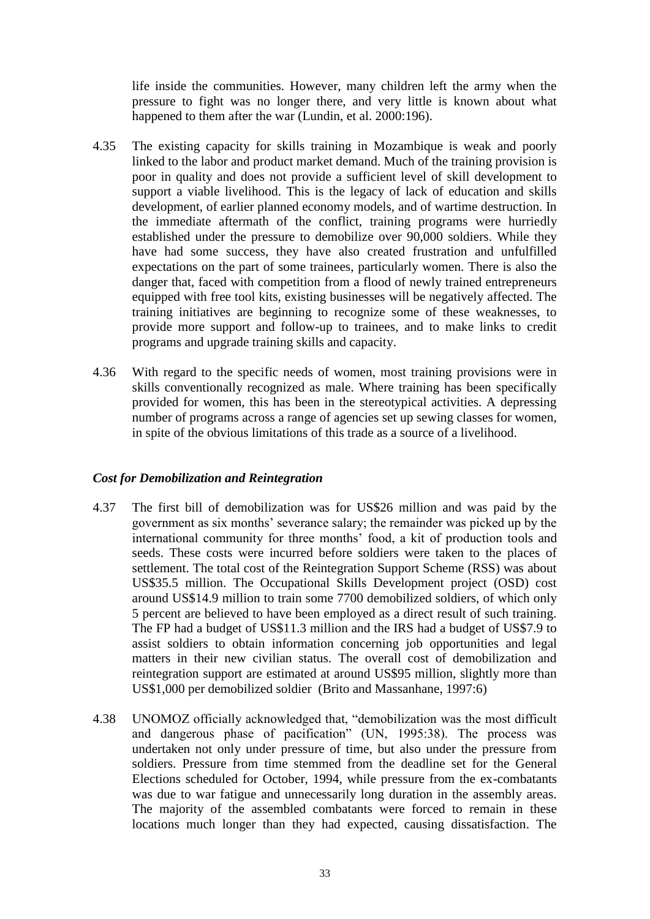life inside the communities. However, many children left the army when the pressure to fight was no longer there, and very little is known about what happened to them after the war (Lundin, et al. 2000:196).

4.35 The existing capacity for skills training in Mozambique is weak and poorly linked to the labor and product market demand. Much of the training provision is poor in quality and does not provide a sufficient level of skill development to support a viable livelihood. This is the legacy of lack of education and skills development, of earlier planned economy models, and of wartime destruction. In the immediate aftermath of the conflict, training programs were hurriedly established under the pressure to demobilize over 90,000 soldiers. While they have had some success, they have also created frustration and unfulfilled expectations on the part of some trainees, particularly women. There is also the danger that, faced with competition from a flood of newly trained entrepreneurs equipped with free tool kits, existing businesses will be negatively affected. The training initiatives are beginning to recognize some of these weaknesses, to provide more support and follow-up to trainees, and to make links to credit programs and upgrade training skills and capacity.

4.36 With regard to the specific needs of women, most training provisions were in skills conventionally recognized as male. Where training has been specifically provided for women, this has been in the stereotypical activities. A depressing number of programs across a range of agencies set up sewing classes for women, in spite of the obvious limitations of this trade as a source of a livelihood.

### *Cost for Demobilization and Reintegration*

4.37 The first bill of demobilization was for US$26 million and was paid by the government as six months' severance salary; the remainder was picked up by the international community for three months' food, a kit of production tools and seeds. These costs were incurred before soldiers were taken to the places of settlement. The total cost of the Reintegration Support Scheme (RSS) was about US$35.5 million. The Occupational Skills Development project (OSD) cost around US$14.9 million to train some 7700 demobilized soldiers, of which only 5 percent are believed to have been employed as a direct result of such training. The FP had a budget of US$11.3 million and the IRS had a budget of US$7.9 to assist soldiers to obtain information concerning job opportunities and legal matters in their new civilian status. The overall cost of demobilization and reintegration support are estimated at around US$95 million, slightly more than US$1,000 per demobilized soldier (Brito and Massanhane, 1997:6)

4.38 UNOMOZ officially acknowledged that, "demobilization was the most difficult and dangerous phase of pacification" (UN, 1995:38). The process was undertaken not only under pressure of time, but also under the pressure from soldiers. Pressure from time stemmed from the deadline set for the General Elections scheduled for October, 1994, while pressure from the ex-combatants was due to war fatigue and unnecessarily long duration in the assembly areas. The majority of the assembled combatants were forced to remain in these locations much longer than they had expected, causing dissatisfaction. The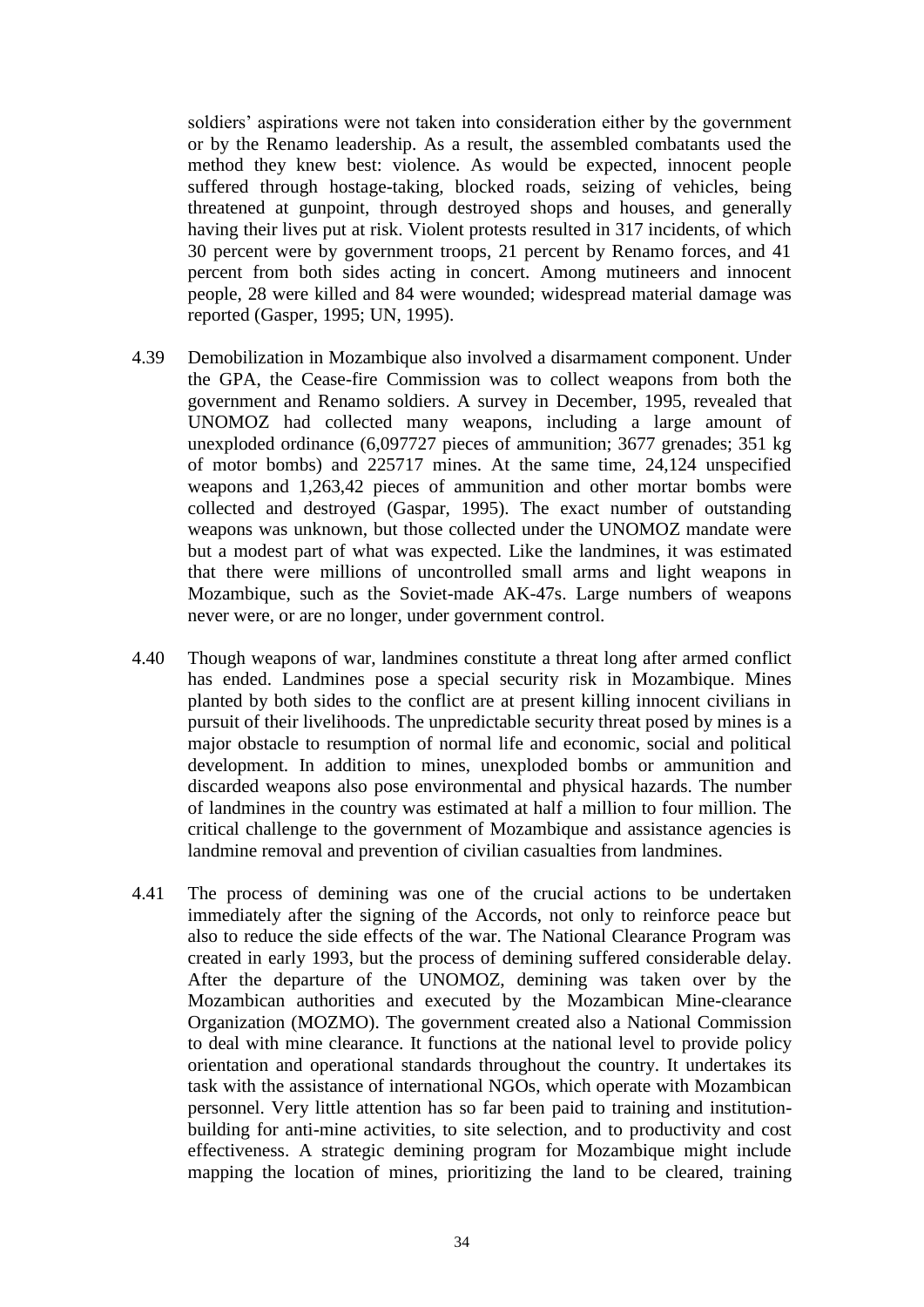soldiers' aspirations were not taken into consideration either by the government or by the Renamo leadership. As a result, the assembled combatants used the method they knew best: violence. As would be expected, innocent people suffered through hostage-taking, blocked roads, seizing of vehicles, being threatened at gunpoint, through destroyed shops and houses, and generally having their lives put at risk. Violent protests resulted in 317 incidents, of which 30 percent were by government troops, 21 percent by Renamo forces, and 41 percent from both sides acting in concert. Among mutineers and innocent people, 28 were killed and 84 were wounded; widespread material damage was reported (Gasper, 1995; UN, 1995).

4.39 Demobilization in Mozambique also involved a disarmament component. Under the GPA, the Cease-fire Commission was to collect weapons from both the government and Renamo soldiers. A survey in December, 1995, revealed that UNOMOZ had collected many weapons, including a large amount of unexploded ordinance (6,097727 pieces of ammunition; 3677 grenades; 351 kg of motor bombs) and 225717 mines. At the same time, 24,124 unspecified weapons and 1,263,42 pieces of ammunition and other mortar bombs were collected and destroyed (Gaspar, 1995). The exact number of outstanding weapons was unknown, but those collected under the UNOMOZ mandate were but a modest part of what was expected. Like the landmines, it was estimated that there were millions of uncontrolled small arms and light weapons in Mozambique, such as the Soviet-made AK-47s. Large numbers of weapons never were, or are no longer, under government control.

4.40 Though weapons of war, landmines constitute a threat long after armed conflict has ended. Landmines pose a special security risk in Mozambique. Mines planted by both sides to the conflict are at present killing innocent civilians in pursuit of their livelihoods. The unpredictable security threat posed by mines is a major obstacle to resumption of normal life and economic, social and political development. In addition to mines, unexploded bombs or ammunition and discarded weapons also pose environmental and physical hazards. The number of landmines in the country was estimated at half a million to four million. The critical challenge to the government of Mozambique and assistance agencies is landmine removal and prevention of civilian casualties from landmines.

4.41 The process of demining was one of the crucial actions to be undertaken immediately after the signing of the Accords, not only to reinforce peace but also to reduce the side effects of the war. The National Clearance Program was created in early 1993, but the process of demining suffered considerable delay. After the departure of the UNOMOZ, demining was taken over by the Mozambican authorities and executed by the Mozambican Mine-clearance Organization (MOZMO). The government created also a National Commission to deal with mine clearance. It functions at the national level to provide policy orientation and operational standards throughout the country. It undertakes its task with the assistance of international NGOs, which operate with Mozambican personnel. Very little attention has so far been paid to training and institution-building for anti-mine activities, to site selection, and to productivity and cost effectiveness. A strategic demining program for Mozambique might include mapping the location of mines, prioritizing the land to be cleared, training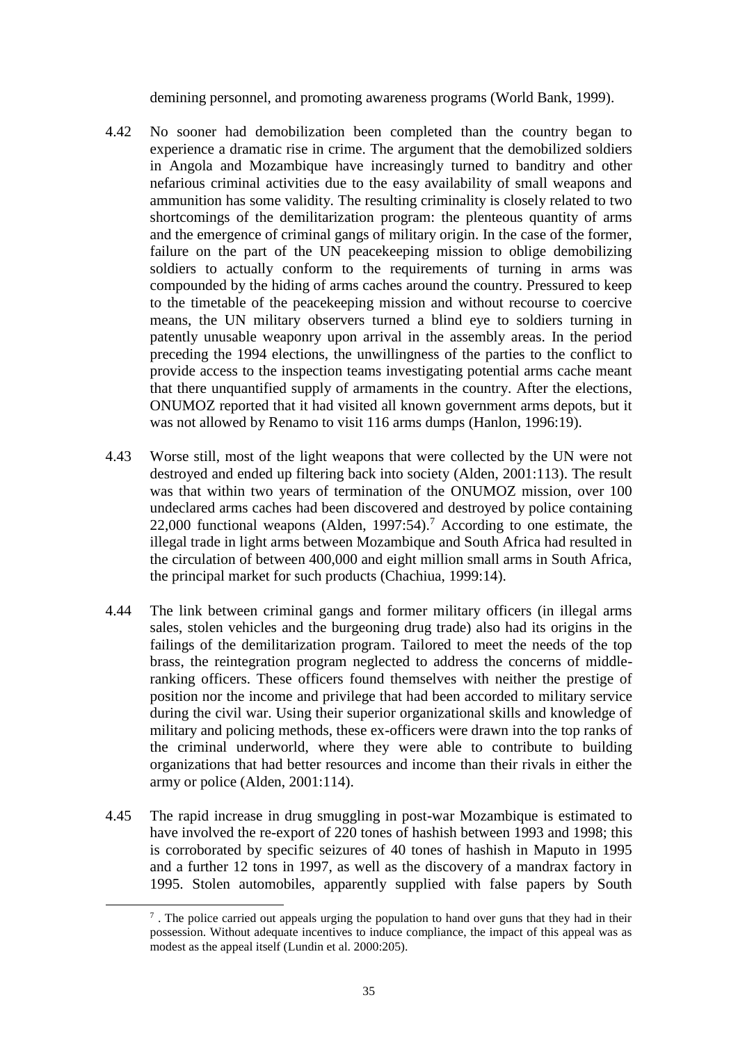demining personnel, and promoting awareness programs (World Bank, 1999).

4.42 No sooner had demobilization been completed than the country began to experience a dramatic rise in crime. The argument that the demobilized soldiers in Angola and Mozambique have increasingly turned to banditry and other nefarious criminal activities due to the easy availability of small weapons and ammunition has some validity. The resulting criminality is closely related to two shortcomings of the demilitarization program: the plenteous quantity of arms and the emergence of criminal gangs of military origin. In the case of the former, failure on the part of the UN peacekeeping mission to oblige demobilizing soldiers to actually conform to the requirements of turning in arms was compounded by the hiding of arms caches around the country. Pressured to keep to the timetable of the peacekeeping mission and without recourse to coercive means, the UN military observers turned a blind eye to soldiers turning in patently unusable weaponry upon arrival in the assembly areas. In the period preceding the 1994 elections, the unwillingness of the parties to the conflict to provide access to the inspection teams investigating potential arms cache meant that there unquantified supply of armaments in the country. After the elections, ONUMOZ reported that it had visited all known government arms depots, but it was not allowed by Renamo to visit 116 arms dumps (Hanlon, 1996:19).

4.43 Worse still, most of the light weapons that were collected by the UN were not destroyed and ended up filtering back into society (Alden, 2001:113). The result was that within two years of termination of the ONUMOZ mission, over 100 undeclared arms caches had been discovered and destroyed by police containing 22,000 functional weapons (Alden, 1997:54).[7] According to one estimate, the illegal trade in light arms between Mozambique and South Africa had resulted in the circulation of between 400,000 and eight million small arms in South Africa, the principal market for such products (Chachiua, 1999:14).

4.44 The link between criminal gangs and former military officers (in illegal arms sales, stolen vehicles and the burgeoning drug trade) also had its origins in the failings of the demilitarization program. Tailored to meet the needs of the top brass, the reintegration program neglected to address the concerns of middle-ranking officers. These officers found themselves with neither the prestige of position nor the income and privilege that had been accorded to military service during the civil war. Using their superior organizational skills and knowledge of military and policing methods, these ex-officers were drawn into the top ranks of the criminal underworld, where they were able to contribute to building organizations that had better resources and income than their rivals in either the army or police (Alden, 2001:114).

4.45 The rapid increase in drug smuggling in post-war Mozambique is estimated to have involved the re-export of 220 tones of hashish between 1993 and 1998; this is corroborated by specific seizures of 40 tones of hashish in Maputo in 1995 and a further 12 tons in 1997, as well as the discovery of a mandrax factory in 1995. Stolen automobiles, apparently supplied with false papers by South

---

[7] . The police carried out appeals urging the population to hand over guns that they had in their possession. Without adequate incentives to induce compliance, the impact of this appeal was as modest as the appeal itself (Lundin et al. 2000:205).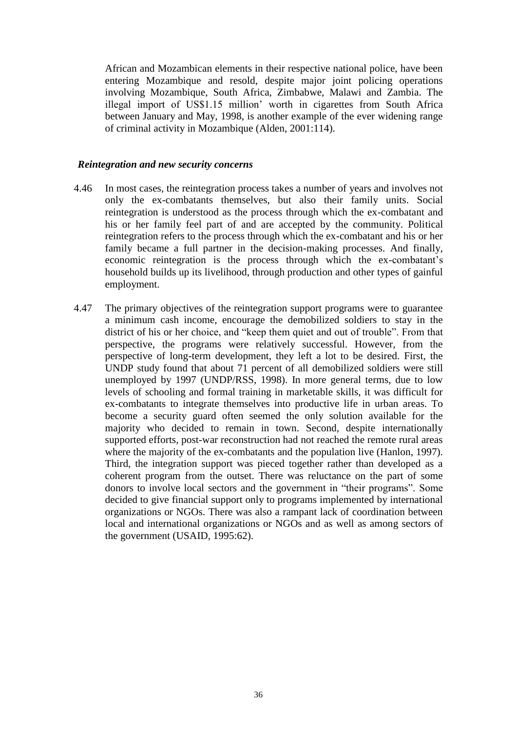African and Mozambican elements in their respective national police, have been entering Mozambique and resold, despite major joint policing operations involving Mozambique, South Africa, Zimbabwe, Malawi and Zambia. The illegal import of US$1.15 million' worth in cigarettes from South Africa between January and May, 1998, is another example of the ever widening range of criminal activity in Mozambique (Alden, 2001:114).

### *Reintegration and new security concerns*

4.46 In most cases, the reintegration process takes a number of years and involves not only the ex-combatants themselves, but also their family units. Social reintegration is understood as the process through which the ex-combatant and his or her family feel part of and are accepted by the community. Political reintegration refers to the process through which the ex-combatant and his or her family became a full partner in the decision-making processes. And finally, economic reintegration is the process through which the ex-combatant's household builds up its livelihood, through production and other types of gainful employment.

4.47 The primary objectives of the reintegration support programs were to guarantee a minimum cash income, encourage the demobilized soldiers to stay in the district of his or her choice, and "keep them quiet and out of trouble". From that perspective, the programs were relatively successful. However, from the perspective of long-term development, they left a lot to be desired. First, the UNDP study found that about 71 percent of all demobilized soldiers were still unemployed by 1997 (UNDP/RSS, 1998). In more general terms, due to low levels of schooling and formal training in marketable skills, it was difficult for ex-combatants to integrate themselves into productive life in urban areas. To become a security guard often seemed the only solution available for the majority who decided to remain in town. Second, despite internationally supported efforts, post-war reconstruction had not reached the remote rural areas where the majority of the ex-combatants and the population live (Hanlon, 1997). Third, the integration support was pieced together rather than developed as a coherent program from the outset. There was reluctance on the part of some donors to involve local sectors and the government in "their programs". Some decided to give financial support only to programs implemented by international organizations or NGOs. There was also a rampant lack of coordination between local and international organizations or NGOs and as well as among sectors of the government (USAID, 1995:62).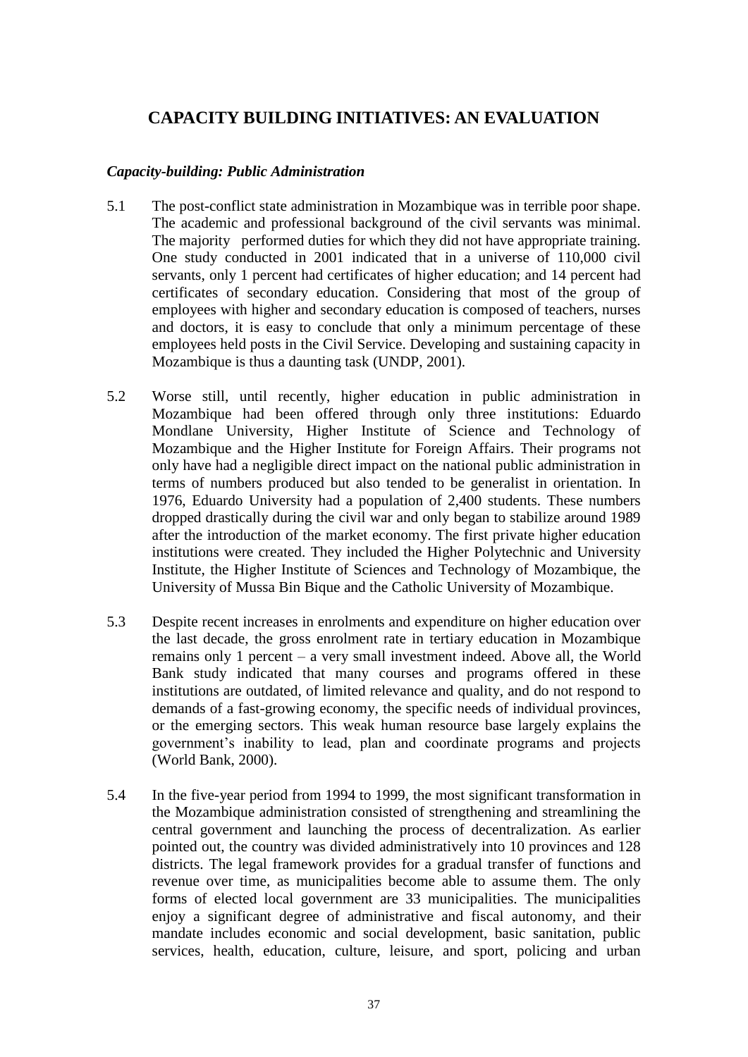## CAPACITY BUILDING INITIATIVES: AN EVALUATION

### *Capacity-building: Public Administration*

5.1 The post-conflict state administration in Mozambique was in terrible poor shape. The academic and professional background of the civil servants was minimal. The majority performed duties for which they did not have appropriate training. One study conducted in 2001 indicated that in a universe of 110,000 civil servants, only 1 percent had certificates of higher education; and 14 percent had certificates of secondary education. Considering that most of the group of employees with higher and secondary education is composed of teachers, nurses and doctors, it is easy to conclude that only a minimum percentage of these employees held posts in the Civil Service. Developing and sustaining capacity in Mozambique is thus a daunting task (UNDP, 2001).

5.2 Worse still, until recently, higher education in public administration in Mozambique had been offered through only three institutions: Eduardo Mondlane University, Higher Institute of Science and Technology of Mozambique and the Higher Institute for Foreign Affairs. Their programs not only have had a negligible direct impact on the national public administration in terms of numbers produced but also tended to be generalist in orientation. In 1976, Eduardo University had a population of 2,400 students. These numbers dropped drastically during the civil war and only began to stabilize around 1989 after the introduction of the market economy. The first private higher education institutions were created. They included the Higher Polytechnic and University Institute, the Higher Institute of Sciences and Technology of Mozambique, the University of Mussa Bin Bique and the Catholic University of Mozambique.

5.3 Despite recent increases in enrolments and expenditure on higher education over the last decade, the gross enrolment rate in tertiary education in Mozambique remains only 1 percent – a very small investment indeed. Above all, the World Bank study indicated that many courses and programs offered in these institutions are outdated, of limited relevance and quality, and do not respond to demands of a fast-growing economy, the specific needs of individual provinces, or the emerging sectors. This weak human resource base largely explains the government's inability to lead, plan and coordinate programs and projects (World Bank, 2000).

5.4 In the five-year period from 1994 to 1999, the most significant transformation in the Mozambique administration consisted of strengthening and streamlining the central government and launching the process of decentralization. As earlier pointed out, the country was divided administratively into 10 provinces and 128 districts. The legal framework provides for a gradual transfer of functions and revenue over time, as municipalities become able to assume them. The only forms of elected local government are 33 municipalities. The municipalities enjoy a significant degree of administrative and fiscal autonomy, and their mandate includes economic and social development, basic sanitation, public services, health, education, culture, leisure, and sport, policing and urban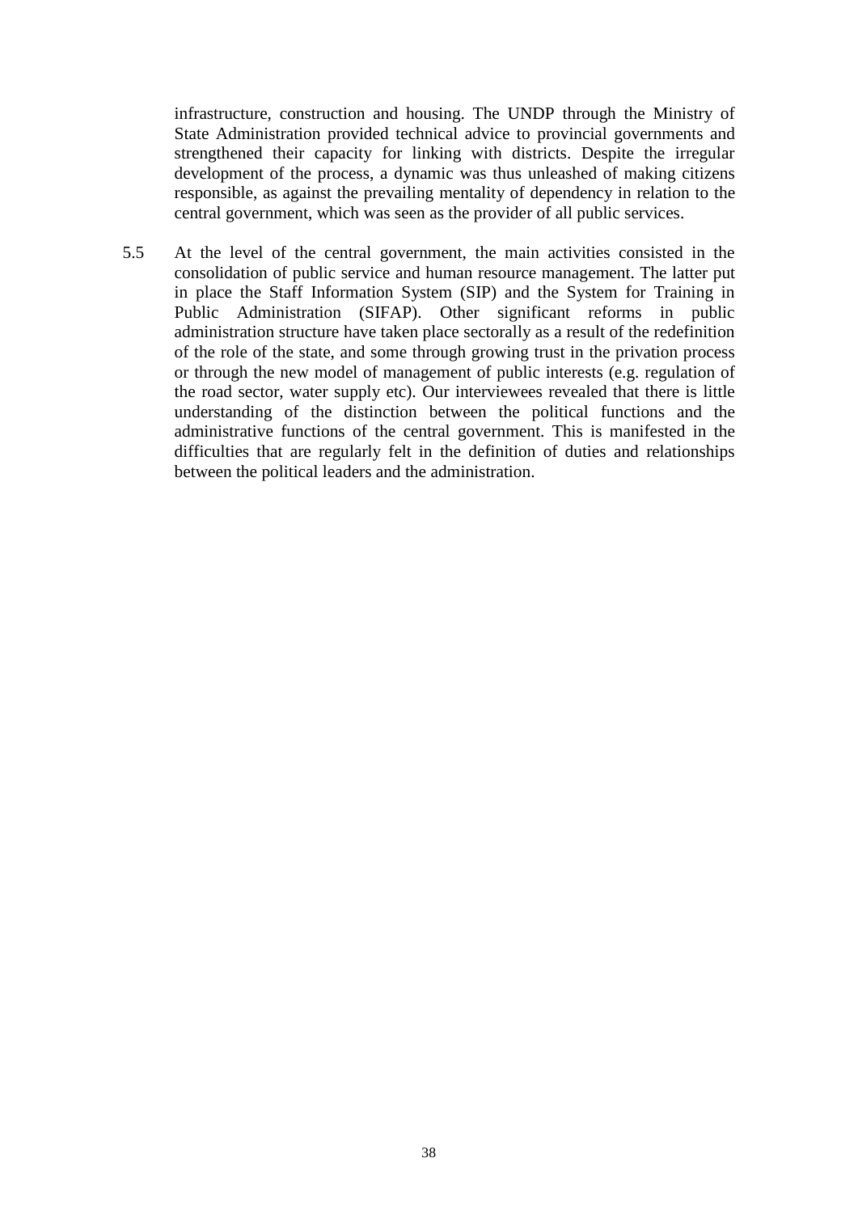infrastructure, construction and housing. The UNDP through the Ministry of State Administration provided technical advice to provincial governments and strengthened their capacity for linking with districts. Despite the irregular development of the process, a dynamic was thus unleashed of making citizens responsible, as against the prevailing mentality of dependency in relation to the central government, which was seen as the provider of all public services.

5.5 At the level of the central government, the main activities consisted in the consolidation of public service and human resource management. The latter put in place the Staff Information System (SIP) and the System for Training in Public Administration (SIFAP). Other significant reforms in public administration structure have taken place sectorally as a result of the redefinition of the role of the state, and some through growing trust in the privation process or through the new model of management of public interests (e.g. regulation of the road sector, water supply etc). Our interviewees revealed that there is little understanding of the distinction between the political functions and the administrative functions of the central government. This is manifested in the difficulties that are regularly felt in the definition of duties and relationships between the political leaders and the administration.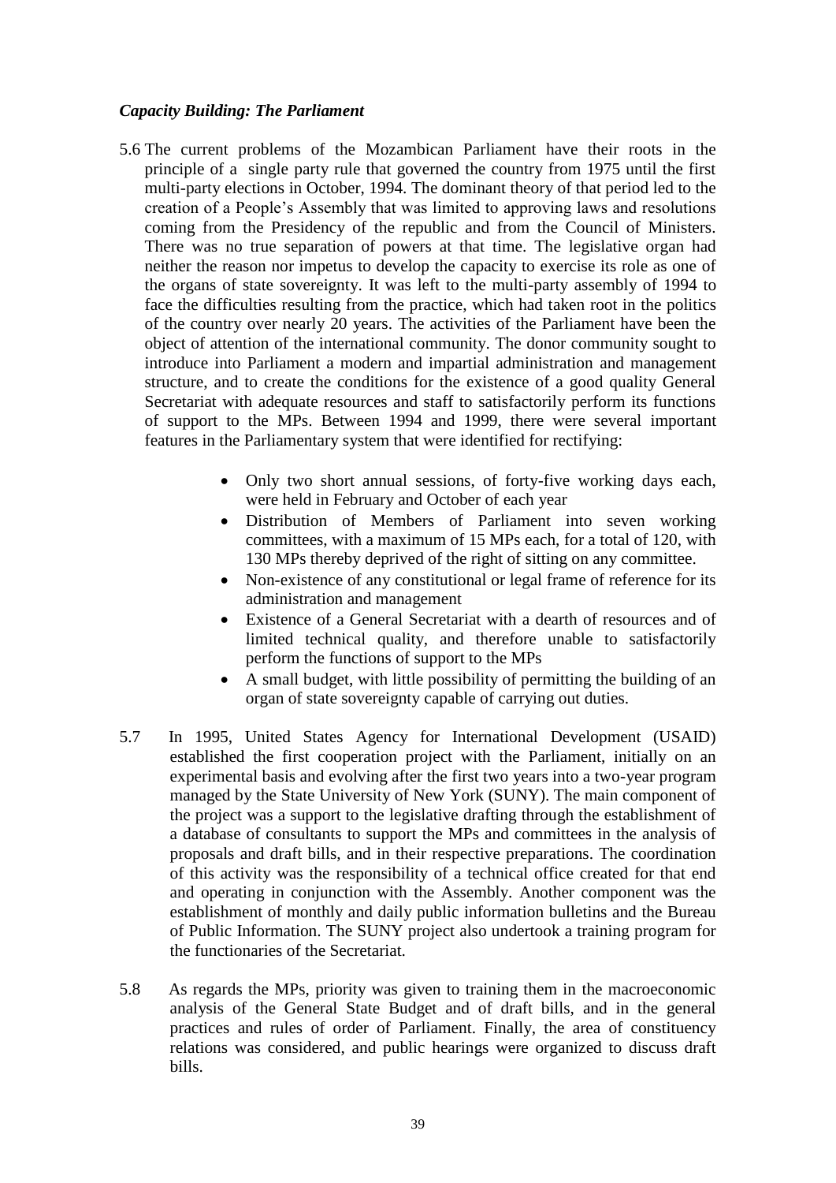*Capacity Building: The Parliament*

5.6 The current problems of the Mozambican Parliament have their roots in the principle of a single party rule that governed the country from 1975 until the first multi-party elections in October, 1994. The dominant theory of that period led to the creation of a People's Assembly that was limited to approving laws and resolutions coming from the Presidency of the republic and from the Council of Ministers. There was no true separation of powers at that time. The legislative organ had neither the reason nor impetus to develop the capacity to exercise its role as one of the organs of state sovereignty. It was left to the multi-party assembly of 1994 to face the difficulties resulting from the practice, which had taken root in the politics of the country over nearly 20 years. The activities of the Parliament have been the object of attention of the international community. The donor community sought to introduce into Parliament a modern and impartial administration and management structure, and to create the conditions for the existence of a good quality General Secretariat with adequate resources and staff to satisfactorily perform its functions of support to the MPs. Between 1994 and 1999, there were several important features in the Parliamentary system that were identified for rectifying:

- Only two short annual sessions, of forty-five working days each, were held in February and October of each year
- Distribution of Members of Parliament into seven working committees, with a maximum of 15 MPs each, for a total of 120, with 130 MPs thereby deprived of the right of sitting on any committee.
- Non-existence of any constitutional or legal frame of reference for its administration and management
- Existence of a General Secretariat with a dearth of resources and of limited technical quality, and therefore unable to satisfactorily perform the functions of support to the MPs
- A small budget, with little possibility of permitting the building of an organ of state sovereignty capable of carrying out duties.

5.7 In 1995, United States Agency for International Development (USAID) established the first cooperation project with the Parliament, initially on an experimental basis and evolving after the first two years into a two-year program managed by the State University of New York (SUNY). The main component of the project was a support to the legislative drafting through the establishment of a database of consultants to support the MPs and committees in the analysis of proposals and draft bills, and in their respective preparations. The coordination of this activity was the responsibility of a technical office created for that end and operating in conjunction with the Assembly. Another component was the establishment of monthly and daily public information bulletins and the Bureau of Public Information. The SUNY project also undertook a training program for the functionaries of the Secretariat.

5.8 As regards the MPs, priority was given to training them in the macroeconomic analysis of the General State Budget and of draft bills, and in the general practices and rules of order of Parliament. Finally, the area of constituency relations was considered, and public hearings were organized to discuss draft bills.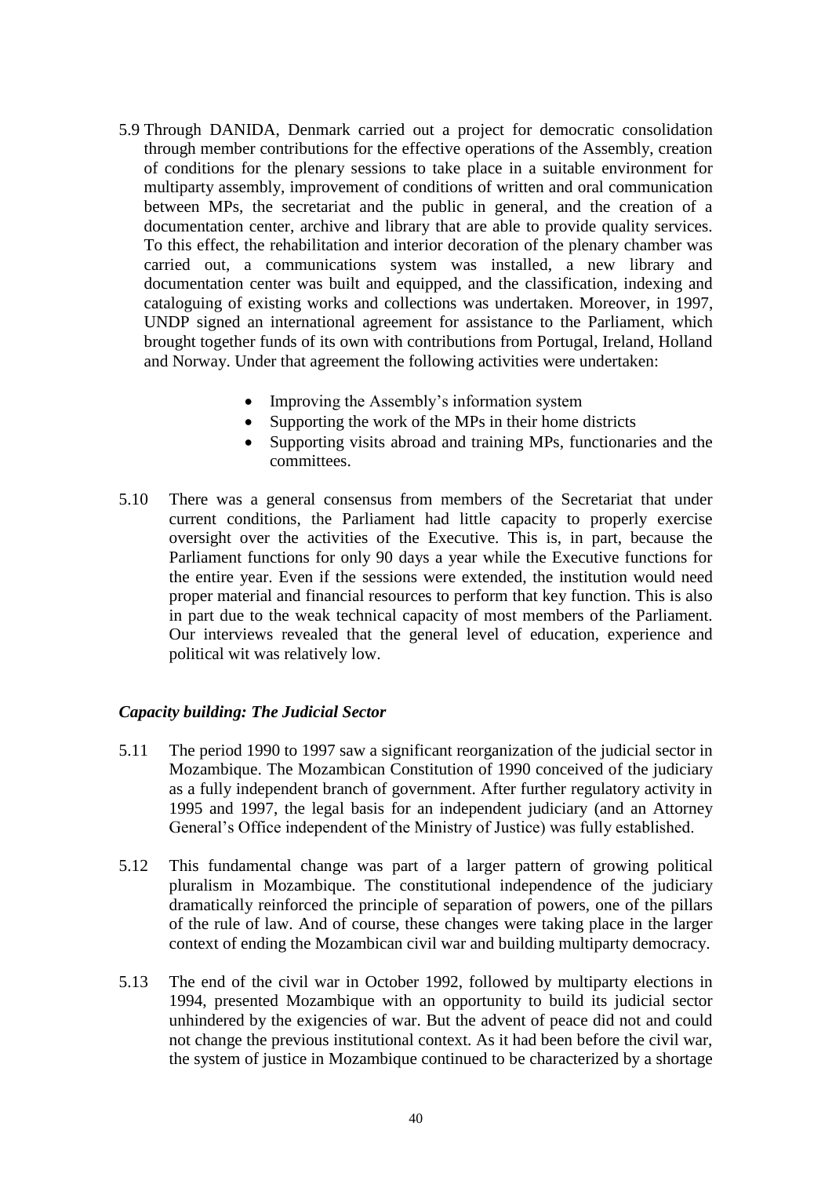5.9 Through DANIDA, Denmark carried out a project for democratic consolidation through member contributions for the effective operations of the Assembly, creation of conditions for the plenary sessions to take place in a suitable environment for multiparty assembly, improvement of conditions of written and oral communication between MPs, the secretariat and the public in general, and the creation of a documentation center, archive and library that are able to provide quality services. To this effect, the rehabilitation and interior decoration of the plenary chamber was carried out, a communications system was installed, a new library and documentation center was built and equipped, and the classification, indexing and cataloguing of existing works and collections was undertaken. Moreover, in 1997, UNDP signed an international agreement for assistance to the Parliament, which brought together funds of its own with contributions from Portugal, Ireland, Holland and Norway. Under that agreement the following activities were undertaken:

- Improving the Assembly's information system
- Supporting the work of the MPs in their home districts
- Supporting visits abroad and training MPs, functionaries and the committees.

5.10 There was a general consensus from members of the Secretariat that under current conditions, the Parliament had little capacity to properly exercise oversight over the activities of the Executive. This is, in part, because the Parliament functions for only 90 days a year while the Executive functions for the entire year. Even if the sessions were extended, the institution would need proper material and financial resources to perform that key function. This is also in part due to the weak technical capacity of most members of the Parliament. Our interviews revealed that the general level of education, experience and political wit was relatively low.

### *Capacity building: The Judicial Sector*

5.11 The period 1990 to 1997 saw a significant reorganization of the judicial sector in Mozambique. The Mozambican Constitution of 1990 conceived of the judiciary as a fully independent branch of government. After further regulatory activity in 1995 and 1997, the legal basis for an independent judiciary (and an Attorney General's Office independent of the Ministry of Justice) was fully established.

5.12 This fundamental change was part of a larger pattern of growing political pluralism in Mozambique. The constitutional independence of the judiciary dramatically reinforced the principle of separation of powers, one of the pillars of the rule of law. And of course, these changes were taking place in the larger context of ending the Mozambican civil war and building multiparty democracy.

5.13 The end of the civil war in October 1992, followed by multiparty elections in 1994, presented Mozambique with an opportunity to build its judicial sector unhindered by the exigencies of war. But the advent of peace did not and could not change the previous institutional context. As it had been before the civil war, the system of justice in Mozambique continued to be characterized by a shortage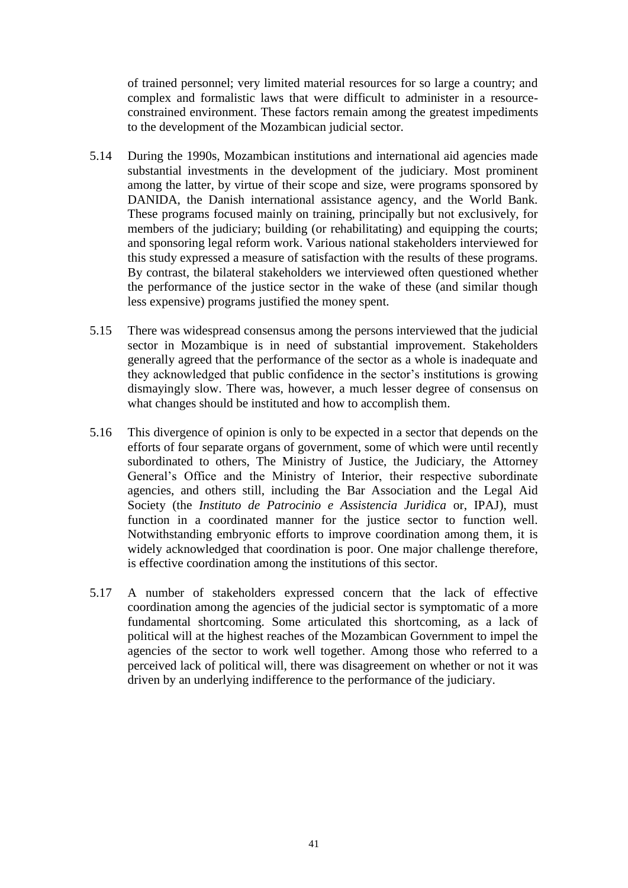of trained personnel; very limited material resources for so large a country; and complex and formalistic laws that were difficult to administer in a resource-constrained environment. These factors remain among the greatest impediments to the development of the Mozambican judicial sector.

5.14 During the 1990s, Mozambican institutions and international aid agencies made substantial investments in the development of the judiciary. Most prominent among the latter, by virtue of their scope and size, were programs sponsored by DANIDA, the Danish international assistance agency, and the World Bank. These programs focused mainly on training, principally but not exclusively, for members of the judiciary; building (or rehabilitating) and equipping the courts; and sponsoring legal reform work. Various national stakeholders interviewed for this study expressed a measure of satisfaction with the results of these programs. By contrast, the bilateral stakeholders we interviewed often questioned whether the performance of the justice sector in the wake of these (and similar though less expensive) programs justified the money spent.

5.15 There was widespread consensus among the persons interviewed that the judicial sector in Mozambique is in need of substantial improvement. Stakeholders generally agreed that the performance of the sector as a whole is inadequate and they acknowledged that public confidence in the sector's institutions is growing dismayingly slow. There was, however, a much lesser degree of consensus on what changes should be instituted and how to accomplish them.

5.16 This divergence of opinion is only to be expected in a sector that depends on the efforts of four separate organs of government, some of which were until recently subordinated to others, The Ministry of Justice, the Judiciary, the Attorney General's Office and the Ministry of Interior, their respective subordinate agencies, and others still, including the Bar Association and the Legal Aid Society (the *Instituto de Patrocinio e Assistencia Juridica* or, IPAJ), must function in a coordinated manner for the justice sector to function well. Notwithstanding embryonic efforts to improve coordination among them, it is widely acknowledged that coordination is poor. One major challenge therefore, is effective coordination among the institutions of this sector.

5.17 A number of stakeholders expressed concern that the lack of effective coordination among the agencies of the judicial sector is symptomatic of a more fundamental shortcoming. Some articulated this shortcoming, as a lack of political will at the highest reaches of the Mozambican Government to impel the agencies of the sector to work well together. Among those who referred to a perceived lack of political will, there was disagreement on whether or not it was driven by an underlying indifference to the performance of the judiciary.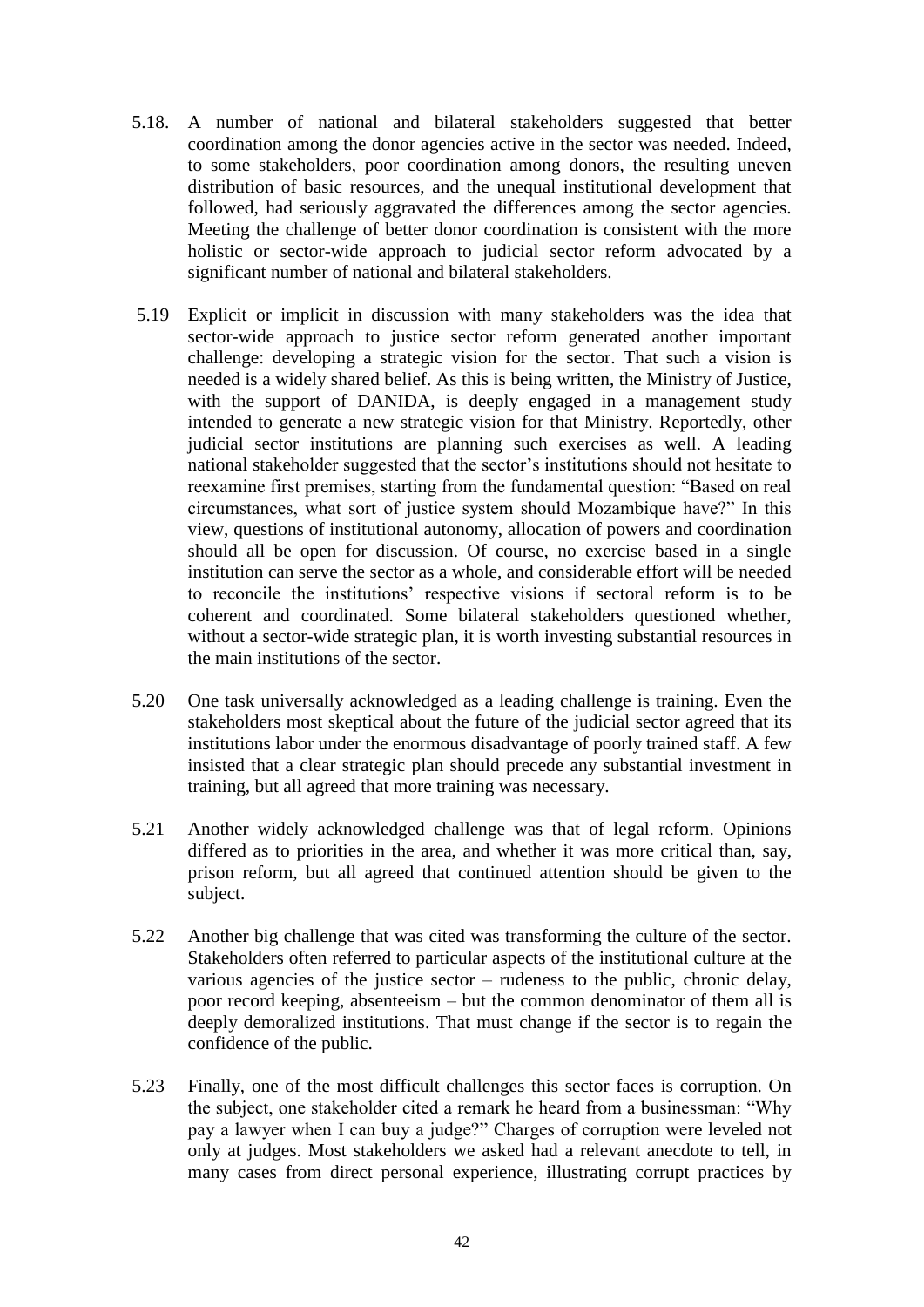5.18. A number of national and bilateral stakeholders suggested that better coordination among the donor agencies active in the sector was needed. Indeed, to some stakeholders, poor coordination among donors, the resulting uneven distribution of basic resources, and the unequal institutional development that followed, had seriously aggravated the differences among the sector agencies. Meeting the challenge of better donor coordination is consistent with the more holistic or sector-wide approach to judicial sector reform advocated by a significant number of national and bilateral stakeholders.

5.19 Explicit or implicit in discussion with many stakeholders was the idea that sector-wide approach to justice sector reform generated another important challenge: developing a strategic vision for the sector. That such a vision is needed is a widely shared belief. As this is being written, the Ministry of Justice, with the support of DANIDA, is deeply engaged in a management study intended to generate a new strategic vision for that Ministry. Reportedly, other judicial sector institutions are planning such exercises as well. A leading national stakeholder suggested that the sector's institutions should not hesitate to reexamine first premises, starting from the fundamental question: "Based on real circumstances, what sort of justice system should Mozambique have?" In this view, questions of institutional autonomy, allocation of powers and coordination should all be open for discussion. Of course, no exercise based in a single institution can serve the sector as a whole, and considerable effort will be needed to reconcile the institutions' respective visions if sectoral reform is to be coherent and coordinated. Some bilateral stakeholders questioned whether, without a sector-wide strategic plan, it is worth investing substantial resources in the main institutions of the sector.

5.20 One task universally acknowledged as a leading challenge is training. Even the stakeholders most skeptical about the future of the judicial sector agreed that its institutions labor under the enormous disadvantage of poorly trained staff. A few insisted that a clear strategic plan should precede any substantial investment in training, but all agreed that more training was necessary.

5.21 Another widely acknowledged challenge was that of legal reform. Opinions differed as to priorities in the area, and whether it was more critical than, say, prison reform, but all agreed that continued attention should be given to the subject.

5.22 Another big challenge that was cited was transforming the culture of the sector. Stakeholders often referred to particular aspects of the institutional culture at the various agencies of the justice sector – rudeness to the public, chronic delay, poor record keeping, absenteeism – but the common denominator of them all is deeply demoralized institutions. That must change if the sector is to regain the confidence of the public.

5.23 Finally, one of the most difficult challenges this sector faces is corruption. On the subject, one stakeholder cited a remark he heard from a businessman: "Why pay a lawyer when I can buy a judge?" Charges of corruption were leveled not only at judges. Most stakeholders we asked had a relevant anecdote to tell, in many cases from direct personal experience, illustrating corrupt practices by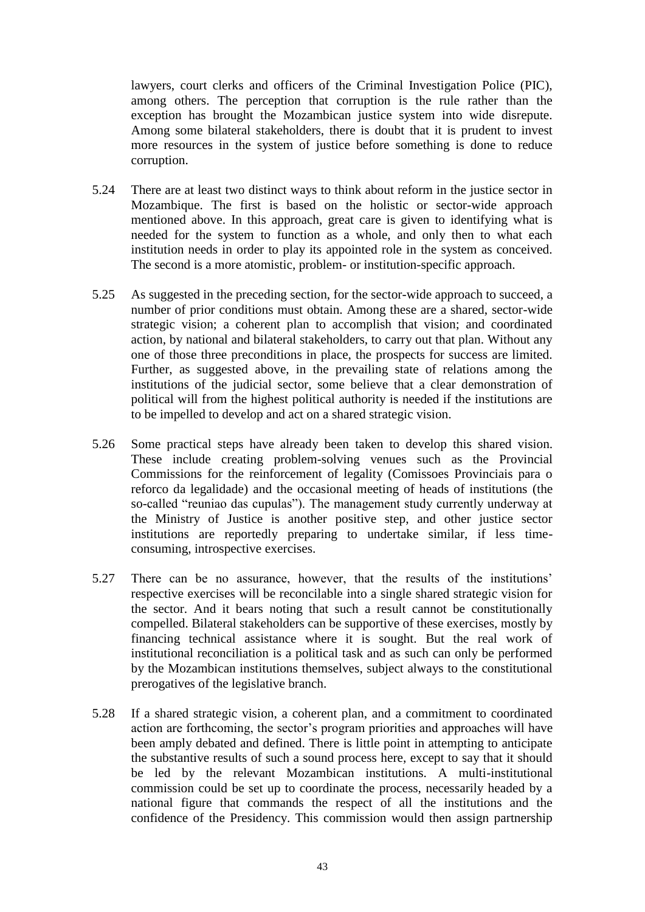lawyers, court clerks and officers of the Criminal Investigation Police (PIC), among others. The perception that corruption is the rule rather than the exception has brought the Mozambican justice system into wide disrepute. Among some bilateral stakeholders, there is doubt that it is prudent to invest more resources in the system of justice before something is done to reduce corruption.

5.24 There are at least two distinct ways to think about reform in the justice sector in Mozambique. The first is based on the holistic or sector-wide approach mentioned above. In this approach, great care is given to identifying what is needed for the system to function as a whole, and only then to what each institution needs in order to play its appointed role in the system as conceived. The second is a more atomistic, problem- or institution-specific approach.

5.25 As suggested in the preceding section, for the sector-wide approach to succeed, a number of prior conditions must obtain. Among these are a shared, sector-wide strategic vision; a coherent plan to accomplish that vision; and coordinated action, by national and bilateral stakeholders, to carry out that plan. Without any one of those three preconditions in place, the prospects for success are limited. Further, as suggested above, in the prevailing state of relations among the institutions of the judicial sector, some believe that a clear demonstration of political will from the highest political authority is needed if the institutions are to be impelled to develop and act on a shared strategic vision.

5.26 Some practical steps have already been taken to develop this shared vision. These include creating problem-solving venues such as the Provincial Commissions for the reinforcement of legality (Comissoes Provinciais para o reforco da legalidade) and the occasional meeting of heads of institutions (the so-called "reuniao das cupulas"). The management study currently underway at the Ministry of Justice is another positive step, and other justice sector institutions are reportedly preparing to undertake similar, if less time-consuming, introspective exercises.

5.27 There can be no assurance, however, that the results of the institutions' respective exercises will be reconcilable into a single shared strategic vision for the sector. And it bears noting that such a result cannot be constitutionally compelled. Bilateral stakeholders can be supportive of these exercises, mostly by financing technical assistance where it is sought. But the real work of institutional reconciliation is a political task and as such can only be performed by the Mozambican institutions themselves, subject always to the constitutional prerogatives of the legislative branch.

5.28 If a shared strategic vision, a coherent plan, and a commitment to coordinated action are forthcoming, the sector's program priorities and approaches will have been amply debated and defined. There is little point in attempting to anticipate the substantive results of such a sound process here, except to say that it should be led by the relevant Mozambican institutions. A multi-institutional commission could be set up to coordinate the process, necessarily headed by a national figure that commands the respect of all the institutions and the confidence of the Presidency. This commission would then assign partnership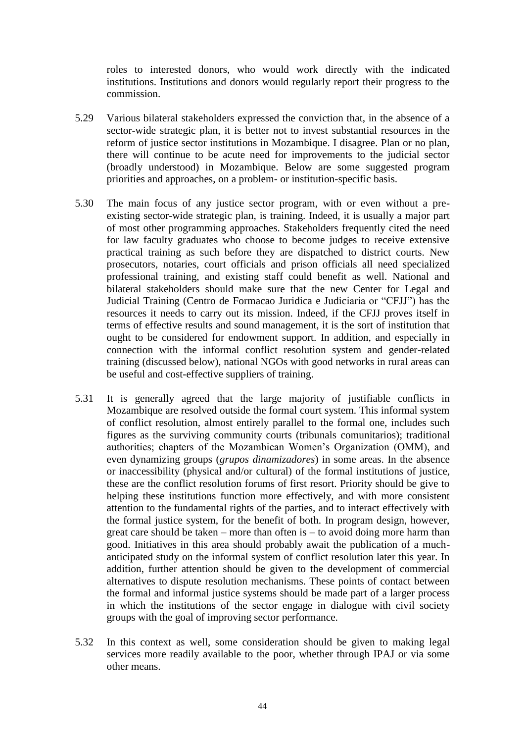roles to interested donors, who would work directly with the indicated institutions. Institutions and donors would regularly report their progress to the commission.

5.29 Various bilateral stakeholders expressed the conviction that, in the absence of a sector-wide strategic plan, it is better not to invest substantial resources in the reform of justice sector institutions in Mozambique. I disagree. Plan or no plan, there will continue to be acute need for improvements to the judicial sector (broadly understood) in Mozambique. Below are some suggested program priorities and approaches, on a problem- or institution-specific basis.

5.30 The main focus of any justice sector program, with or even without a pre-existing sector-wide strategic plan, is training. Indeed, it is usually a major part of most other programming approaches. Stakeholders frequently cited the need for law faculty graduates who choose to become judges to receive extensive practical training as such before they are dispatched to district courts. New prosecutors, notaries, court officials and prison officials all need specialized professional training, and existing staff could benefit as well. National and bilateral stakeholders should make sure that the new Center for Legal and Judicial Training (Centro de Formacao Juridica e Judiciaria or "CFJJ") has the resources it needs to carry out its mission. Indeed, if the CFJJ proves itself in terms of effective results and sound management, it is the sort of institution that ought to be considered for endowment support. In addition, and especially in connection with the informal conflict resolution system and gender-related training (discussed below), national NGOs with good networks in rural areas can be useful and cost-effective suppliers of training.

5.31 It is generally agreed that the large majority of justifiable conflicts in Mozambique are resolved outside the formal court system. This informal system of conflict resolution, almost entirely parallel to the formal one, includes such figures as the surviving community courts (tribunals comunitarios); traditional authorities; chapters of the Mozambican Women's Organization (OMM), and even dynamizing groups (*grupos dinamizadores*) in some areas. In the absence or inaccessibility (physical and/or cultural) of the formal institutions of justice, these are the conflict resolution forums of first resort. Priority should be give to helping these institutions function more effectively, and with more consistent attention to the fundamental rights of the parties, and to interact effectively with the formal justice system, for the benefit of both. In program design, however, great care should be taken – more than often is – to avoid doing more harm than good. Initiatives in this area should probably await the publication of a much-anticipated study on the informal system of conflict resolution later this year. In addition, further attention should be given to the development of commercial alternatives to dispute resolution mechanisms. These points of contact between the formal and informal justice systems should be made part of a larger process in which the institutions of the sector engage in dialogue with civil society groups with the goal of improving sector performance.

5.32 In this context as well, some consideration should be given to making legal services more readily available to the poor, whether through IPAJ or via some other means.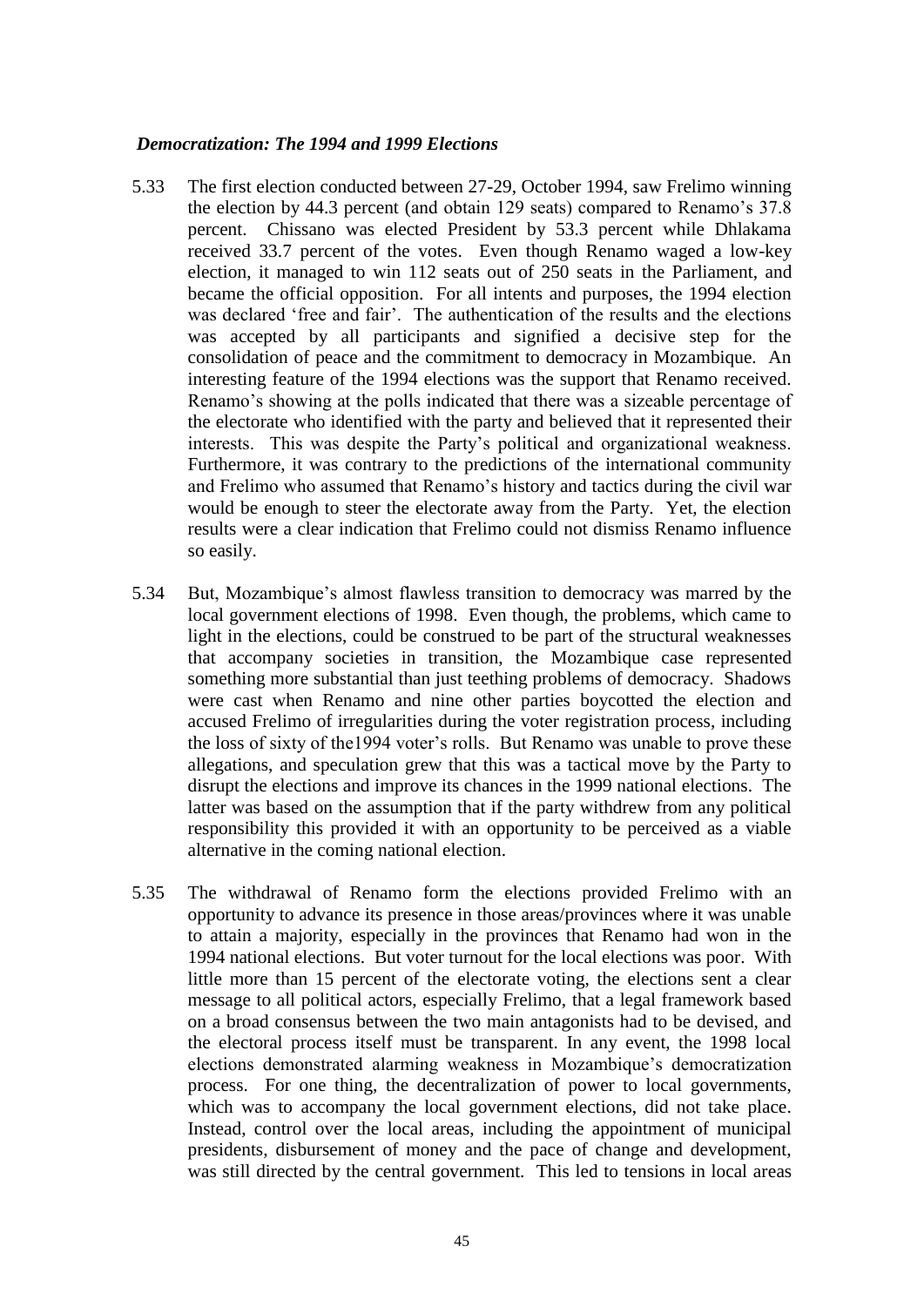*Democratization: The 1994 and 1999 Elections*

5.33 The first election conducted between 27-29, October 1994, saw Frelimo winning the election by 44.3 percent (and obtain 129 seats) compared to Renamo's 37.8 percent. Chissano was elected President by 53.3 percent while Dhlakama received 33.7 percent of the votes. Even though Renamo waged a low-key election, it managed to win 112 seats out of 250 seats in the Parliament, and became the official opposition. For all intents and purposes, the 1994 election was declared 'free and fair'. The authentication of the results and the elections was accepted by all participants and signified a decisive step for the consolidation of peace and the commitment to democracy in Mozambique. An interesting feature of the 1994 elections was the support that Renamo received. Renamo's showing at the polls indicated that there was a sizeable percentage of the electorate who identified with the party and believed that it represented their interests. This was despite the Party's political and organizational weakness. Furthermore, it was contrary to the predictions of the international community and Frelimo who assumed that Renamo's history and tactics during the civil war would be enough to steer the electorate away from the Party. Yet, the election results were a clear indication that Frelimo could not dismiss Renamo influence so easily.

5.34 But, Mozambique's almost flawless transition to democracy was marred by the local government elections of 1998. Even though, the problems, which came to light in the elections, could be construed to be part of the structural weaknesses that accompany societies in transition, the Mozambique case represented something more substantial than just teething problems of democracy. Shadows were cast when Renamo and nine other parties boycotted the election and accused Frelimo of irregularities during the voter registration process, including the loss of sixty of the1994 voter's rolls. But Renamo was unable to prove these allegations, and speculation grew that this was a tactical move by the Party to disrupt the elections and improve its chances in the 1999 national elections. The latter was based on the assumption that if the party withdrew from any political responsibility this provided it with an opportunity to be perceived as a viable alternative in the coming national election.

5.35 The withdrawal of Renamo form the elections provided Frelimo with an opportunity to advance its presence in those areas/provinces where it was unable to attain a majority, especially in the provinces that Renamo had won in the 1994 national elections. But voter turnout for the local elections was poor. With little more than 15 percent of the electorate voting, the elections sent a clear message to all political actors, especially Frelimo, that a legal framework based on a broad consensus between the two main antagonists had to be devised, and the electoral process itself must be transparent. In any event, the 1998 local elections demonstrated alarming weakness in Mozambique's democratization process. For one thing, the decentralization of power to local governments, which was to accompany the local government elections, did not take place. Instead, control over the local areas, including the appointment of municipal presidents, disbursement of money and the pace of change and development, was still directed by the central government. This led to tensions in local areas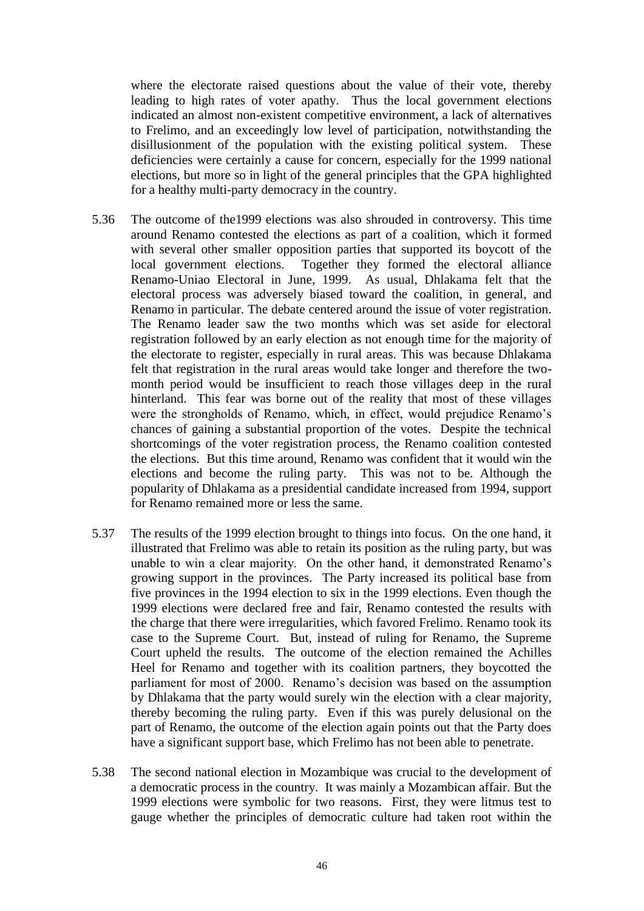where the electorate raised questions about the value of their vote, thereby leading to high rates of voter apathy. Thus the local government elections indicated an almost non-existent competitive environment, a lack of alternatives to Frelimo, and an exceedingly low level of participation, notwithstanding the disillusionment of the population with the existing political system. These deficiencies were certainly a cause for concern, especially for the 1999 national elections, but more so in light of the general principles that the GPA highlighted for a healthy multi-party democracy in the country.

5.36 The outcome of the1999 elections was also shrouded in controversy. This time around Renamo contested the elections as part of a coalition, which it formed with several other smaller opposition parties that supported its boycott of the local government elections. Together they formed the electoral alliance Renamo-Uniao Electoral in June, 1999. As usual, Dhlakama felt that the electoral process was adversely biased toward the coalition, in general, and Renamo in particular. The debate centered around the issue of voter registration. The Renamo leader saw the two months which was set aside for electoral registration followed by an early election as not enough time for the majority of the electorate to register, especially in rural areas. This was because Dhlakama felt that registration in the rural areas would take longer and therefore the two-month period would be insufficient to reach those villages deep in the rural hinterland. This fear was borne out of the reality that most of these villages were the strongholds of Renamo, which, in effect, would prejudice Renamo's chances of gaining a substantial proportion of the votes. Despite the technical shortcomings of the voter registration process, the Renamo coalition contested the elections. But this time around, Renamo was confident that it would win the elections and become the ruling party. This was not to be. Although the popularity of Dhlakama as a presidential candidate increased from 1994, support for Renamo remained more or less the same.

5.37 The results of the 1999 election brought to things into focus. On the one hand, it illustrated that Frelimo was able to retain its position as the ruling party, but was unable to win a clear majority. On the other hand, it demonstrated Renamo's growing support in the provinces. The Party increased its political base from five provinces in the 1994 election to six in the 1999 elections. Even though the 1999 elections were declared free and fair, Renamo contested the results with the charge that there were irregularities, which favored Frelimo. Renamo took its case to the Supreme Court. But, instead of ruling for Renamo, the Supreme Court upheld the results. The outcome of the election remained the Achilles Heel for Renamo and together with its coalition partners, they boycotted the parliament for most of 2000. Renamo's decision was based on the assumption by Dhlakama that the party would surely win the election with a clear majority, thereby becoming the ruling party. Even if this was purely delusional on the part of Renamo, the outcome of the election again points out that the Party does have a significant support base, which Frelimo has not been able to penetrate.

5.38 The second national election in Mozambique was crucial to the development of a democratic process in the country. It was mainly a Mozambican affair. But the 1999 elections were symbolic for two reasons. First, they were litmus test to gauge whether the principles of democratic culture had taken root within the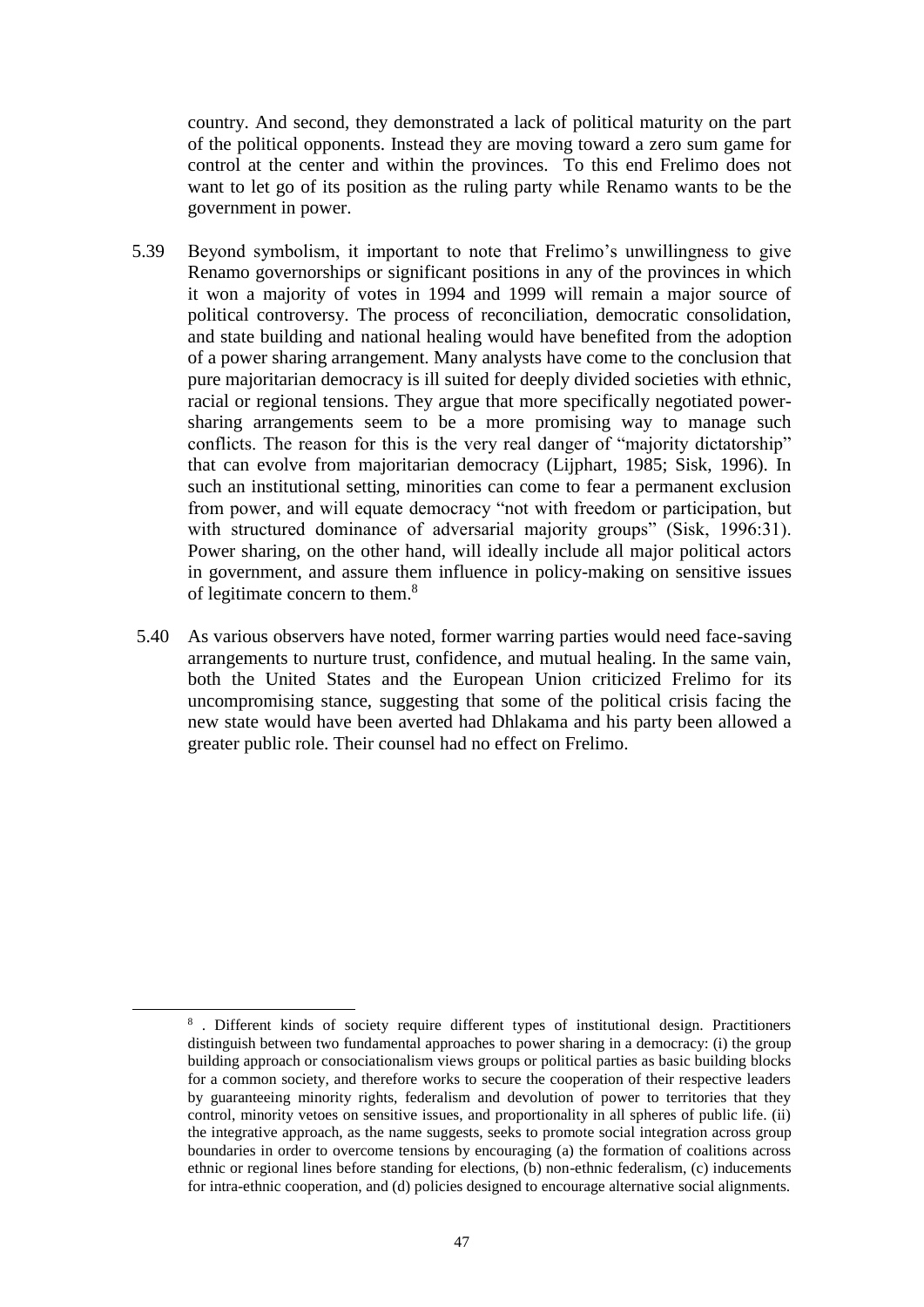country. And second, they demonstrated a lack of political maturity on the part of the political opponents. Instead they are moving toward a zero sum game for control at the center and within the provinces. To this end Frelimo does not want to let go of its position as the ruling party while Renamo wants to be the government in power.

5.39 Beyond symbolism, it important to note that Frelimo's unwillingness to give Renamo governorships or significant positions in any of the provinces in which it won a majority of votes in 1994 and 1999 will remain a major source of political controversy. The process of reconciliation, democratic consolidation, and state building and national healing would have benefited from the adoption of a power sharing arrangement. Many analysts have come to the conclusion that pure majoritarian democracy is ill suited for deeply divided societies with ethnic, racial or regional tensions. They argue that more specifically negotiated power-sharing arrangements seem to be a more promising way to manage such conflicts. The reason for this is the very real danger of "majority dictatorship" that can evolve from majoritarian democracy (Lijphart, 1985; Sisk, 1996). In such an institutional setting, minorities can come to fear a permanent exclusion from power, and will equate democracy "not with freedom or participation, but with structured dominance of adversarial majority groups" (Sisk, 1996:31). Power sharing, on the other hand, will ideally include all major political actors in government, and assure them influence in policy-making on sensitive issues of legitimate concern to them.[8]

5.40 As various observers have noted, former warring parties would need face-saving arrangements to nurture trust, confidence, and mutual healing. In the same vain, both the United States and the European Union criticized Frelimo for its uncompromising stance, suggesting that some of the political crisis facing the new state would have been averted had Dhlakama and his party been allowed a greater public role. Their counsel had no effect on Frelimo.

---

[8] . Different kinds of society require different types of institutional design. Practitioners distinguish between two fundamental approaches to power sharing in a democracy: (i) the group building approach or consociationalism views groups or political parties as basic building blocks for a common society, and therefore works to secure the cooperation of their respective leaders by guaranteeing minority rights, federalism and devolution of power to territories that they control, minority vetoes on sensitive issues, and proportionality in all spheres of public life. (ii) the integrative approach, as the name suggests, seeks to promote social integration across group boundaries in order to overcome tensions by encouraging (a) the formation of coalitions across ethnic or regional lines before standing for elections, (b) non-ethnic federalism, (c) inducements for intra-ethnic cooperation, and (d) policies designed to encourage alternative social alignments.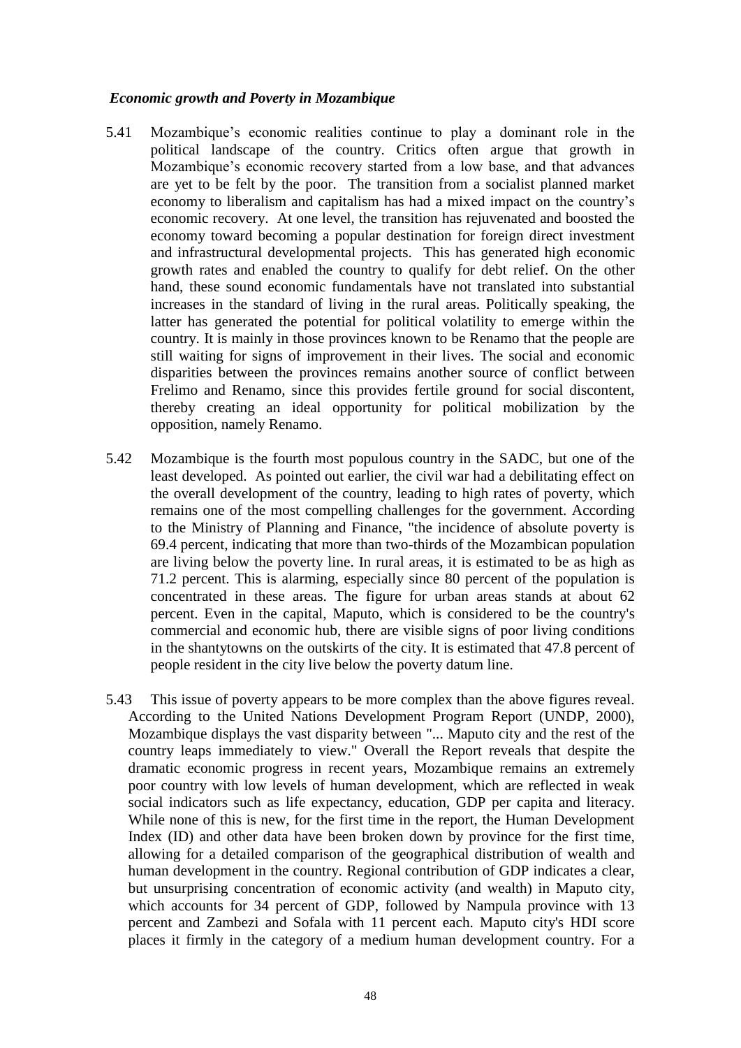***Economic growth and Poverty in Mozambique***

5.41 Mozambique's economic realities continue to play a dominant role in the political landscape of the country. Critics often argue that growth in Mozambique's economic recovery started from a low base, and that advances are yet to be felt by the poor. The transition from a socialist planned market economy to liberalism and capitalism has had a mixed impact on the country's economic recovery. At one level, the transition has rejuvenated and boosted the economy toward becoming a popular destination for foreign direct investment and infrastructural developmental projects. This has generated high economic growth rates and enabled the country to qualify for debt relief. On the other hand, these sound economic fundamentals have not translated into substantial increases in the standard of living in the rural areas. Politically speaking, the latter has generated the potential for political volatility to emerge within the country. It is mainly in those provinces known to be Renamo that the people are still waiting for signs of improvement in their lives. The social and economic disparities between the provinces remains another source of conflict between Frelimo and Renamo, since this provides fertile ground for social discontent, thereby creating an ideal opportunity for political mobilization by the opposition, namely Renamo.

5.42 Mozambique is the fourth most populous country in the SADC, but one of the least developed. As pointed out earlier, the civil war had a debilitating effect on the overall development of the country, leading to high rates of poverty, which remains one of the most compelling challenges for the government. According to the Ministry of Planning and Finance, "the incidence of absolute poverty is 69.4 percent, indicating that more than two-thirds of the Mozambican population are living below the poverty line. In rural areas, it is estimated to be as high as 71.2 percent. This is alarming, especially since 80 percent of the population is concentrated in these areas. The figure for urban areas stands at about 62 percent. Even in the capital, Maputo, which is considered to be the country's commercial and economic hub, there are visible signs of poor living conditions in the shantytowns on the outskirts of the city. It is estimated that 47.8 percent of people resident in the city live below the poverty datum line.

5.43 This issue of poverty appears to be more complex than the above figures reveal. According to the United Nations Development Program Report (UNDP, 2000), Mozambique displays the vast disparity between "... Maputo city and the rest of the country leaps immediately to view." Overall the Report reveals that despite the dramatic economic progress in recent years, Mozambique remains an extremely poor country with low levels of human development, which are reflected in weak social indicators such as life expectancy, education, GDP per capita and literacy. While none of this is new, for the first time in the report, the Human Development Index (ID) and other data have been broken down by province for the first time, allowing for a detailed comparison of the geographical distribution of wealth and human development in the country. Regional contribution of GDP indicates a clear, but unsurprising concentration of economic activity (and wealth) in Maputo city, which accounts for 34 percent of GDP, followed by Nampula province with 13 percent and Zambezi and Sofala with 11 percent each. Maputo city's HDI score places it firmly in the category of a medium human development country. For a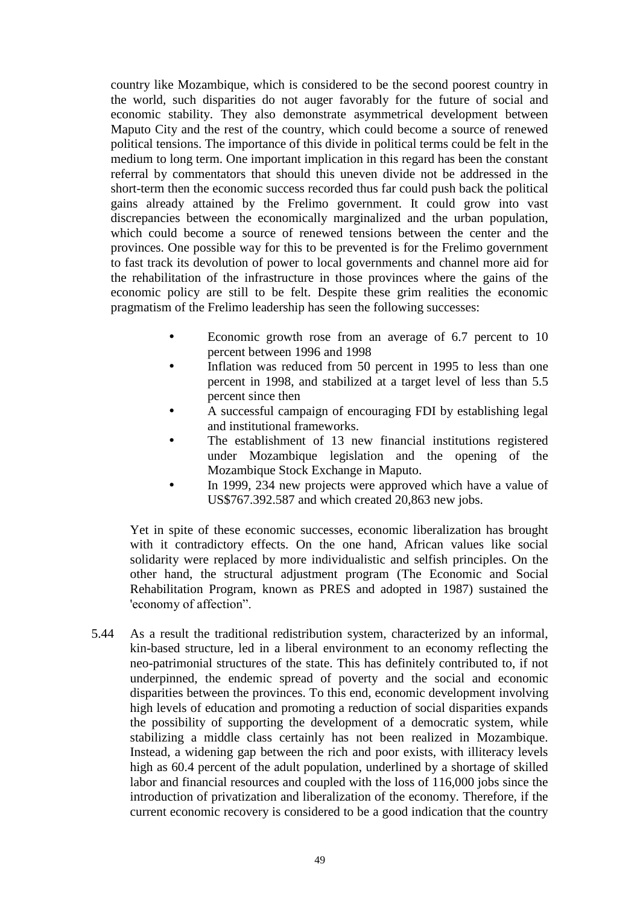country like Mozambique, which is considered to be the second poorest country in the world, such disparities do not auger favorably for the future of social and economic stability. They also demonstrate asymmetrical development between Maputo City and the rest of the country, which could become a source of renewed political tensions. The importance of this divide in political terms could be felt in the medium to long term. One important implication in this regard has been the constant referral by commentators that should this uneven divide not be addressed in the short-term then the economic success recorded thus far could push back the political gains already attained by the Frelimo government. It could grow into vast discrepancies between the economically marginalized and the urban population, which could become a source of renewed tensions between the center and the provinces. One possible way for this to be prevented is for the Frelimo government to fast track its devolution of power to local governments and channel more aid for the rehabilitation of the infrastructure in those provinces where the gains of the economic policy are still to be felt. Despite these grim realities the economic pragmatism of the Frelimo leadership has seen the following successes:

- Economic growth rose from an average of 6.7 percent to 10 percent between 1996 and 1998
- Inflation was reduced from 50 percent in 1995 to less than one percent in 1998, and stabilized at a target level of less than 5.5 percent since then
- A successful campaign of encouraging FDI by establishing legal and institutional frameworks.
- The establishment of 13 new financial institutions registered under Mozambique legislation and the opening of the Mozambique Stock Exchange in Maputo.
- In 1999, 234 new projects were approved which have a value of US$767.392.587 and which created 20,863 new jobs.

Yet in spite of these economic successes, economic liberalization has brought with it contradictory effects. On the one hand, African values like social solidarity were replaced by more individualistic and selfish principles. On the other hand, the structural adjustment program (The Economic and Social Rehabilitation Program, known as PRES and adopted in 1987) sustained the 'economy of affection".

5.44 As a result the traditional redistribution system, characterized by an informal, kin-based structure, led in a liberal environment to an economy reflecting the neo-patrimonial structures of the state. This has definitely contributed to, if not underpinned, the endemic spread of poverty and the social and economic disparities between the provinces. To this end, economic development involving high levels of education and promoting a reduction of social disparities expands the possibility of supporting the development of a democratic system, while stabilizing a middle class certainly has not been realized in Mozambique. Instead, a widening gap between the rich and poor exists, with illiteracy levels high as 60.4 percent of the adult population, underlined by a shortage of skilled labor and financial resources and coupled with the loss of 116,000 jobs since the introduction of privatization and liberalization of the economy. Therefore, if the current economic recovery is considered to be a good indication that the country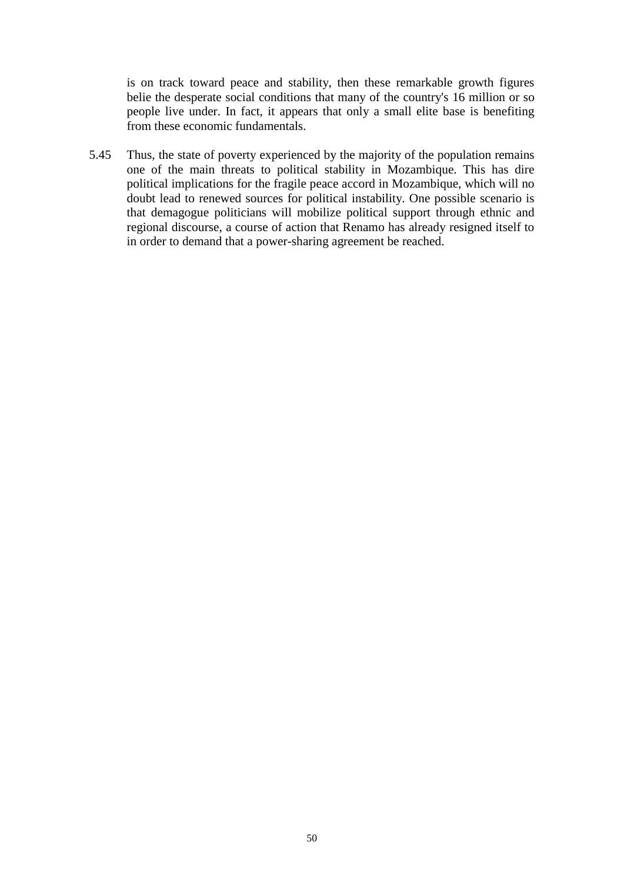is on track toward peace and stability, then these remarkable growth figures belie the desperate social conditions that many of the country's 16 million or so people live under. In fact, it appears that only a small elite base is benefiting from these economic fundamentals.

5.45 Thus, the state of poverty experienced by the majority of the population remains one of the main threats to political stability in Mozambique. This has dire political implications for the fragile peace accord in Mozambique, which will no doubt lead to renewed sources for political instability. One possible scenario is that demagogue politicians will mobilize political support through ethnic and regional discourse, a course of action that Renamo has already resigned itself to in order to demand that a power-sharing agreement be reached.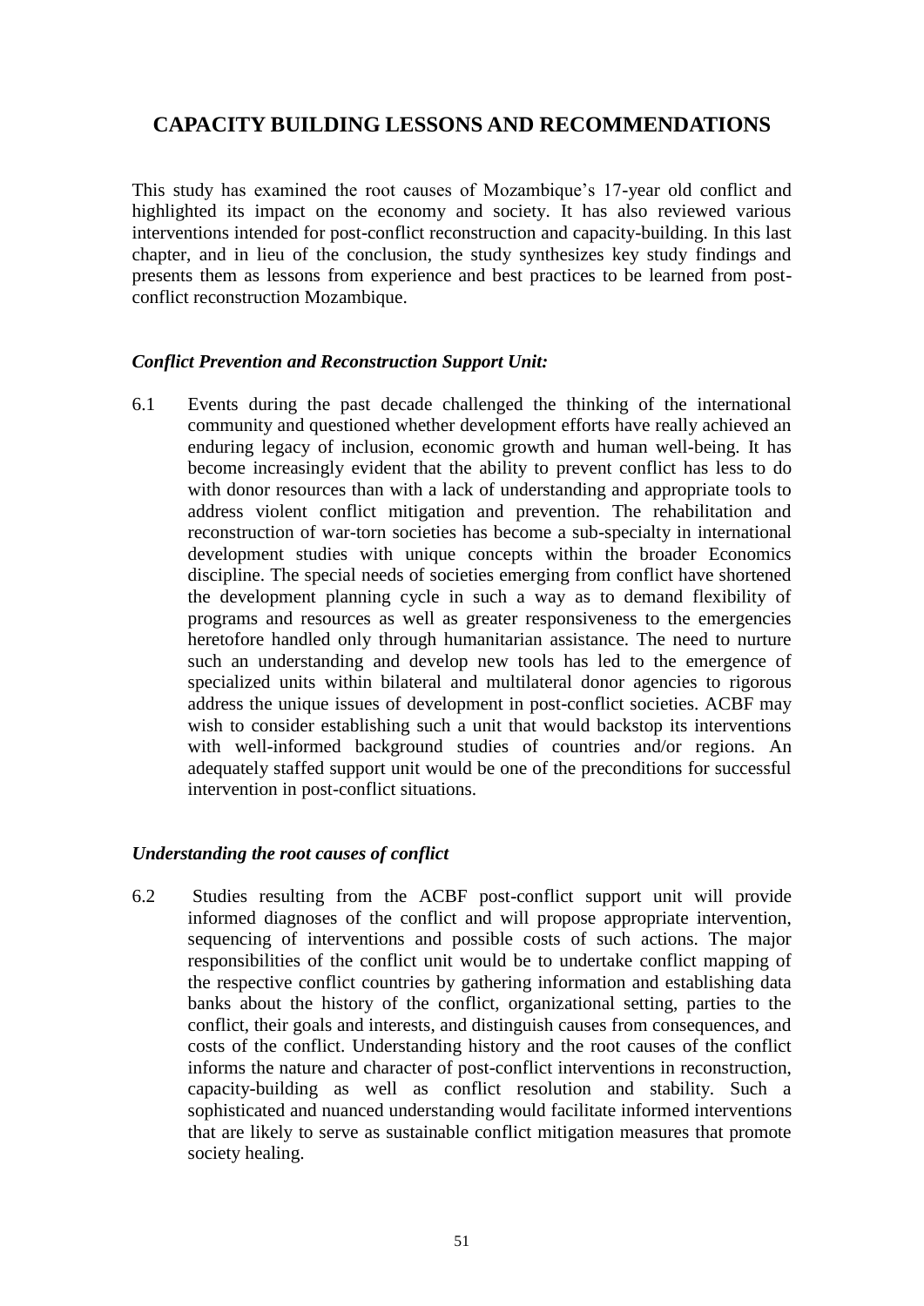## CAPACITY BUILDING LESSONS AND RECOMMENDATIONS

This study has examined the root causes of Mozambique's 17-year old conflict and highlighted its impact on the economy and society. It has also reviewed various interventions intended for post-conflict reconstruction and capacity-building. In this last chapter, and in lieu of the conclusion, the study synthesizes key study findings and presents them as lessons from experience and best practices to be learned from post-conflict reconstruction Mozambique.

### *Conflict Prevention and Reconstruction Support Unit:*

6.1 Events during the past decade challenged the thinking of the international community and questioned whether development efforts have really achieved an enduring legacy of inclusion, economic growth and human well-being. It has become increasingly evident that the ability to prevent conflict has less to do with donor resources than with a lack of understanding and appropriate tools to address violent conflict mitigation and prevention. The rehabilitation and reconstruction of war-torn societies has become a sub-specialty in international development studies with unique concepts within the broader Economics discipline. The special needs of societies emerging from conflict have shortened the development planning cycle in such a way as to demand flexibility of programs and resources as well as greater responsiveness to the emergencies heretofore handled only through humanitarian assistance. The need to nurture such an understanding and develop new tools has led to the emergence of specialized units within bilateral and multilateral donor agencies to rigorous address the unique issues of development in post-conflict societies. ACBF may wish to consider establishing such a unit that would backstop its interventions with well-informed background studies of countries and/or regions. An adequately staffed support unit would be one of the preconditions for successful intervention in post-conflict situations.

### *Understanding the root causes of conflict*

6.2 Studies resulting from the ACBF post-conflict support unit will provide informed diagnoses of the conflict and will propose appropriate intervention, sequencing of interventions and possible costs of such actions. The major responsibilities of the conflict unit would be to undertake conflict mapping of the respective conflict countries by gathering information and establishing data banks about the history of the conflict, organizational setting, parties to the conflict, their goals and interests, and distinguish causes from consequences, and costs of the conflict. Understanding history and the root causes of the conflict informs the nature and character of post-conflict interventions in reconstruction, capacity-building as well as conflict resolution and stability. Such a sophisticated and nuanced understanding would facilitate informed interventions that are likely to serve as sustainable conflict mitigation measures that promote society healing.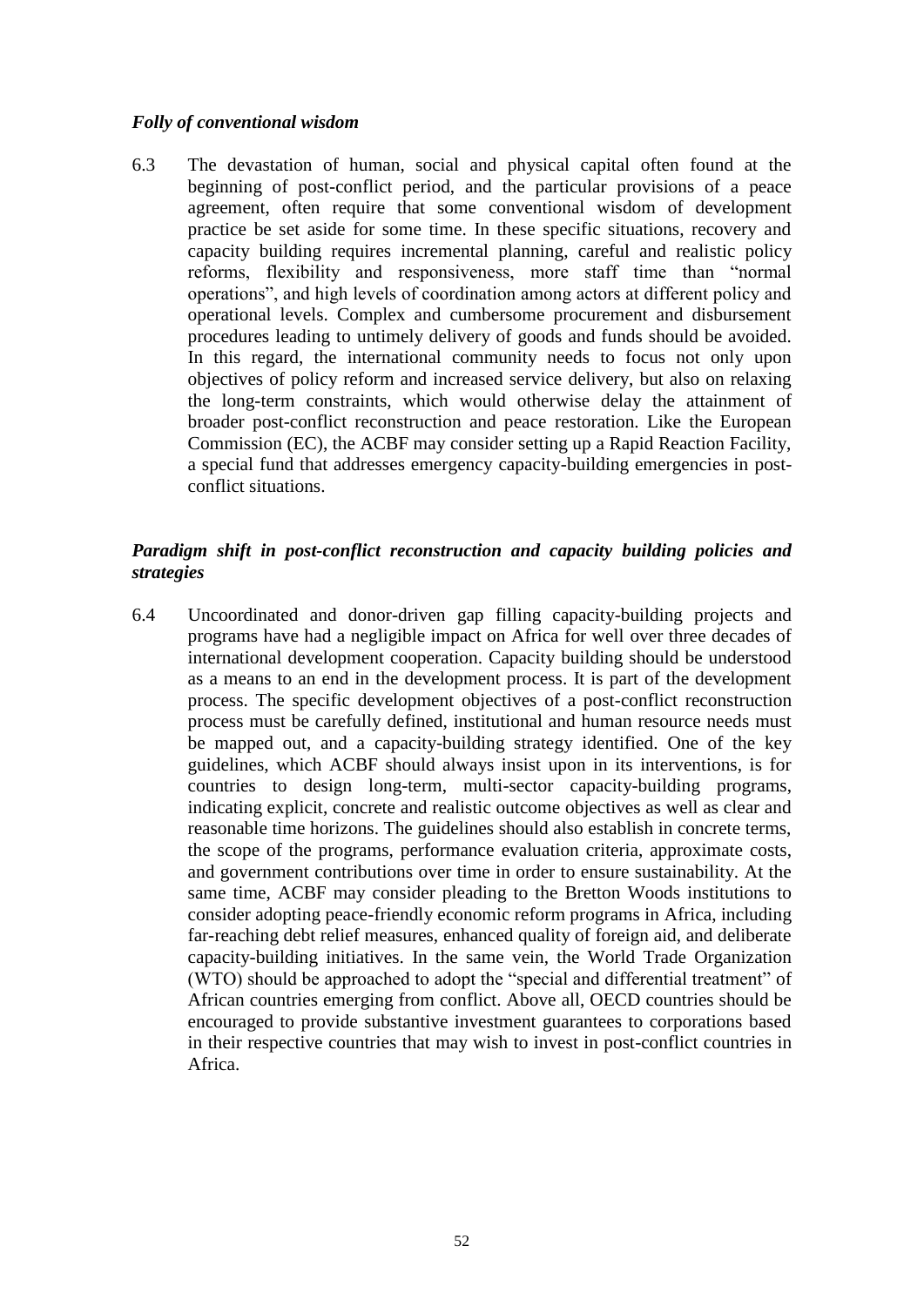### *Folly of conventional wisdom*

6.3 The devastation of human, social and physical capital often found at the beginning of post-conflict period, and the particular provisions of a peace agreement, often require that some conventional wisdom of development practice be set aside for some time. In these specific situations, recovery and capacity building requires incremental planning, careful and realistic policy reforms, flexibility and responsiveness, more staff time than "normal operations", and high levels of coordination among actors at different policy and operational levels. Complex and cumbersome procurement and disbursement procedures leading to untimely delivery of goods and funds should be avoided. In this regard, the international community needs to focus not only upon objectives of policy reform and increased service delivery, but also on relaxing the long-term constraints, which would otherwise delay the attainment of broader post-conflict reconstruction and peace restoration. Like the European Commission (EC), the ACBF may consider setting up a Rapid Reaction Facility, a special fund that addresses emergency capacity-building emergencies in post-conflict situations.

### *Paradigm shift in post-conflict reconstruction and capacity building policies and strategies*

6.4 Uncoordinated and donor-driven gap filling capacity-building projects and programs have had a negligible impact on Africa for well over three decades of international development cooperation. Capacity building should be understood as a means to an end in the development process. It is part of the development process. The specific development objectives of a post-conflict reconstruction process must be carefully defined, institutional and human resource needs must be mapped out, and a capacity-building strategy identified. One of the key guidelines, which ACBF should always insist upon in its interventions, is for countries to design long-term, multi-sector capacity-building programs, indicating explicit, concrete and realistic outcome objectives as well as clear and reasonable time horizons. The guidelines should also establish in concrete terms, the scope of the programs, performance evaluation criteria, approximate costs, and government contributions over time in order to ensure sustainability. At the same time, ACBF may consider pleading to the Bretton Woods institutions to consider adopting peace-friendly economic reform programs in Africa, including far-reaching debt relief measures, enhanced quality of foreign aid, and deliberate capacity-building initiatives. In the same vein, the World Trade Organization (WTO) should be approached to adopt the "special and differential treatment" of African countries emerging from conflict. Above all, OECD countries should be encouraged to provide substantive investment guarantees to corporations based in their respective countries that may wish to invest in post-conflict countries in Africa.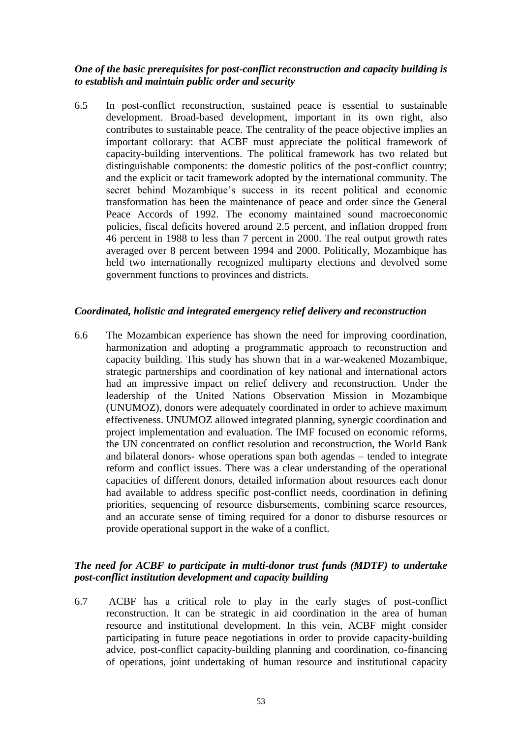***One of the basic prerequisites for post-conflict reconstruction and capacity building is to establish and maintain public order and security***

6.5 In post-conflict reconstruction, sustained peace is essential to sustainable development. Broad-based development, important in its own right, also contributes to sustainable peace. The centrality of the peace objective implies an important collorary: that ACBF must appreciate the political framework of capacity-building interventions. The political framework has two related but distinguishable components: the domestic politics of the post-conflict country; and the explicit or tacit framework adopted by the international community. The secret behind Mozambique's success in its recent political and economic transformation has been the maintenance of peace and order since the General Peace Accords of 1992. The economy maintained sound macroeconomic policies, fiscal deficits hovered around 2.5 percent, and inflation dropped from 46 percent in 1988 to less than 7 percent in 2000. The real output growth rates averaged over 8 percent between 1994 and 2000. Politically, Mozambique has held two internationally recognized multiparty elections and devolved some government functions to provinces and districts.

***Coordinated, holistic and integrated emergency relief delivery and reconstruction***

6.6 The Mozambican experience has shown the need for improving coordination, harmonization and adopting a programmatic approach to reconstruction and capacity building. This study has shown that in a war-weakened Mozambique, strategic partnerships and coordination of key national and international actors had an impressive impact on relief delivery and reconstruction. Under the leadership of the United Nations Observation Mission in Mozambique (UNUMOZ), donors were adequately coordinated in order to achieve maximum effectiveness. UNUMOZ allowed integrated planning, synergic coordination and project implementation and evaluation. The IMF focused on economic reforms, the UN concentrated on conflict resolution and reconstruction, the World Bank and bilateral donors- whose operations span both agendas – tended to integrate reform and conflict issues. There was a clear understanding of the operational capacities of different donors, detailed information about resources each donor had available to address specific post-conflict needs, coordination in defining priorities, sequencing of resource disbursements, combining scarce resources, and an accurate sense of timing required for a donor to disburse resources or provide operational support in the wake of a conflict.

***The need for ACBF to participate in multi-donor trust funds (MDTF) to undertake post-conflict institution development and capacity building***

6.7 ACBF has a critical role to play in the early stages of post-conflict reconstruction. It can be strategic in aid coordination in the area of human resource and institutional development. In this vein, ACBF might consider participating in future peace negotiations in order to provide capacity-building advice, post-conflict capacity-building planning and coordination, co-financing of operations, joint undertaking of human resource and institutional capacity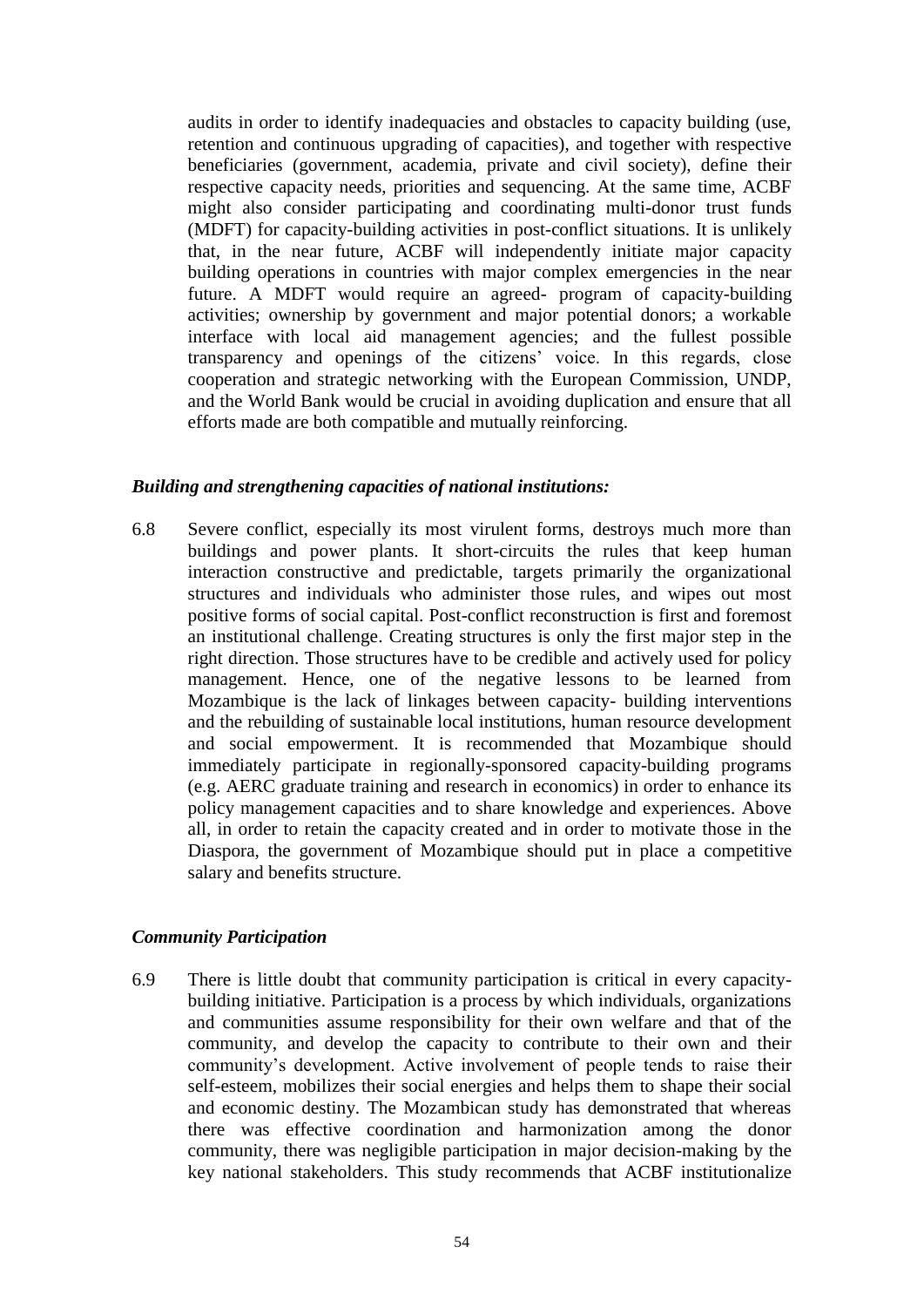audits in order to identify inadequacies and obstacles to capacity building (use, retention and continuous upgrading of capacities), and together with respective beneficiaries (government, academia, private and civil society), define their respective capacity needs, priorities and sequencing. At the same time, ACBF might also consider participating and coordinating multi-donor trust funds (MDFT) for capacity-building activities in post-conflict situations. It is unlikely that, in the near future, ACBF will independently initiate major capacity building operations in countries with major complex emergencies in the near future. A MDFT would require an agreed- program of capacity-building activities; ownership by government and major potential donors; a workable interface with local aid management agencies; and the fullest possible transparency and openings of the citizens' voice. In this regards, close cooperation and strategic networking with the European Commission, UNDP, and the World Bank would be crucial in avoiding duplication and ensure that all efforts made are both compatible and mutually reinforcing.

***Building and strengthening capacities of national institutions:***

6.8 Severe conflict, especially its most virulent forms, destroys much more than buildings and power plants. It short-circuits the rules that keep human interaction constructive and predictable, targets primarily the organizational structures and individuals who administer those rules, and wipes out most positive forms of social capital. Post-conflict reconstruction is first and foremost an institutional challenge. Creating structures is only the first major step in the right direction. Those structures have to be credible and actively used for policy management. Hence, one of the negative lessons to be learned from Mozambique is the lack of linkages between capacity- building interventions and the rebuilding of sustainable local institutions, human resource development and social empowerment. It is recommended that Mozambique should immediately participate in regionally-sponsored capacity-building programs (e.g. AERC graduate training and research in economics) in order to enhance its policy management capacities and to share knowledge and experiences. Above all, in order to retain the capacity created and in order to motivate those in the Diaspora, the government of Mozambique should put in place a competitive salary and benefits structure.

***Community Participation***

6.9 There is little doubt that community participation is critical in every capacity-building initiative. Participation is a process by which individuals, organizations and communities assume responsibility for their own welfare and that of the community, and develop the capacity to contribute to their own and their community's development. Active involvement of people tends to raise their self-esteem, mobilizes their social energies and helps them to shape their social and economic destiny. The Mozambican study has demonstrated that whereas there was effective coordination and harmonization among the donor community, there was negligible participation in major decision-making by the key national stakeholders. This study recommends that ACBF institutionalize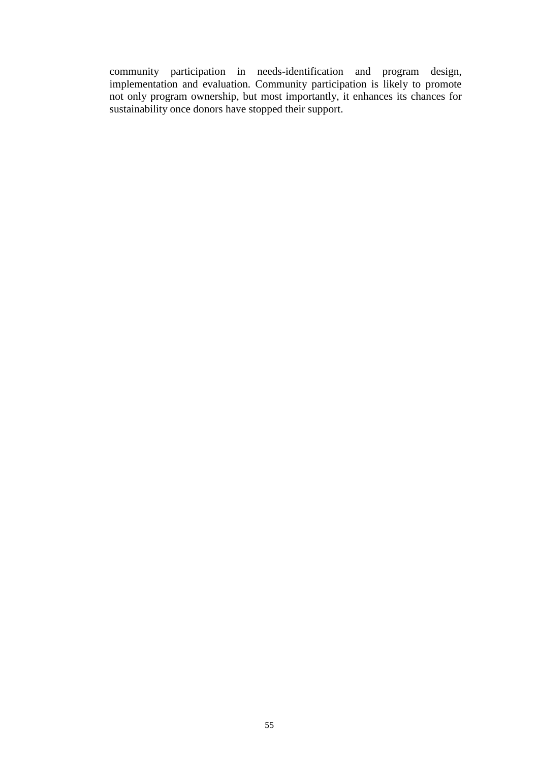community participation in needs-identification and program design, implementation and evaluation. Community participation is likely to promote not only program ownership, but most importantly, it enhances its chances for sustainability once donors have stopped their support.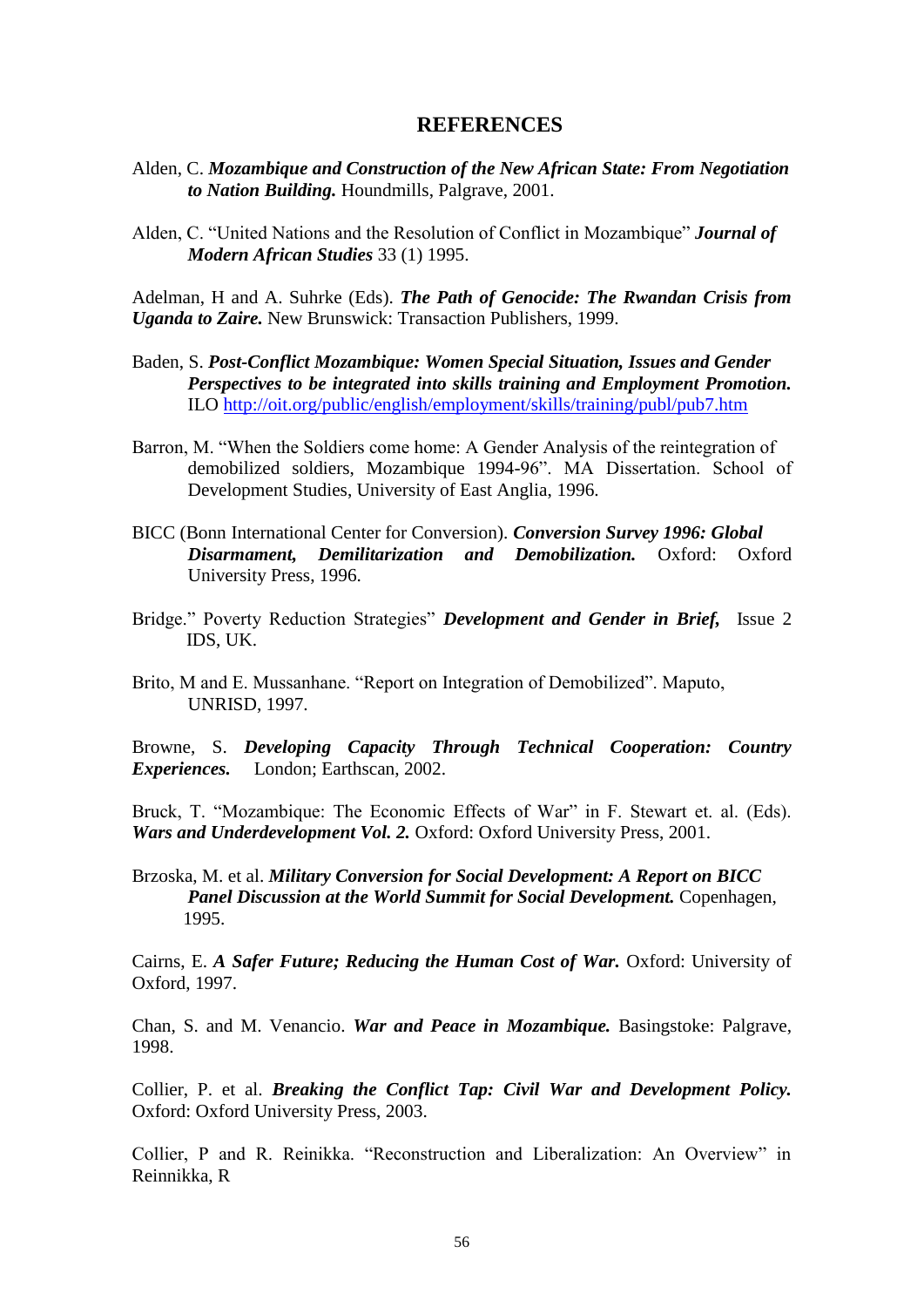# REFERENCES

Alden, C. ***Mozambique and Construction of the New African State: From Negotiation to Nation Building.*** Houndmills, Palgrave, 2001.

Alden, C. "United Nations and the Resolution of Conflict in Mozambique" ***Journal of Modern African Studies*** 33 (1) 1995.

Adelman, H and A. Suhrke (Eds). ***The Path of Genocide: The Rwandan Crisis from Uganda to Zaire.*** New Brunswick: Transaction Publishers, 1999.

Baden, S. ***Post-Conflict Mozambique: Women Special Situation, Issues and Gender Perspectives to be integrated into skills training and Employment Promotion.*** ILO http://oit.org/public/english/employment/skills/training/publ/pub7.htm

Barron, M. "When the Soldiers come home: A Gender Analysis of the reintegration of demobilized soldiers, Mozambique 1994-96". MA Dissertation. School of Development Studies, University of East Anglia, 1996.

BICC (Bonn International Center for Conversion). ***Conversion Survey 1996: Global Disarmament, Demilitarization and Demobilization.*** Oxford: Oxford University Press, 1996.

Bridge." Poverty Reduction Strategies" ***Development and Gender in Brief,*** Issue 2 IDS, UK.

Brito, M and E. Mussanhane. "Report on Integration of Demobilized". Maputo, UNRISD, 1997.

Browne, S. ***Developing Capacity Through Technical Cooperation: Country Experiences.*** London; Earthscan, 2002.

Bruck, T. "Mozambique: The Economic Effects of War" in F. Stewart et. al. (Eds). ***Wars and Underdevelopment Vol. 2.*** Oxford: Oxford University Press, 2001.

Brzoska, M. et al. ***Military Conversion for Social Development: A Report on BICC Panel Discussion at the World Summit for Social Development.*** Copenhagen, 1995.

Cairns, E. ***A Safer Future; Reducing the Human Cost of War.*** Oxford: University of Oxford, 1997.

Chan, S. and M. Venancio. ***War and Peace in Mozambique.*** Basingstoke: Palgrave, 1998.

Collier, P. et al. ***Breaking the Conflict Tap: Civil War and Development Policy.*** Oxford: Oxford University Press, 2003.

Collier, P and R. Reinikka. "Reconstruction and Liberalization: An Overview" in Reinnikka, R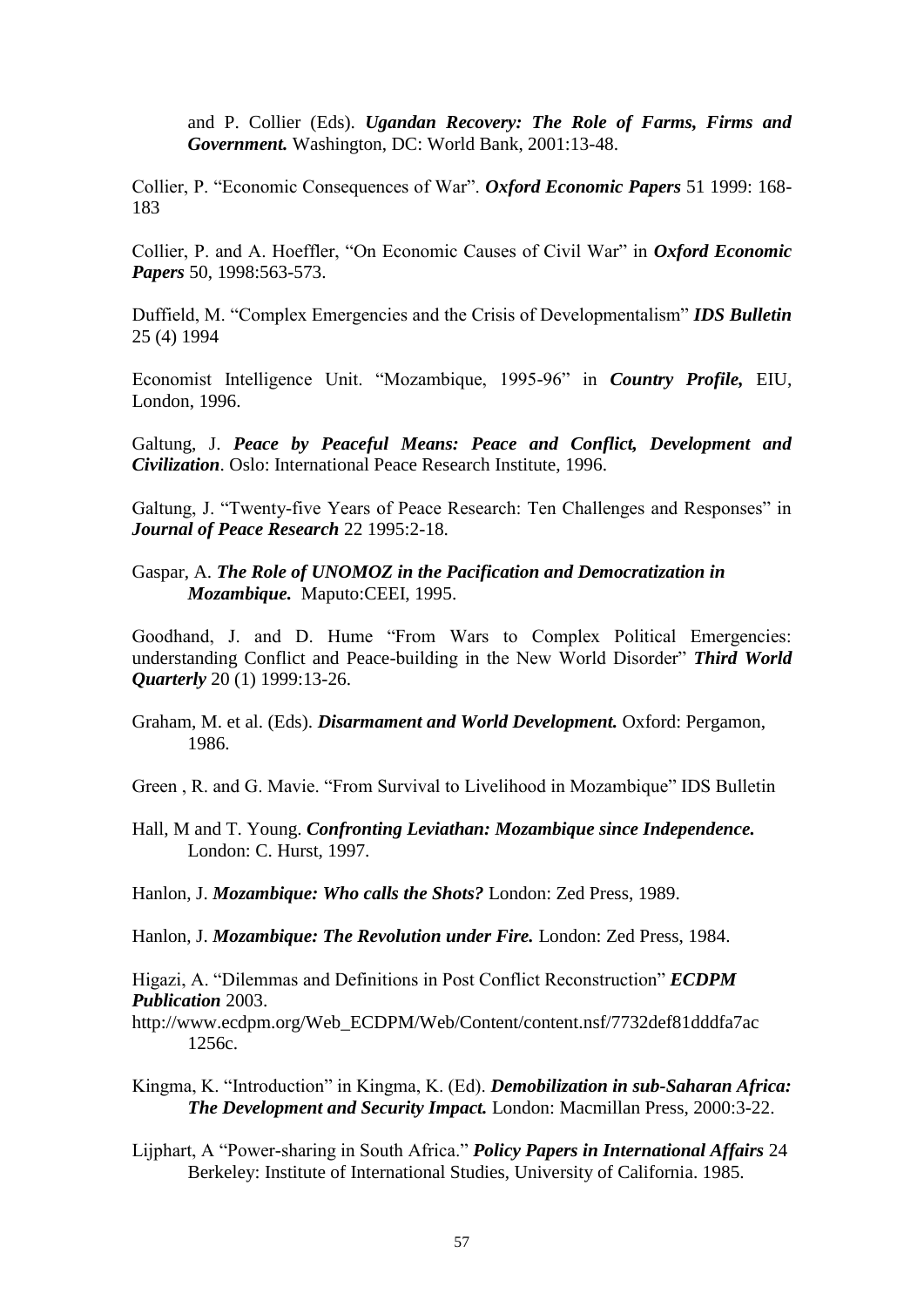and P. Collier (Eds). ***Ugandan Recovery: The Role of Farms, Firms and Government.*** Washington, DC: World Bank, 2001:13-48.

Collier, P. "Economic Consequences of War". ***Oxford Economic Papers*** 51 1999: 168-183

Collier, P. and A. Hoeffler, "On Economic Causes of Civil War" in ***Oxford Economic Papers*** 50, 1998:563-573.

Duffield, M. "Complex Emergencies and the Crisis of Developmentalism" ***IDS Bulletin*** 25 (4) 1994

Economist Intelligence Unit. "Mozambique, 1995-96" in ***Country Profile,*** EIU, London, 1996.

Galtung, J. ***Peace by Peaceful Means: Peace and Conflict, Development and Civilization***. Oslo: International Peace Research Institute, 1996.

Galtung, J. "Twenty-five Years of Peace Research: Ten Challenges and Responses" in ***Journal of Peace Research*** 22 1995:2-18.

Gaspar, A. ***The Role of UNOMOZ in the Pacification and Democratization in Mozambique.*** Maputo:CEEI, 1995.

Goodhand, J. and D. Hume "From Wars to Complex Political Emergencies: understanding Conflict and Peace-building in the New World Disorder" ***Third World Quarterly*** 20 (1) 1999:13-26.

Graham, M. et al. (Eds). ***Disarmament and World Development.*** Oxford: Pergamon, 1986.

Green , R. and G. Mavie. "From Survival to Livelihood in Mozambique" IDS Bulletin

Hall, M and T. Young. ***Confronting Leviathan: Mozambique since Independence.*** London: C. Hurst, 1997.

Hanlon, J. ***Mozambique: Who calls the Shots?*** London: Zed Press, 1989.

Hanlon, J. ***Mozambique: The Revolution under Fire.*** London: Zed Press, 1984.

Higazi, A. "Dilemmas and Definitions in Post Conflict Reconstruction" ***ECDPM Publication*** 2003.
http://www.ecdpm.org/Web_ECDPM/Web/Content/content.nsf/7732def81dddfa7ac1256c.

Kingma, K. "Introduction" in Kingma, K. (Ed). ***Demobilization in sub-Saharan Africa: The Development and Security Impact.*** London: Macmillan Press, 2000:3-22.

Lijphart, A "Power-sharing in South Africa." ***Policy Papers in International Affairs*** 24 Berkeley: Institute of International Studies, University of California. 1985.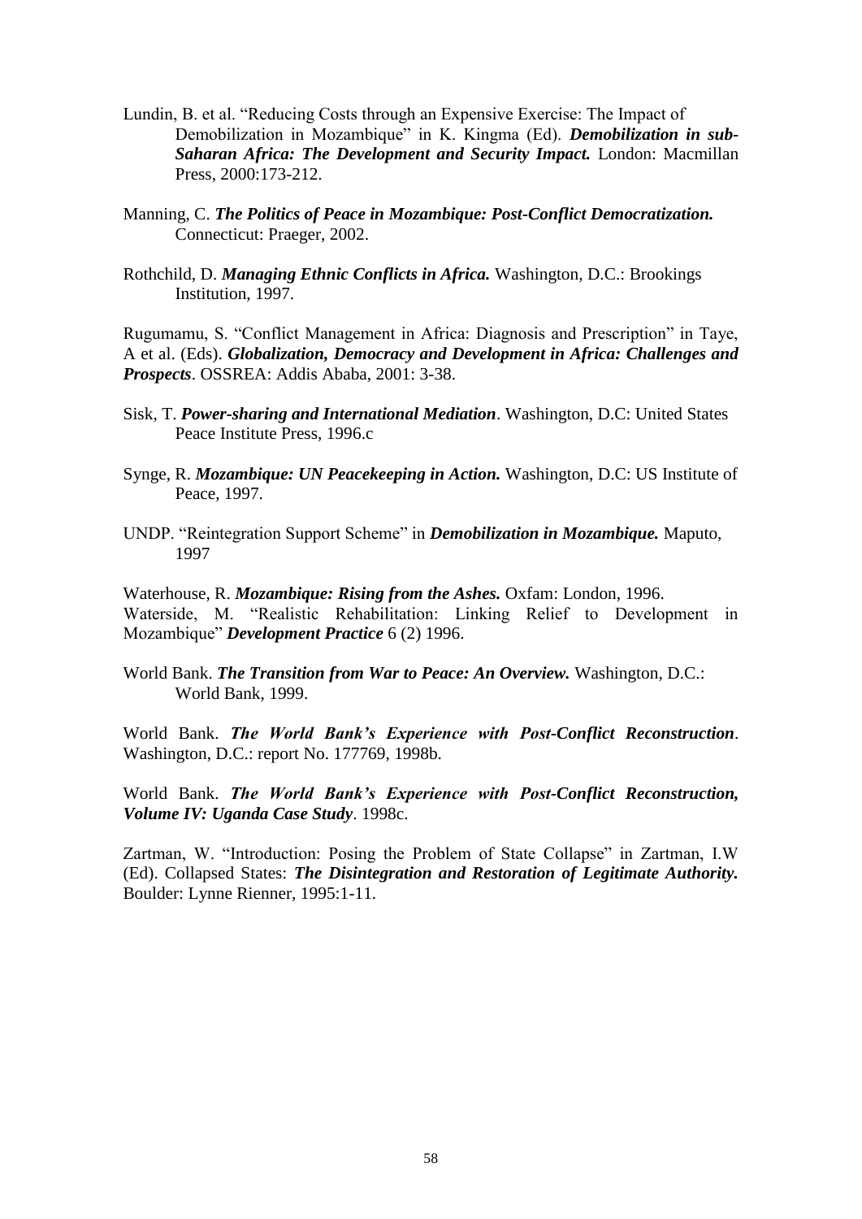Lundin, B. et al. "Reducing Costs through an Expensive Exercise: The Impact of Demobilization in Mozambique" in K. Kingma (Ed). ***Demobilization in sub-Saharan Africa: The Development and Security Impact.*** London: Macmillan Press, 2000:173-212.

Manning, C. ***The Politics of Peace in Mozambique: Post-Conflict Democratization.*** Connecticut: Praeger, 2002.

Rothchild, D. ***Managing Ethnic Conflicts in Africa.*** Washington, D.C.: Brookings Institution, 1997.

Rugumamu, S. "Conflict Management in Africa: Diagnosis and Prescription" in Taye, A et al. (Eds). ***Globalization, Democracy and Development in Africa: Challenges and Prospects***. OSSREA: Addis Ababa, 2001: 3-38.

Sisk, T. ***Power-sharing and International Mediation***. Washington, D.C: United States Peace Institute Press, 1996.c

Synge, R. ***Mozambique: UN Peacekeeping in Action.*** Washington, D.C: US Institute of Peace, 1997.

UNDP. "Reintegration Support Scheme" in ***Demobilization in Mozambique.*** Maputo, 1997

Waterhouse, R. ***Mozambique: Rising from the Ashes.*** Oxfam: London, 1996.
Waterside, M. "Realistic Rehabilitation: Linking Relief to Development in Mozambique" ***Development Practice*** 6 (2) 1996.

World Bank. ***The Transition from War to Peace: An Overview.*** Washington, D.C.: World Bank, 1999.

World Bank. ***The World Bank's Experience with Post-Conflict Reconstruction***. Washington, D.C.: report No. 177769, 1998b.

World Bank. ***The World Bank's Experience with Post-Conflict Reconstruction, Volume IV: Uganda Case Study***. 1998c.

Zartman, W. "Introduction: Posing the Problem of State Collapse" in Zartman, I.W (Ed). Collapsed States: ***The Disintegration and Restoration of Legitimate Authority.*** Boulder: Lynne Rienner, 1995:1-11.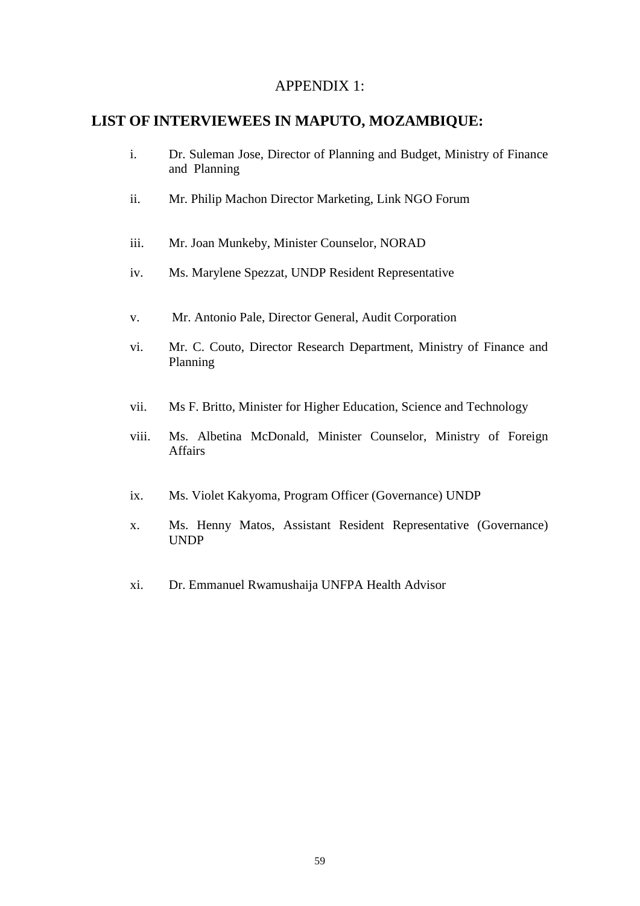APPENDIX 1:

## LIST OF INTERVIEWEES IN MAPUTO, MOZAMBIQUE:

i. Dr. Suleman Jose, Director of Planning and Budget, Ministry of Finance and Planning

ii. Mr. Philip Machon Director Marketing, Link NGO Forum

iii. Mr. Joan Munkeby, Minister Counselor, NORAD

iv. Ms. Marylene Spezzat, UNDP Resident Representative

v. Mr. Antonio Pale, Director General, Audit Corporation

vi. Mr. C. Couto, Director Research Department, Ministry of Finance and Planning

vii. Ms F. Britto, Minister for Higher Education, Science and Technology

viii. Ms. Albetina McDonald, Minister Counselor, Ministry of Foreign Affairs

ix. Ms. Violet Kakyoma, Program Officer (Governance) UNDP

x. Ms. Henny Matos, Assistant Resident Representative (Governance) UNDP

xi. Dr. Emmanuel Rwamushaija UNFPA Health Advisor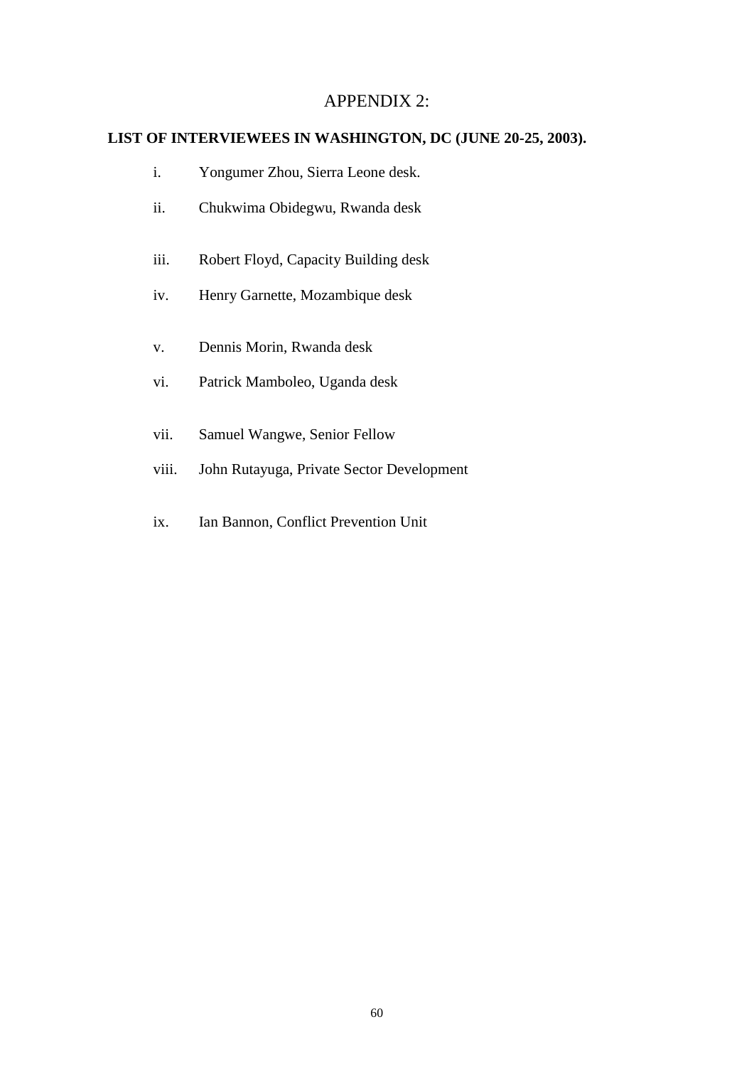# APPENDIX 2:

**LIST OF INTERVIEWEES IN WASHINGTON, DC (JUNE 20-25, 2003).**

i. Yongumer Zhou, Sierra Leone desk.

ii. Chukwima Obidegwu, Rwanda desk

iii. Robert Floyd, Capacity Building desk

iv. Henry Garnette, Mozambique desk

v. Dennis Morin, Rwanda desk

vi. Patrick Mamboleo, Uganda desk

vii. Samuel Wangwe, Senior Fellow

viii. John Rutayuga, Private Sector Development

ix. Ian Bannon, Conflict Prevention Unit